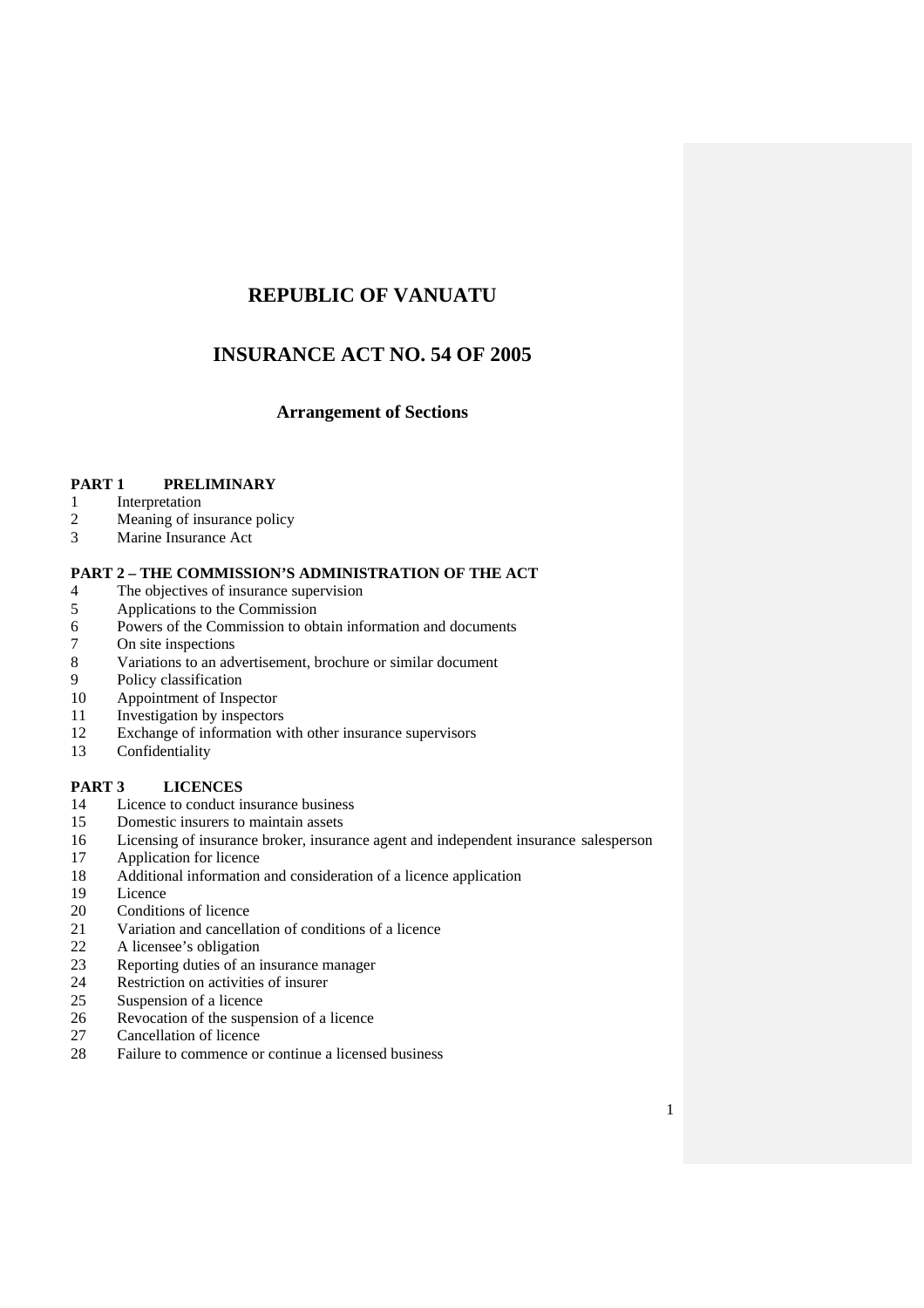# REPUBLIC OF VANUATU

# INSURANCE ACT NO. 54 OF 2005

### Arrangement of Sections

**PART 1 PRELIMINARY**

1 Interpretation
2 Meaning of insurance policy
3 Marine Insurance Act

**PART 2 – THE COMMISSION'S ADMINISTRATION OF THE ACT**

4 The objectives of insurance supervision
5 Applications to the Commission
6 Powers of the Commission to obtain information and documents
7 On site inspections
8 Variations to an advertisement, brochure or similar document
9 Policy classification
10 Appointment of Inspector
11 Investigation by inspectors
12 Exchange of information with other insurance supervisors
13 Confidentiality

**PART 3 LICENCES**

14 Licence to conduct insurance business
15 Domestic insurers to maintain assets
16 Licensing of insurance broker, insurance agent and independent insurance salesperson
17 Application for licence
18 Additional information and consideration of a licence application
19 Licence
20 Conditions of licence
21 Variation and cancellation of conditions of a licence
22 A licensee's obligation
23 Reporting duties of an insurance manager
24 Restriction on activities of insurer
25 Suspension of a licence
26 Revocation of the suspension of a licence
27 Cancellation of licence
28 Failure to commence or continue a licensed business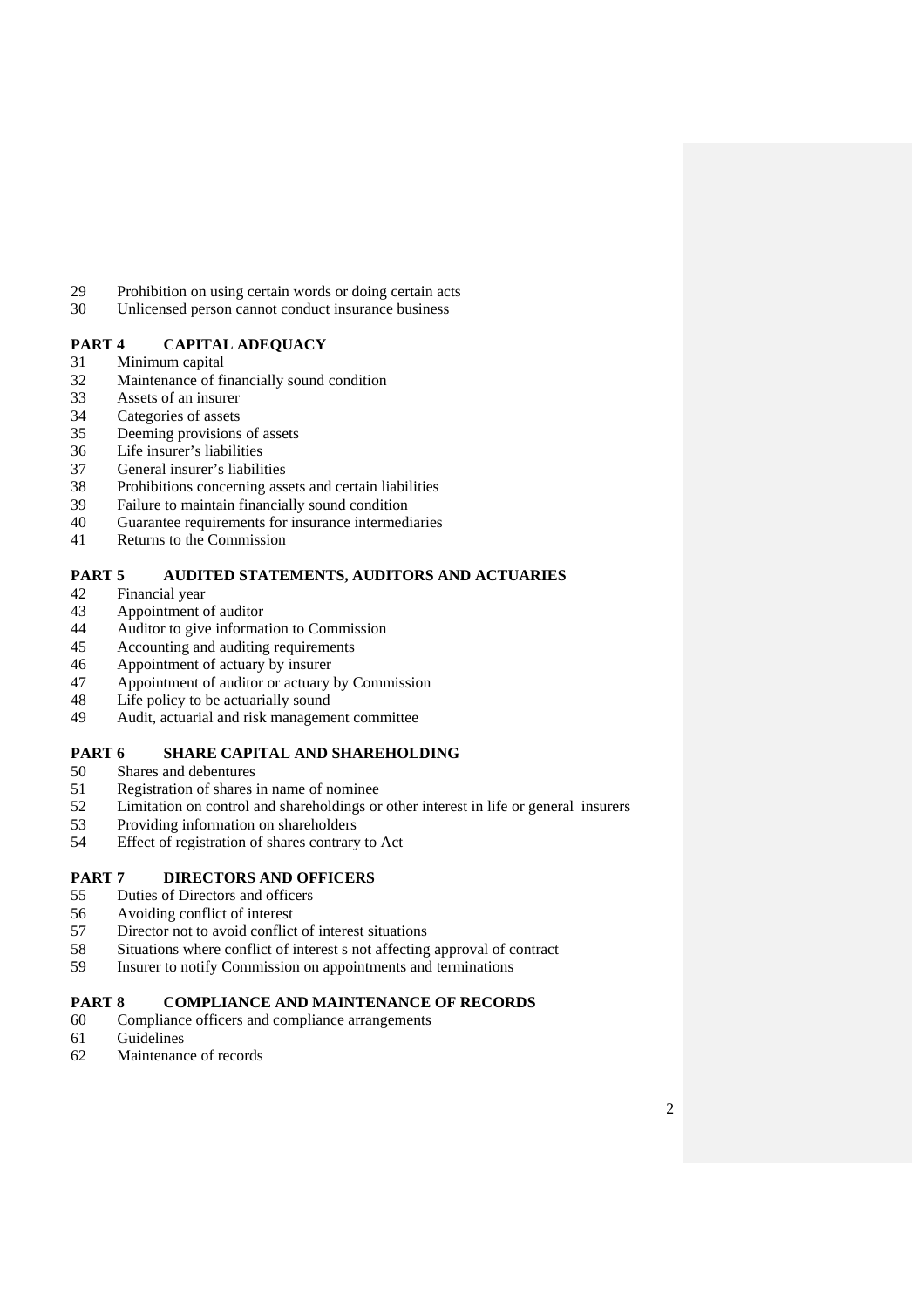29 Prohibition on using certain words or doing certain acts
30 Unlicensed person cannot conduct insurance business

**PART 4 CAPITAL ADEQUACY**

31 Minimum capital
32 Maintenance of financially sound condition
33 Assets of an insurer
34 Categories of assets
35 Deeming provisions of assets
36 Life insurer's liabilities
37 General insurer's liabilities
38 Prohibitions concerning assets and certain liabilities
39 Failure to maintain financially sound condition
40 Guarantee requirements for insurance intermediaries
41 Returns to the Commission

**PART 5 AUDITED STATEMENTS, AUDITORS AND ACTUARIES**

42 Financial year
43 Appointment of auditor
44 Auditor to give information to Commission
45 Accounting and auditing requirements
46 Appointment of actuary by insurer
47 Appointment of auditor or actuary by Commission
48 Life policy to be actuarially sound
49 Audit, actuarial and risk management committee

**PART 6 SHARE CAPITAL AND SHAREHOLDING**

50 Shares and debentures
51 Registration of shares in name of nominee
52 Limitation on control and shareholdings or other interest in life or general insurers
53 Providing information on shareholders
54 Effect of registration of shares contrary to Act

**PART 7 DIRECTORS AND OFFICERS**

55 Duties of Directors and officers
56 Avoiding conflict of interest
57 Director not to avoid conflict of interest situations
58 Situations where conflict of interest s not affecting approval of contract
59 Insurer to notify Commission on appointments and terminations

**PART 8 COMPLIANCE AND MAINTENANCE OF RECORDS**

60 Compliance officers and compliance arrangements
61 Guidelines
62 Maintenance of records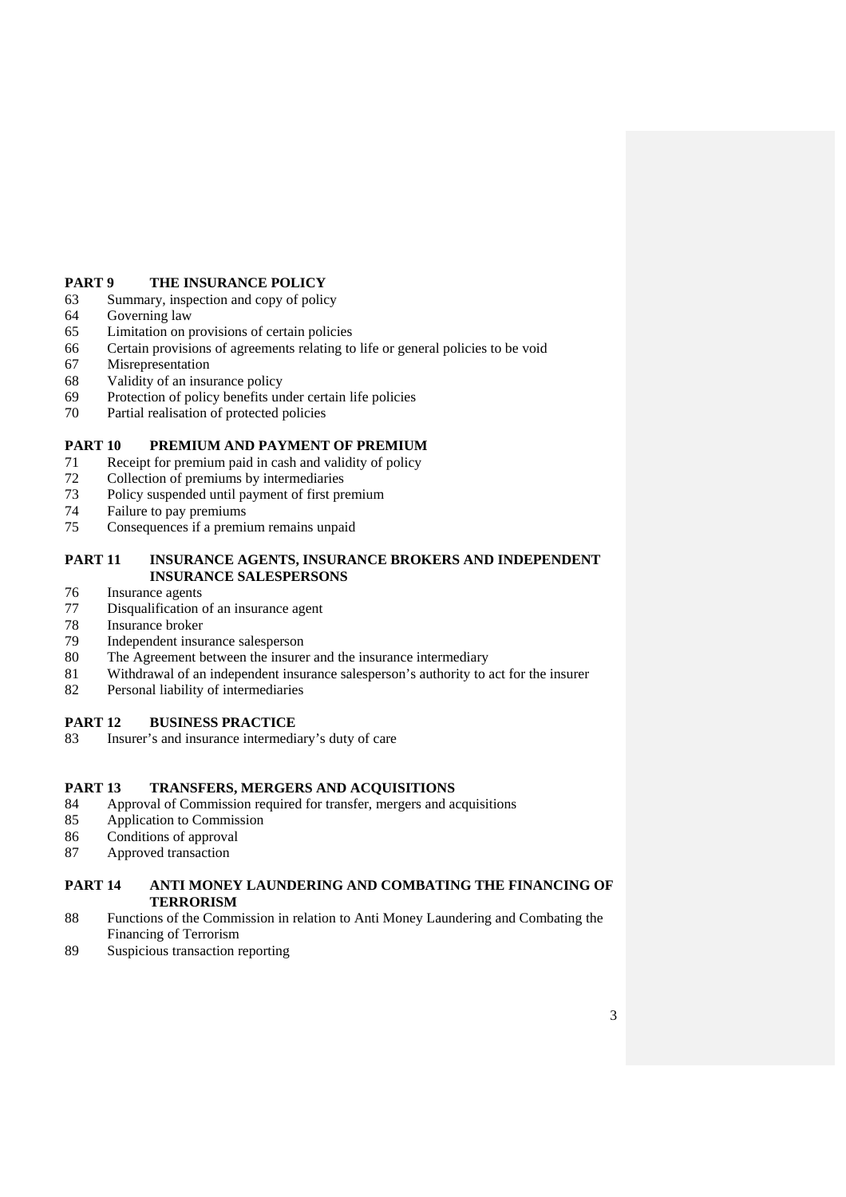**PART 9 THE INSURANCE POLICY**

63 Summary, inspection and copy of policy
64 Governing law
65 Limitation on provisions of certain policies
66 Certain provisions of agreements relating to life or general policies to be void
67 Misrepresentation
68 Validity of an insurance policy
69 Protection of policy benefits under certain life policies
70 Partial realisation of protected policies

**PART 10 PREMIUM AND PAYMENT OF PREMIUM**

71 Receipt for premium paid in cash and validity of policy
72 Collection of premiums by intermediaries
73 Policy suspended until payment of first premium
74 Failure to pay premiums
75 Consequences if a premium remains unpaid

**PART 11 INSURANCE AGENTS, INSURANCE BROKERS AND INDEPENDENT INSURANCE SALESPERSONS**

76 Insurance agents
77 Disqualification of an insurance agent
78 Insurance broker
79 Independent insurance salesperson
80 The Agreement between the insurer and the insurance intermediary
81 Withdrawal of an independent insurance salesperson's authority to act for the insurer
82 Personal liability of intermediaries

**PART 12 BUSINESS PRACTICE**

83 Insurer's and insurance intermediary's duty of care

**PART 13 TRANSFERS, MERGERS AND ACQUISITIONS**

84 Approval of Commission required for transfer, mergers and acquisitions
85 Application to Commission
86 Conditions of approval
87 Approved transaction

**PART 14 ANTI MONEY LAUNDERING AND COMBATING THE FINANCING OF TERRORISM**

88 Functions of the Commission in relation to Anti Money Laundering and Combating the Financing of Terrorism
89 Suspicious transaction reporting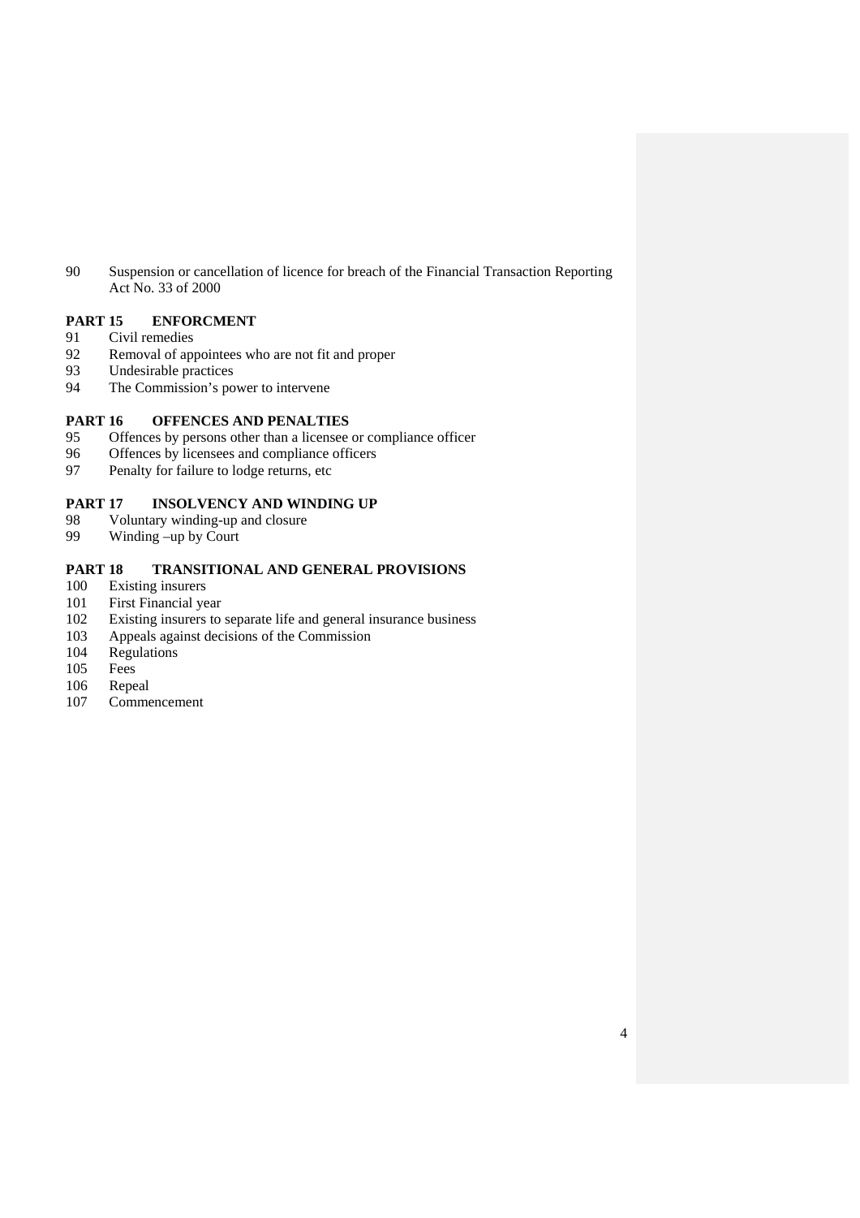90 Suspension or cancellation of licence for breach of the Financial Transaction Reporting Act No. 33 of 2000

**PART 15 ENFORCMENT**

91 Civil remedies
92 Removal of appointees who are not fit and proper
93 Undesirable practices
94 The Commission's power to intervene

**PART 16 OFFENCES AND PENALTIES**

95 Offences by persons other than a licensee or compliance officer
96 Offences by licensees and compliance officers
97 Penalty for failure to lodge returns, etc

**PART 17 INSOLVENCY AND WINDING UP**

98 Voluntary winding-up and closure
99 Winding –up by Court

**PART 18 TRANSITIONAL AND GENERAL PROVISIONS**

100 Existing insurers
101 First Financial year
102 Existing insurers to separate life and general insurance business
103 Appeals against decisions of the Commission
104 Regulations
105 Fees
106 Repeal
107 Commencement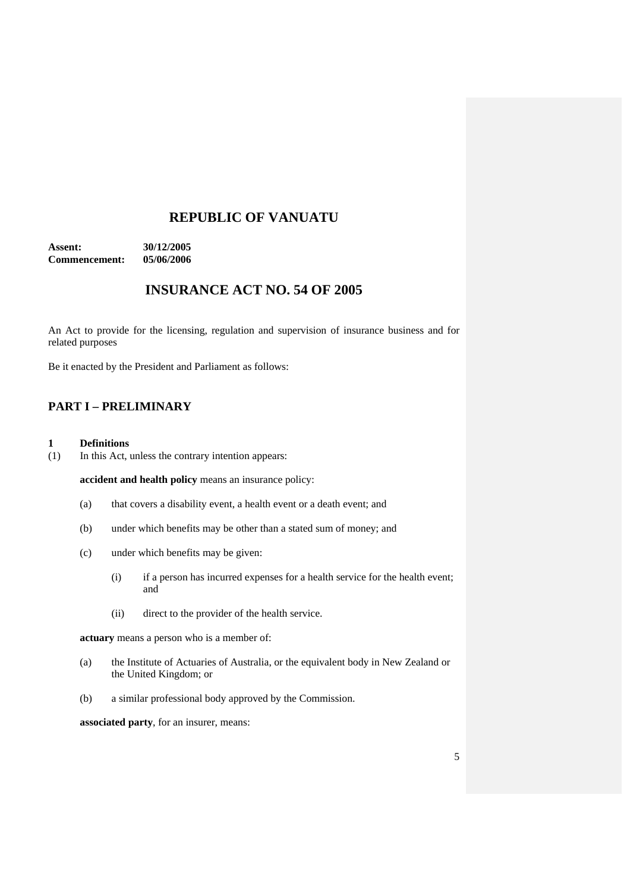# REPUBLIC OF VANUATU

**Assent:** **30/12/2005**
**Commencement:** **05/06/2006**

# INSURANCE ACT NO. 54 OF 2005

An Act to provide for the licensing, regulation and supervision of insurance business and for related purposes

Be it enacted by the President and Parliament as follows:

## PART I – PRELIMINARY

### 1 Definitions

(1) In this Act, unless the contrary intention appears:

**accident and health policy** means an insurance policy:

(a) that covers a disability event, a health event or a death event; and

(b) under which benefits may be other than a stated sum of money; and

(c) under which benefits may be given:

(i) if a person has incurred expenses for a health service for the health event; and

(ii) direct to the provider of the health service.

**actuary** means a person who is a member of:

(a) the Institute of Actuaries of Australia, or the equivalent body in New Zealand or the United Kingdom; or

(b) a similar professional body approved by the Commission.

**associated party**, for an insurer, means: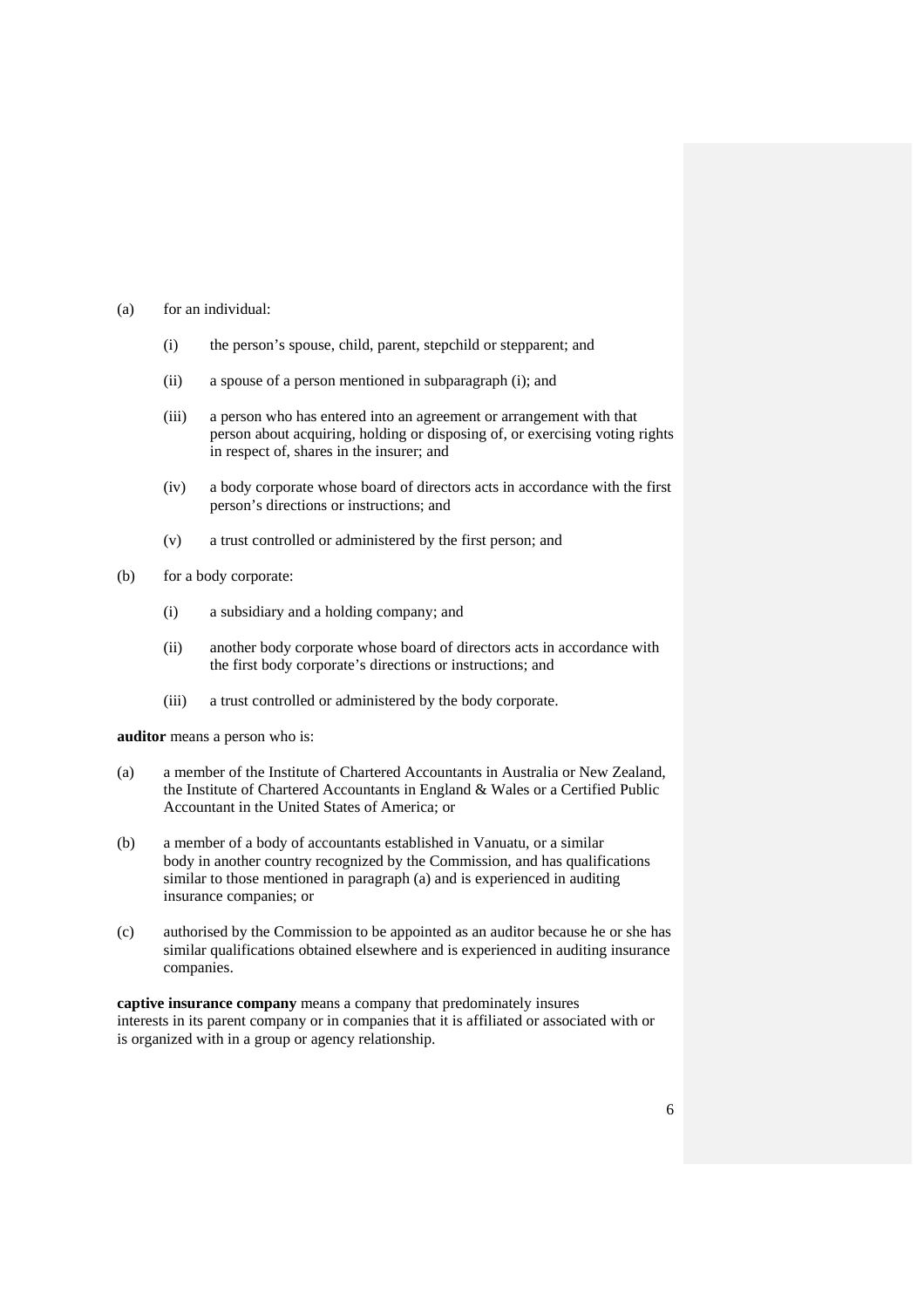(a) for an individual:

  (i) the person's spouse, child, parent, stepchild or stepparent; and

  (ii) a spouse of a person mentioned in subparagraph (i); and

  (iii) a person who has entered into an agreement or arrangement with that person about acquiring, holding or disposing of, or exercising voting rights in respect of, shares in the insurer; and

  (iv) a body corporate whose board of directors acts in accordance with the first person's directions or instructions; and

  (v) a trust controlled or administered by the first person; and

(b) for a body corporate:

  (i) a subsidiary and a holding company; and

  (ii) another body corporate whose board of directors acts in accordance with the first body corporate's directions or instructions; and

  (iii) a trust controlled or administered by the body corporate.

**auditor** means a person who is:

(a) a member of the Institute of Chartered Accountants in Australia or New Zealand, the Institute of Chartered Accountants in England & Wales or a Certified Public Accountant in the United States of America; or

(b) a member of a body of accountants established in Vanuatu, or a similar body in another country recognized by the Commission, and has qualifications similar to those mentioned in paragraph (a) and is experienced in auditing insurance companies; or

(c) authorised by the Commission to be appointed as an auditor because he or she has similar qualifications obtained elsewhere and is experienced in auditing insurance companies.

**captive insurance company** means a company that predominately insures interests in its parent company or in companies that it is affiliated or associated with or is organized with in a group or agency relationship.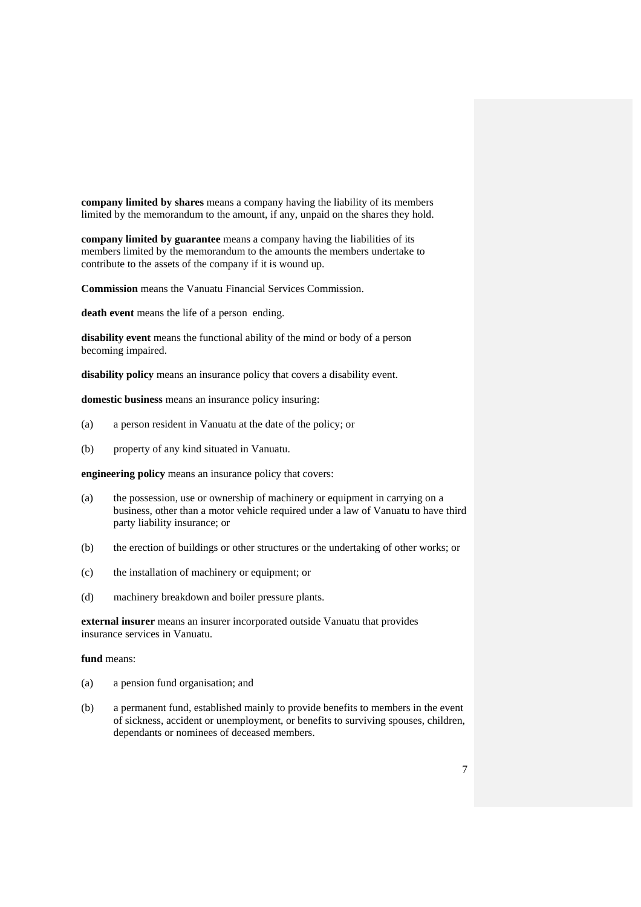**company limited by shares** means a company having the liability of its members limited by the memorandum to the amount, if any, unpaid on the shares they hold.

**company limited by guarantee** means a company having the liabilities of its members limited by the memorandum to the amounts the members undertake to contribute to the assets of the company if it is wound up.

**Commission** means the Vanuatu Financial Services Commission.

**death event** means the life of a person ending.

**disability event** means the functional ability of the mind or body of a person becoming impaired.

**disability policy** means an insurance policy that covers a disability event.

**domestic business** means an insurance policy insuring:

(a) a person resident in Vanuatu at the date of the policy; or

(b) property of any kind situated in Vanuatu.

**engineering policy** means an insurance policy that covers:

(a) the possession, use or ownership of machinery or equipment in carrying on a business, other than a motor vehicle required under a law of Vanuatu to have third party liability insurance; or

(b) the erection of buildings or other structures or the undertaking of other works; or

(c) the installation of machinery or equipment; or

(d) machinery breakdown and boiler pressure plants.

**external insurer** means an insurer incorporated outside Vanuatu that provides insurance services in Vanuatu.

**fund** means:

(a) a pension fund organisation; and

(b) a permanent fund, established mainly to provide benefits to members in the event of sickness, accident or unemployment, or benefits to surviving spouses, children, dependants or nominees of deceased members.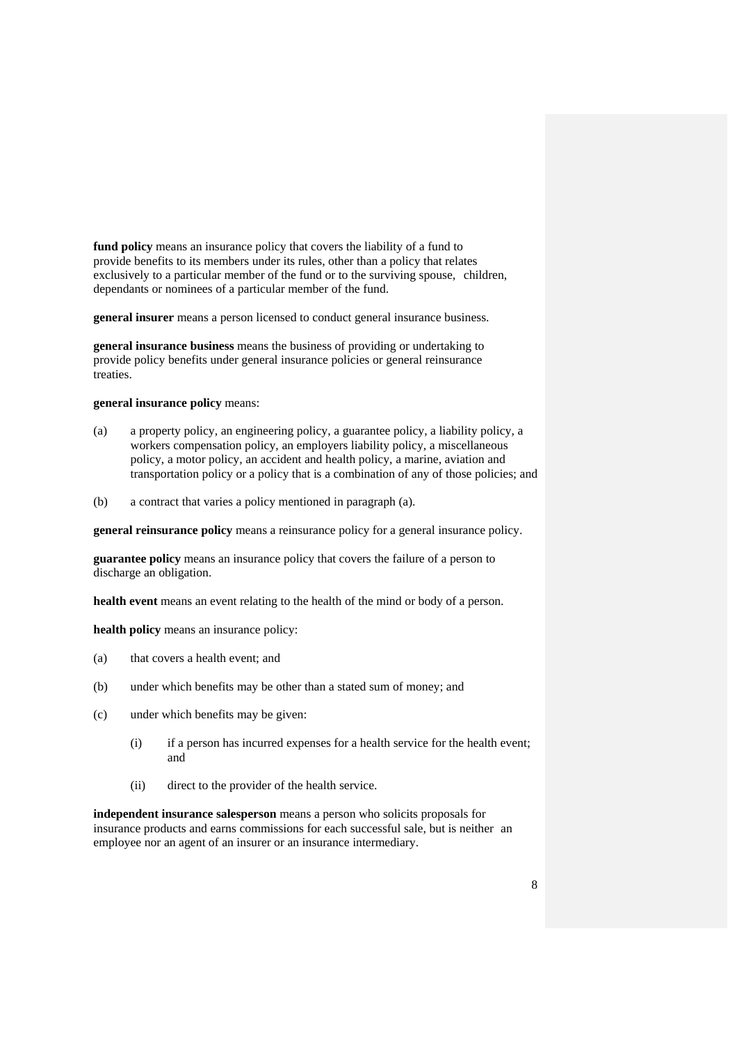**fund policy** means an insurance policy that covers the liability of a fund to provide benefits to its members under its rules, other than a policy that relates exclusively to a particular member of the fund or to the surviving spouse, children, dependants or nominees of a particular member of the fund.

**general insurer** means a person licensed to conduct general insurance business.

**general insurance business** means the business of providing or undertaking to provide policy benefits under general insurance policies or general reinsurance treaties.

**general insurance policy** means:

(a) a property policy, an engineering policy, a guarantee policy, a liability policy, a workers compensation policy, an employers liability policy, a miscellaneous policy, a motor policy, an accident and health policy, a marine, aviation and transportation policy or a policy that is a combination of any of those policies; and

(b) a contract that varies a policy mentioned in paragraph (a).

**general reinsurance policy** means a reinsurance policy for a general insurance policy.

**guarantee policy** means an insurance policy that covers the failure of a person to discharge an obligation.

**health event** means an event relating to the health of the mind or body of a person.

**health policy** means an insurance policy:

(a) that covers a health event; and

(b) under which benefits may be other than a stated sum of money; and

(c) under which benefits may be given:

  (i) if a person has incurred expenses for a health service for the health event; and

  (ii) direct to the provider of the health service.

**independent insurance salesperson** means a person who solicits proposals for insurance products and earns commissions for each successful sale, but is neither an employee nor an agent of an insurer or an insurance intermediary.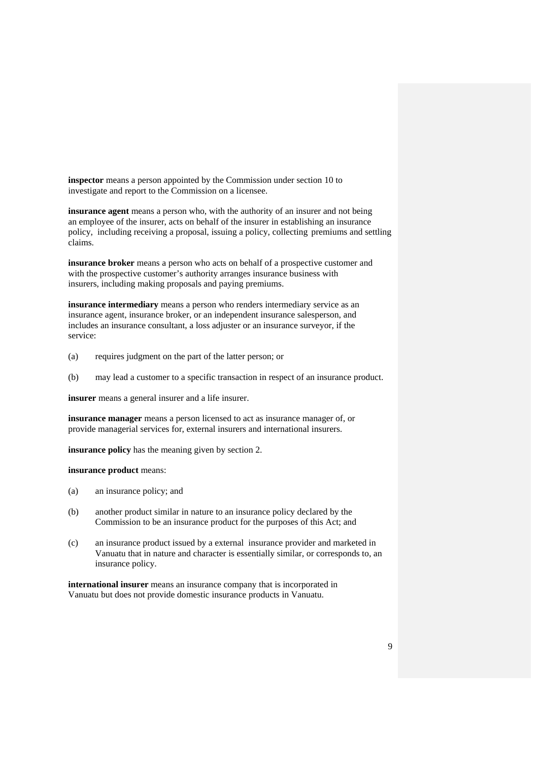**inspector** means a person appointed by the Commission under section 10 to investigate and report to the Commission on a licensee.

**insurance agent** means a person who, with the authority of an insurer and not being an employee of the insurer, acts on behalf of the insurer in establishing an insurance policy, including receiving a proposal, issuing a policy, collecting premiums and settling claims.

**insurance broker** means a person who acts on behalf of a prospective customer and with the prospective customer's authority arranges insurance business with insurers, including making proposals and paying premiums.

**insurance intermediary** means a person who renders intermediary service as an insurance agent, insurance broker, or an independent insurance salesperson, and includes an insurance consultant, a loss adjuster or an insurance surveyor, if the service:

(a) requires judgment on the part of the latter person; or

(b) may lead a customer to a specific transaction in respect of an insurance product.

**insurer** means a general insurer and a life insurer.

**insurance manager** means a person licensed to act as insurance manager of, or provide managerial services for, external insurers and international insurers.

**insurance policy** has the meaning given by section 2.

**insurance product** means:

(a) an insurance policy; and

(b) another product similar in nature to an insurance policy declared by the Commission to be an insurance product for the purposes of this Act; and

(c) an insurance product issued by a external insurance provider and marketed in Vanuatu that in nature and character is essentially similar, or corresponds to, an insurance policy.

**international insurer** means an insurance company that is incorporated in Vanuatu but does not provide domestic insurance products in Vanuatu.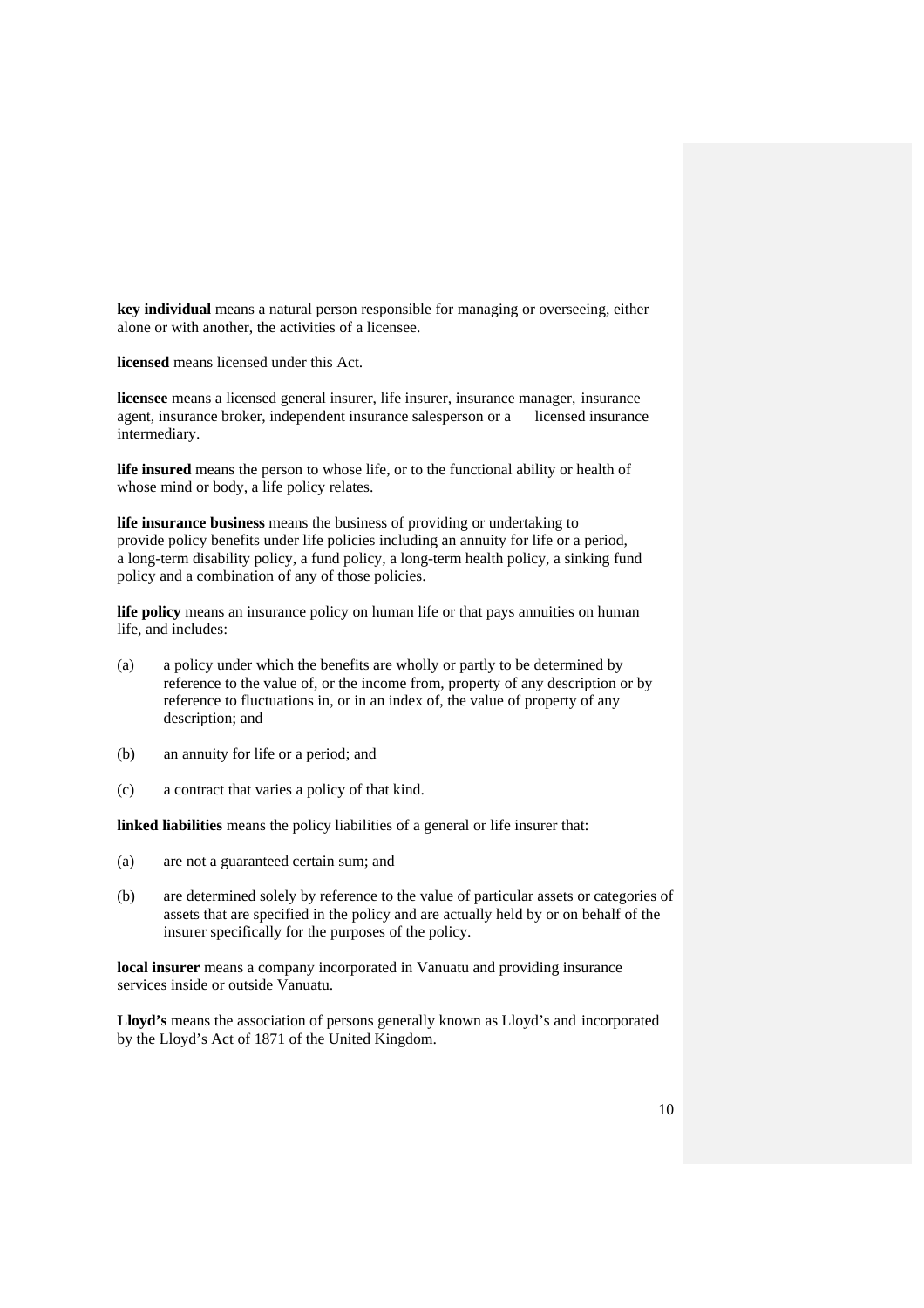**key individual** means a natural person responsible for managing or overseeing, either alone or with another, the activities of a licensee.

**licensed** means licensed under this Act.

**licensee** means a licensed general insurer, life insurer, insurance manager, insurance agent, insurance broker, independent insurance salesperson or a licensed insurance intermediary.

**life insured** means the person to whose life, or to the functional ability or health of whose mind or body, a life policy relates.

**life insurance business** means the business of providing or undertaking to provide policy benefits under life policies including an annuity for life or a period, a long-term disability policy, a fund policy, a long-term health policy, a sinking fund policy and a combination of any of those policies.

**life policy** means an insurance policy on human life or that pays annuities on human life, and includes:

(a) a policy under which the benefits are wholly or partly to be determined by reference to the value of, or the income from, property of any description or by reference to fluctuations in, or in an index of, the value of property of any description; and

(b) an annuity for life or a period; and

(c) a contract that varies a policy of that kind.

**linked liabilities** means the policy liabilities of a general or life insurer that:

(a) are not a guaranteed certain sum; and

(b) are determined solely by reference to the value of particular assets or categories of assets that are specified in the policy and are actually held by or on behalf of the insurer specifically for the purposes of the policy.

**local insurer** means a company incorporated in Vanuatu and providing insurance services inside or outside Vanuatu.

**Lloyd's** means the association of persons generally known as Lloyd's and incorporated by the Lloyd's Act of 1871 of the United Kingdom.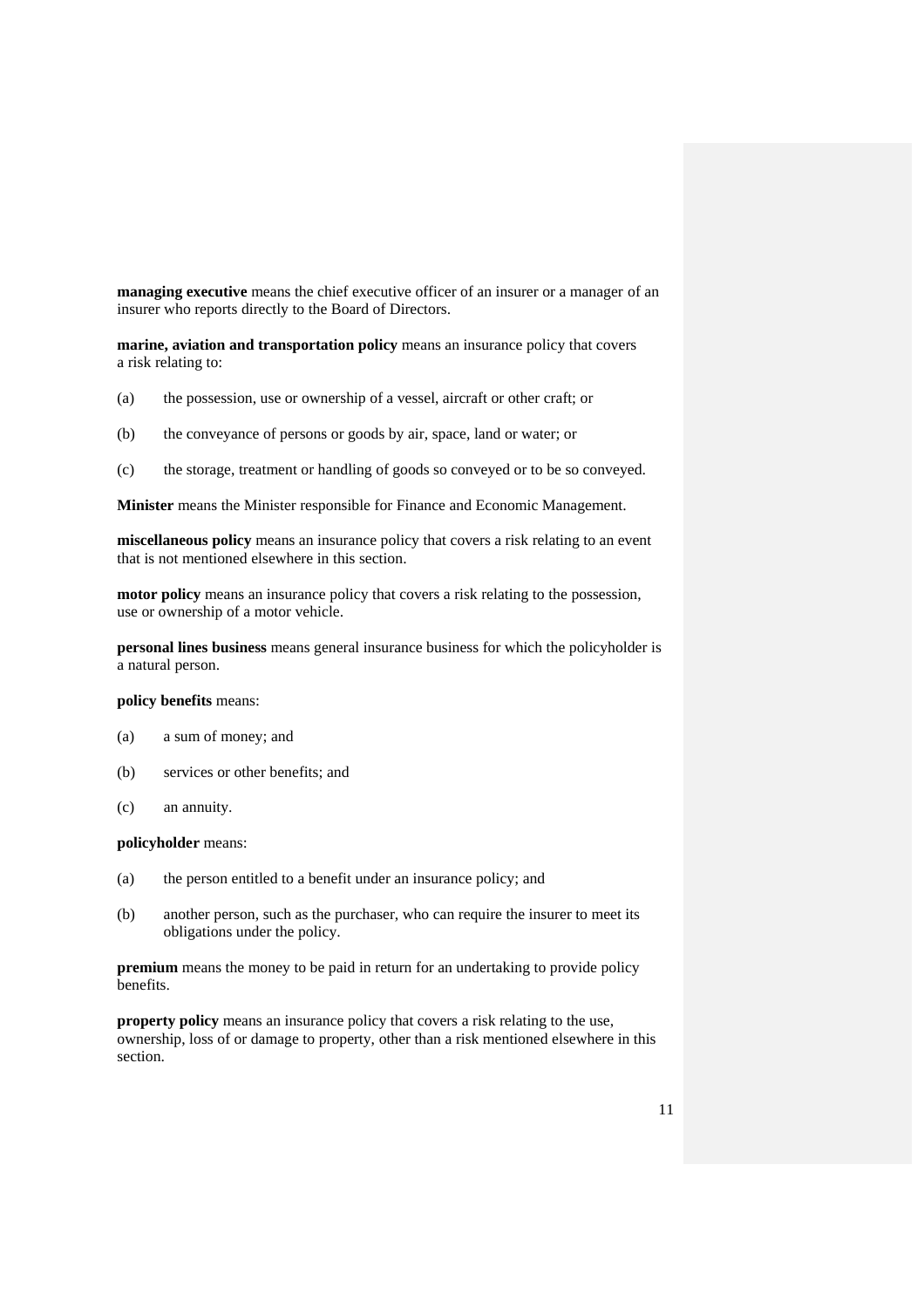**managing executive** means the chief executive officer of an insurer or a manager of an insurer who reports directly to the Board of Directors.

**marine, aviation and transportation policy** means an insurance policy that covers a risk relating to:

(a) the possession, use or ownership of a vessel, aircraft or other craft; or

(b) the conveyance of persons or goods by air, space, land or water; or

(c) the storage, treatment or handling of goods so conveyed or to be so conveyed.

**Minister** means the Minister responsible for Finance and Economic Management.

**miscellaneous policy** means an insurance policy that covers a risk relating to an event that is not mentioned elsewhere in this section.

**motor policy** means an insurance policy that covers a risk relating to the possession, use or ownership of a motor vehicle.

**personal lines business** means general insurance business for which the policyholder is a natural person.

**policy benefits** means:

(a) a sum of money; and

(b) services or other benefits; and

(c) an annuity.

**policyholder** means:

(a) the person entitled to a benefit under an insurance policy; and

(b) another person, such as the purchaser, who can require the insurer to meet its obligations under the policy.

**premium** means the money to be paid in return for an undertaking to provide policy benefits.

**property policy** means an insurance policy that covers a risk relating to the use, ownership, loss of or damage to property, other than a risk mentioned elsewhere in this section.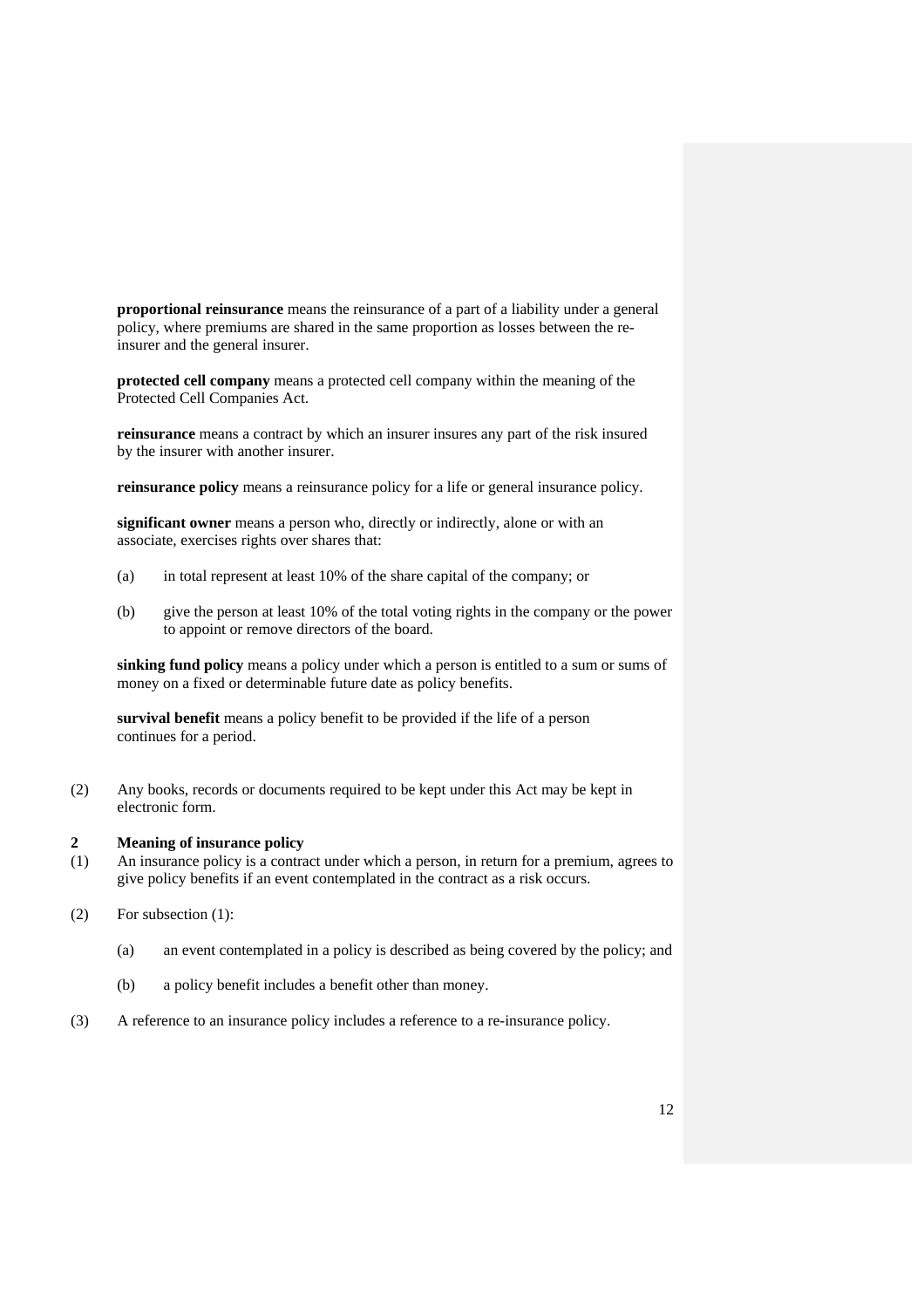**proportional reinsurance** means the reinsurance of a part of a liability under a general policy, where premiums are shared in the same proportion as losses between the re-insurer and the general insurer.

**protected cell company** means a protected cell company within the meaning of the Protected Cell Companies Act.

**reinsurance** means a contract by which an insurer insures any part of the risk insured by the insurer with another insurer.

**reinsurance policy** means a reinsurance policy for a life or general insurance policy.

**significant owner** means a person who, directly or indirectly, alone or with an associate, exercises rights over shares that:

(a) in total represent at least 10% of the share capital of the company; or

(b) give the person at least 10% of the total voting rights in the company or the power to appoint or remove directors of the board.

**sinking fund policy** means a policy under which a person is entitled to a sum or sums of money on a fixed or determinable future date as policy benefits.

**survival benefit** means a policy benefit to be provided if the life of a person continues for a period.

(2) Any books, records or documents required to be kept under this Act may be kept in electronic form.

### 2 Meaning of insurance policy

(1) An insurance policy is a contract under which a person, in return for a premium, agrees to give policy benefits if an event contemplated in the contract as a risk occurs.

(2) For subsection (1):

(a) an event contemplated in a policy is described as being covered by the policy; and

(b) a policy benefit includes a benefit other than money.

(3) A reference to an insurance policy includes a reference to a re-insurance policy.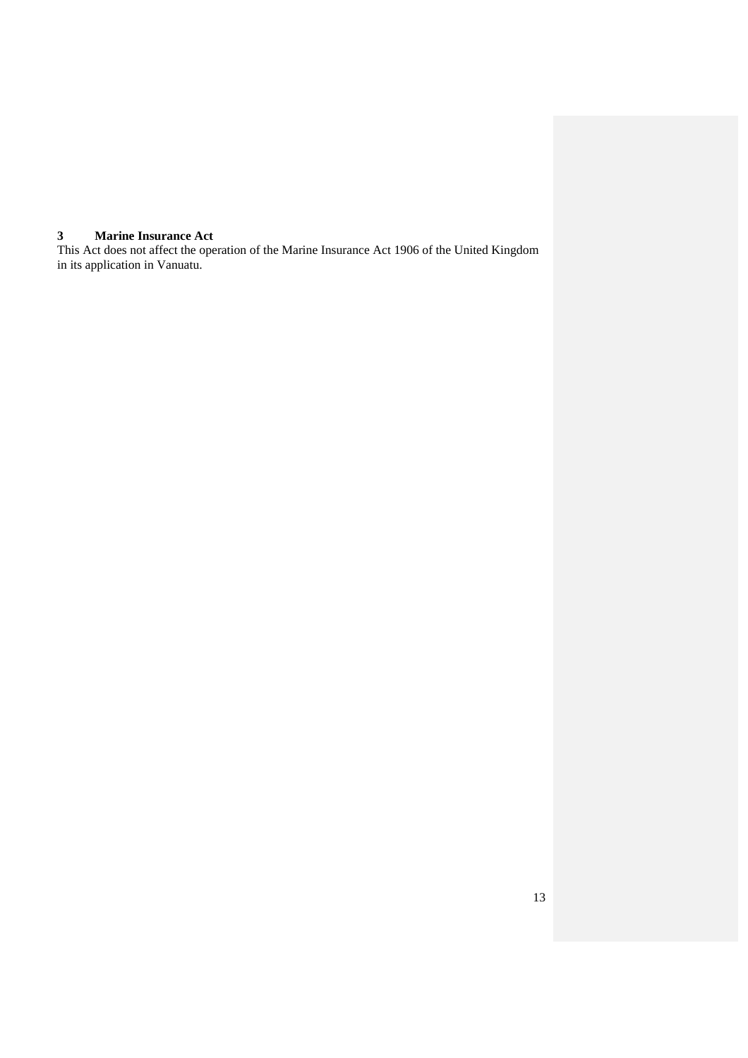### 3 Marine Insurance Act

This Act does not affect the operation of the Marine Insurance Act 1906 of the United Kingdom in its application in Vanuatu.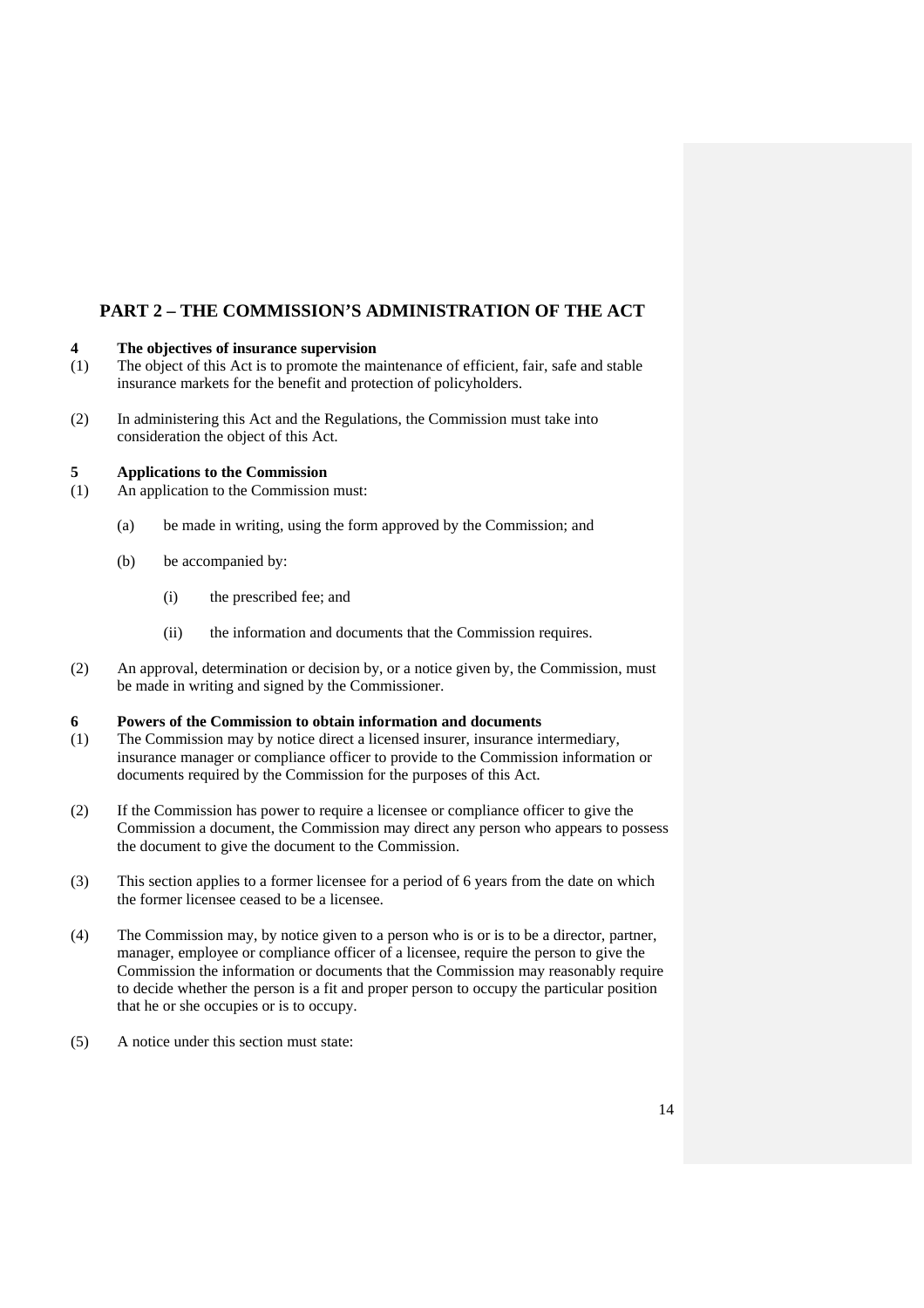## PART 2 – THE COMMISSION'S ADMINISTRATION OF THE ACT

### 4 The objectives of insurance supervision

(1) The object of this Act is to promote the maintenance of efficient, fair, safe and stable insurance markets for the benefit and protection of policyholders.

(2) In administering this Act and the Regulations, the Commission must take into consideration the object of this Act.

### 5 Applications to the Commission

(1) An application to the Commission must:

- (a) be made in writing, using the form approved by the Commission; and
- (b) be accompanied by:
  - (i) the prescribed fee; and
  - (ii) the information and documents that the Commission requires.

(2) An approval, determination or decision by, or a notice given by, the Commission, must be made in writing and signed by the Commissioner.

### 6 Powers of the Commission to obtain information and documents

(1) The Commission may by notice direct a licensed insurer, insurance intermediary, insurance manager or compliance officer to provide to the Commission information or documents required by the Commission for the purposes of this Act.

(2) If the Commission has power to require a licensee or compliance officer to give the Commission a document, the Commission may direct any person who appears to possess the document to give the document to the Commission.

(3) This section applies to a former licensee for a period of 6 years from the date on which the former licensee ceased to be a licensee.

(4) The Commission may, by notice given to a person who is or is to be a director, partner, manager, employee or compliance officer of a licensee, require the person to give the Commission the information or documents that the Commission may reasonably require to decide whether the person is a fit and proper person to occupy the particular position that he or she occupies or is to occupy.

(5) A notice under this section must state: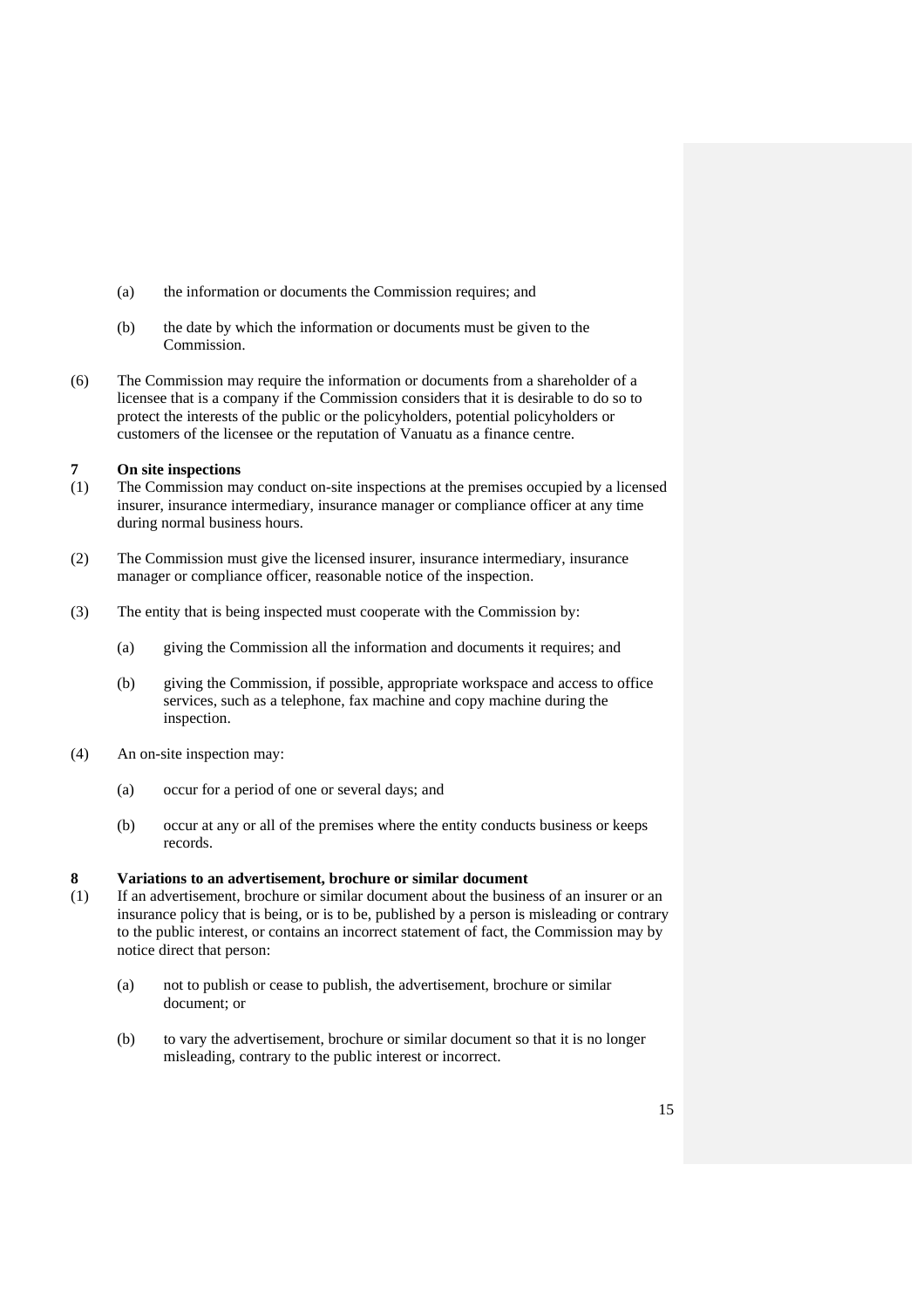(a) the information or documents the Commission requires; and

(b) the date by which the information or documents must be given to the Commission.

(6) The Commission may require the information or documents from a shareholder of a licensee that is a company if the Commission considers that it is desirable to do so to protect the interests of the public or the policyholders, potential policyholders or customers of the licensee or the reputation of Vanuatu as a finance centre.

**7 On site inspections**

(1) The Commission may conduct on-site inspections at the premises occupied by a licensed insurer, insurance intermediary, insurance manager or compliance officer at any time during normal business hours.

(2) The Commission must give the licensed insurer, insurance intermediary, insurance manager or compliance officer, reasonable notice of the inspection.

(3) The entity that is being inspected must cooperate with the Commission by:

(a) giving the Commission all the information and documents it requires; and

(b) giving the Commission, if possible, appropriate workspace and access to office services, such as a telephone, fax machine and copy machine during the inspection.

(4) An on-site inspection may:

(a) occur for a period of one or several days; and

(b) occur at any or all of the premises where the entity conducts business or keeps records.

**8 Variations to an advertisement, brochure or similar document**

(1) If an advertisement, brochure or similar document about the business of an insurer or an insurance policy that is being, or is to be, published by a person is misleading or contrary to the public interest, or contains an incorrect statement of fact, the Commission may by notice direct that person:

(a) not to publish or cease to publish, the advertisement, brochure or similar document; or

(b) to vary the advertisement, brochure or similar document so that it is no longer misleading, contrary to the public interest or incorrect.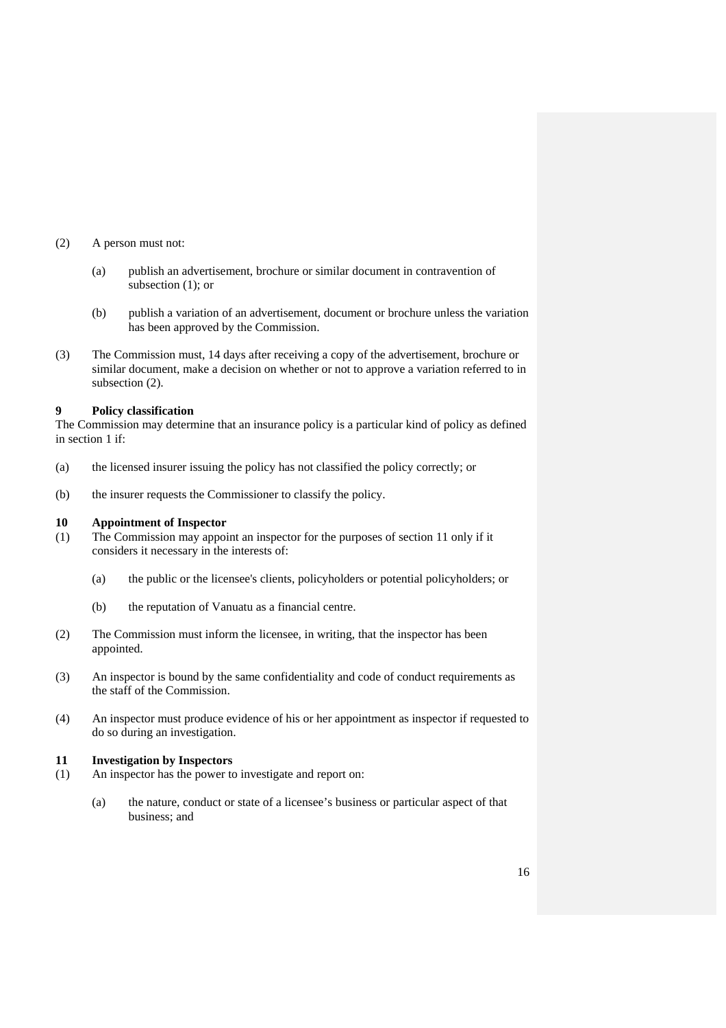(2) A person must not:

  (a) publish an advertisement, brochure or similar document in contravention of subsection (1); or

  (b) publish a variation of an advertisement, document or brochure unless the variation has been approved by the Commission.

(3) The Commission must, 14 days after receiving a copy of the advertisement, brochure or similar document, make a decision on whether or not to approve a variation referred to in subsection (2).

**9 Policy classification**

The Commission may determine that an insurance policy is a particular kind of policy as defined in section 1 if:

(a) the licensed insurer issuing the policy has not classified the policy correctly; or

(b) the insurer requests the Commissioner to classify the policy.

**10 Appointment of Inspector**

(1) The Commission may appoint an inspector for the purposes of section 11 only if it considers it necessary in the interests of:

  (a) the public or the licensee's clients, policyholders or potential policyholders; or

  (b) the reputation of Vanuatu as a financial centre.

(2) The Commission must inform the licensee, in writing, that the inspector has been appointed.

(3) An inspector is bound by the same confidentiality and code of conduct requirements as the staff of the Commission.

(4) An inspector must produce evidence of his or her appointment as inspector if requested to do so during an investigation.

**11 Investigation by Inspectors**

(1) An inspector has the power to investigate and report on:

  (a) the nature, conduct or state of a licensee's business or particular aspect of that business; and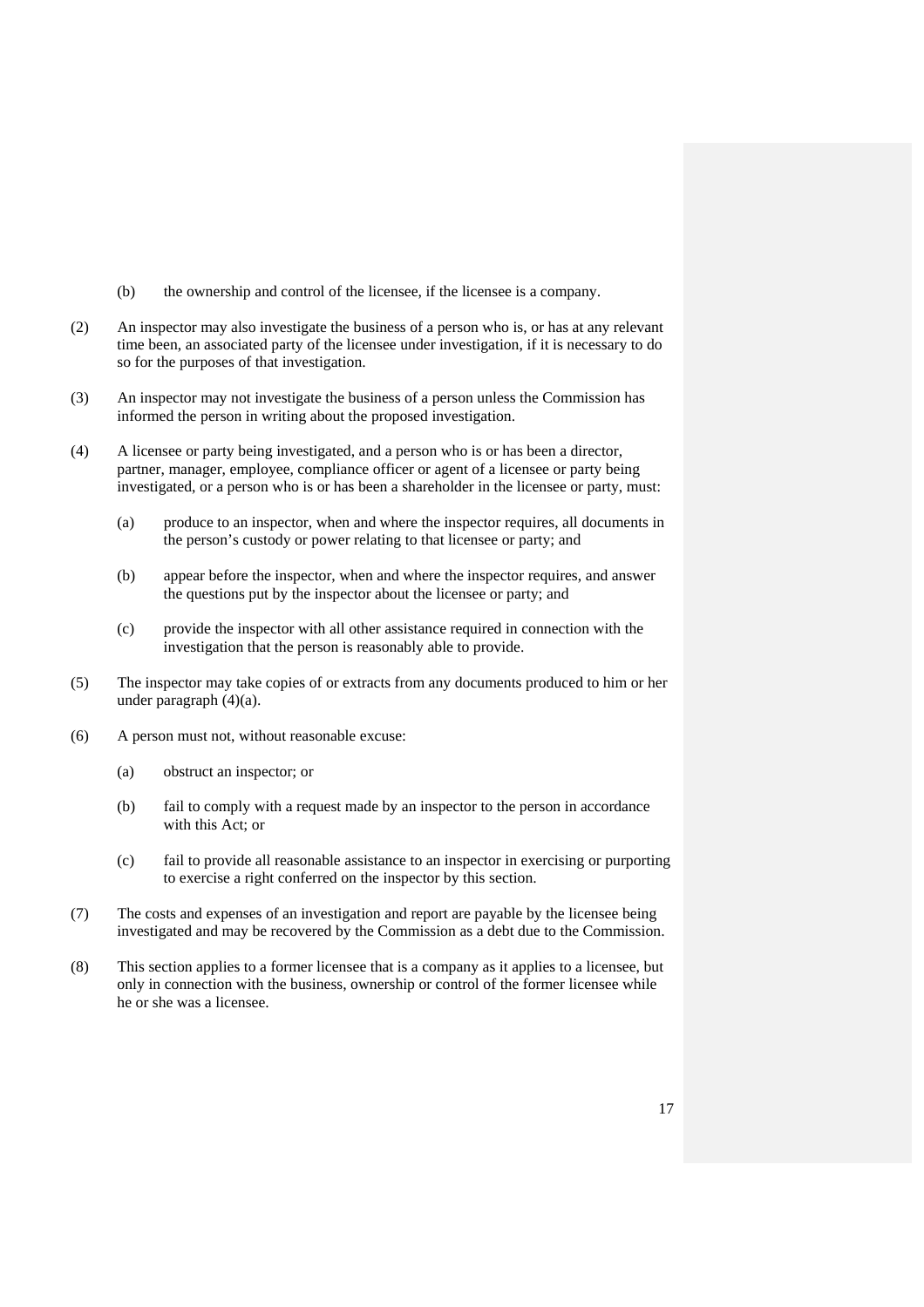(b) the ownership and control of the licensee, if the licensee is a company.

(2) An inspector may also investigate the business of a person who is, or has at any relevant time been, an associated party of the licensee under investigation, if it is necessary to do so for the purposes of that investigation.

(3) An inspector may not investigate the business of a person unless the Commission has informed the person in writing about the proposed investigation.

(4) A licensee or party being investigated, and a person who is or has been a director, partner, manager, employee, compliance officer or agent of a licensee or party being investigated, or a person who is or has been a shareholder in the licensee or party, must:

  (a) produce to an inspector, when and where the inspector requires, all documents in the person's custody or power relating to that licensee or party; and

  (b) appear before the inspector, when and where the inspector requires, and answer the questions put by the inspector about the licensee or party; and

  (c) provide the inspector with all other assistance required in connection with the investigation that the person is reasonably able to provide.

(5) The inspector may take copies of or extracts from any documents produced to him or her under paragraph (4)(a).

(6) A person must not, without reasonable excuse:

  (a) obstruct an inspector; or

  (b) fail to comply with a request made by an inspector to the person in accordance with this Act; or

  (c) fail to provide all reasonable assistance to an inspector in exercising or purporting to exercise a right conferred on the inspector by this section.

(7) The costs and expenses of an investigation and report are payable by the licensee being investigated and may be recovered by the Commission as a debt due to the Commission.

(8) This section applies to a former licensee that is a company as it applies to a licensee, but only in connection with the business, ownership or control of the former licensee while he or she was a licensee.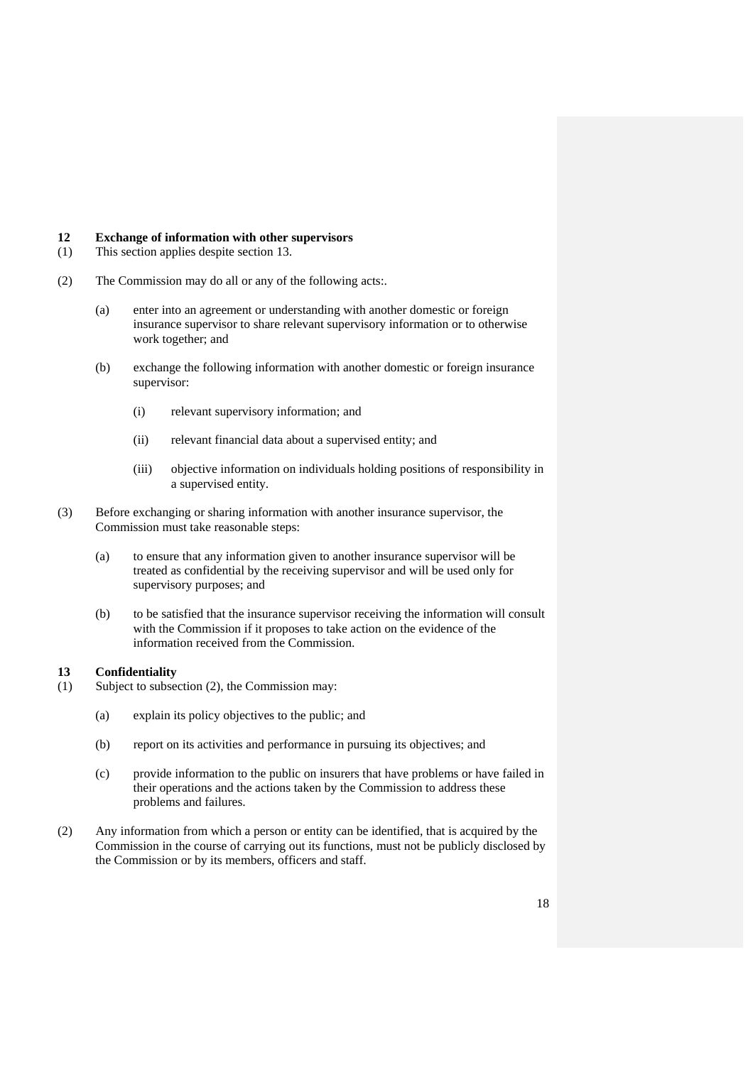## 12 Exchange of information with other supervisors

(1) This section applies despite section 13.

(2) The Commission may do all or any of the following acts:.

- (a) enter into an agreement or understanding with another domestic or foreign insurance supervisor to share relevant supervisory information or to otherwise work together; and
- (b) exchange the following information with another domestic or foreign insurance supervisor:
  - (i) relevant supervisory information; and
  - (ii) relevant financial data about a supervised entity; and
  - (iii) objective information on individuals holding positions of responsibility in a supervised entity.

(3) Before exchanging or sharing information with another insurance supervisor, the Commission must take reasonable steps:

- (a) to ensure that any information given to another insurance supervisor will be treated as confidential by the receiving supervisor and will be used only for supervisory purposes; and
- (b) to be satisfied that the insurance supervisor receiving the information will consult with the Commission if it proposes to take action on the evidence of the information received from the Commission.

## 13 Confidentiality

(1) Subject to subsection (2), the Commission may:

- (a) explain its policy objectives to the public; and
- (b) report on its activities and performance in pursuing its objectives; and
- (c) provide information to the public on insurers that have problems or have failed in their operations and the actions taken by the Commission to address these problems and failures.

(2) Any information from which a person or entity can be identified, that is acquired by the Commission in the course of carrying out its functions, must not be publicly disclosed by the Commission or by its members, officers and staff.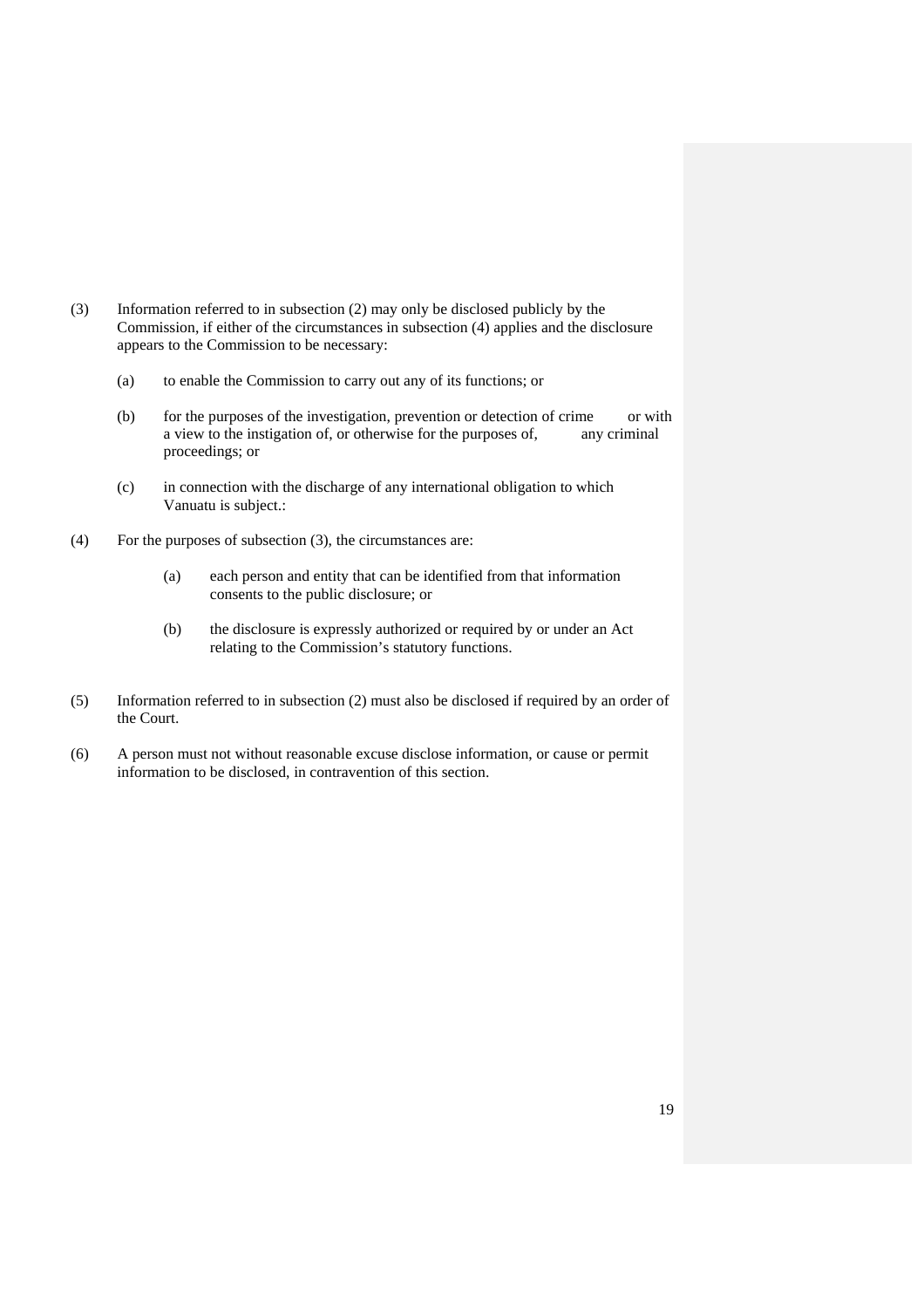(3) Information referred to in subsection (2) may only be disclosed publicly by the Commission, if either of the circumstances in subsection (4) applies and the disclosure appears to the Commission to be necessary:

  (a) to enable the Commission to carry out any of its functions; or

  (b) for the purposes of the investigation, prevention or detection of crime or with a view to the instigation of, or otherwise for the purposes of, any criminal proceedings; or

  (c) in connection with the discharge of any international obligation to which Vanuatu is subject.:

(4) For the purposes of subsection (3), the circumstances are:

  (a) each person and entity that can be identified from that information consents to the public disclosure; or

  (b) the disclosure is expressly authorized or required by or under an Act relating to the Commission's statutory functions.

(5) Information referred to in subsection (2) must also be disclosed if required by an order of the Court.

(6) A person must not without reasonable excuse disclose information, or cause or permit information to be disclosed, in contravention of this section.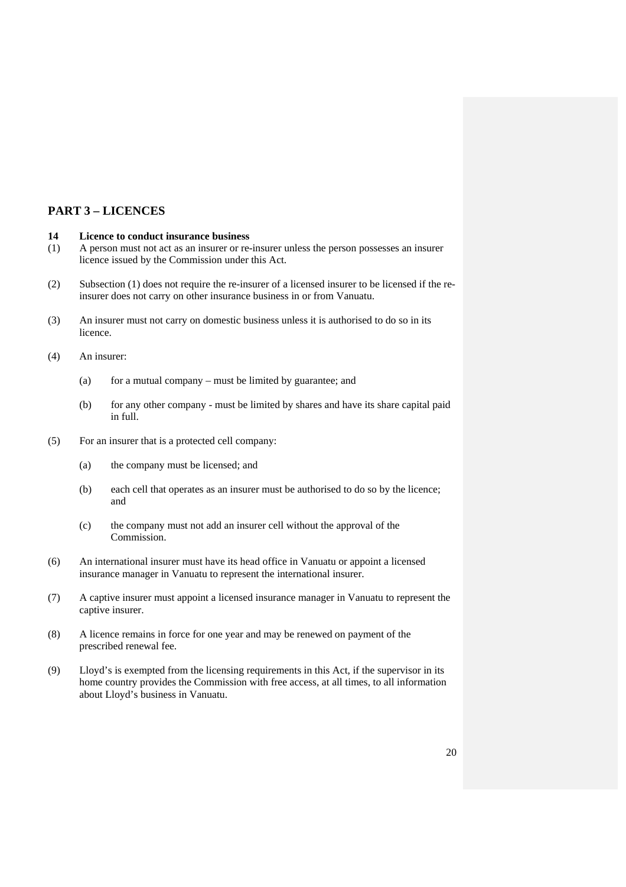## PART 3 – LICENCES

### 14 Licence to conduct insurance business

(1) A person must not act as an insurer or re-insurer unless the person possesses an insurer licence issued by the Commission under this Act.

(2) Subsection (1) does not require the re-insurer of a licensed insurer to be licensed if the re-insurer does not carry on other insurance business in or from Vanuatu.

(3) An insurer must not carry on domestic business unless it is authorised to do so in its licence.

(4) An insurer:

(a) for a mutual company – must be limited by guarantee; and

(b) for any other company - must be limited by shares and have its share capital paid in full.

(5) For an insurer that is a protected cell company:

(a) the company must be licensed; and

(b) each cell that operates as an insurer must be authorised to do so by the licence; and

(c) the company must not add an insurer cell without the approval of the Commission.

(6) An international insurer must have its head office in Vanuatu or appoint a licensed insurance manager in Vanuatu to represent the international insurer.

(7) A captive insurer must appoint a licensed insurance manager in Vanuatu to represent the captive insurer.

(8) A licence remains in force for one year and may be renewed on payment of the prescribed renewal fee.

(9) Lloyd's is exempted from the licensing requirements in this Act, if the supervisor in its home country provides the Commission with free access, at all times, to all information about Lloyd's business in Vanuatu.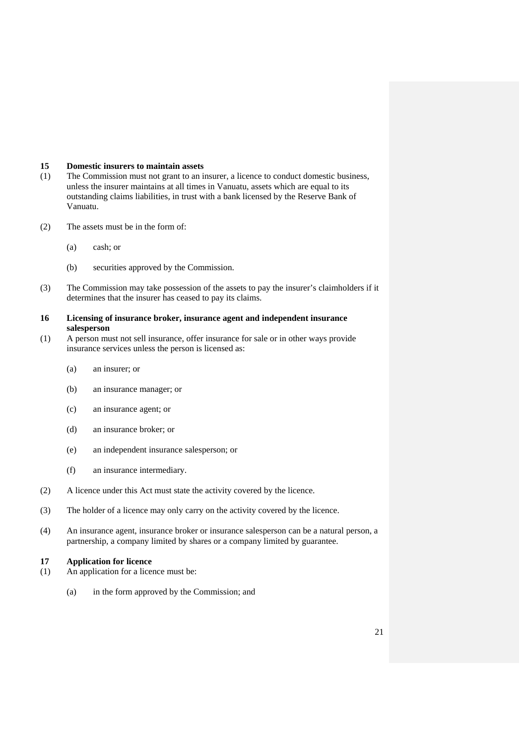### 15 Domestic insurers to maintain assets

(1) The Commission must not grant to an insurer, a licence to conduct domestic business, unless the insurer maintains at all times in Vanuatu, assets which are equal to its outstanding claims liabilities, in trust with a bank licensed by the Reserve Bank of Vanuatu.

(2) The assets must be in the form of:

 (a) cash; or

 (b) securities approved by the Commission.

(3) The Commission may take possession of the assets to pay the insurer's claimholders if it determines that the insurer has ceased to pay its claims.

### 16 Licensing of insurance broker, insurance agent and independent insurance salesperson

(1) A person must not sell insurance, offer insurance for sale or in other ways provide insurance services unless the person is licensed as:

 (a) an insurer; or

 (b) an insurance manager; or

 (c) an insurance agent; or

 (d) an insurance broker; or

 (e) an independent insurance salesperson; or

 (f) an insurance intermediary.

(2) A licence under this Act must state the activity covered by the licence.

(3) The holder of a licence may only carry on the activity covered by the licence.

(4) An insurance agent, insurance broker or insurance salesperson can be a natural person, a partnership, a company limited by shares or a company limited by guarantee.

### 17 Application for licence

(1) An application for a licence must be:

 (a) in the form approved by the Commission; and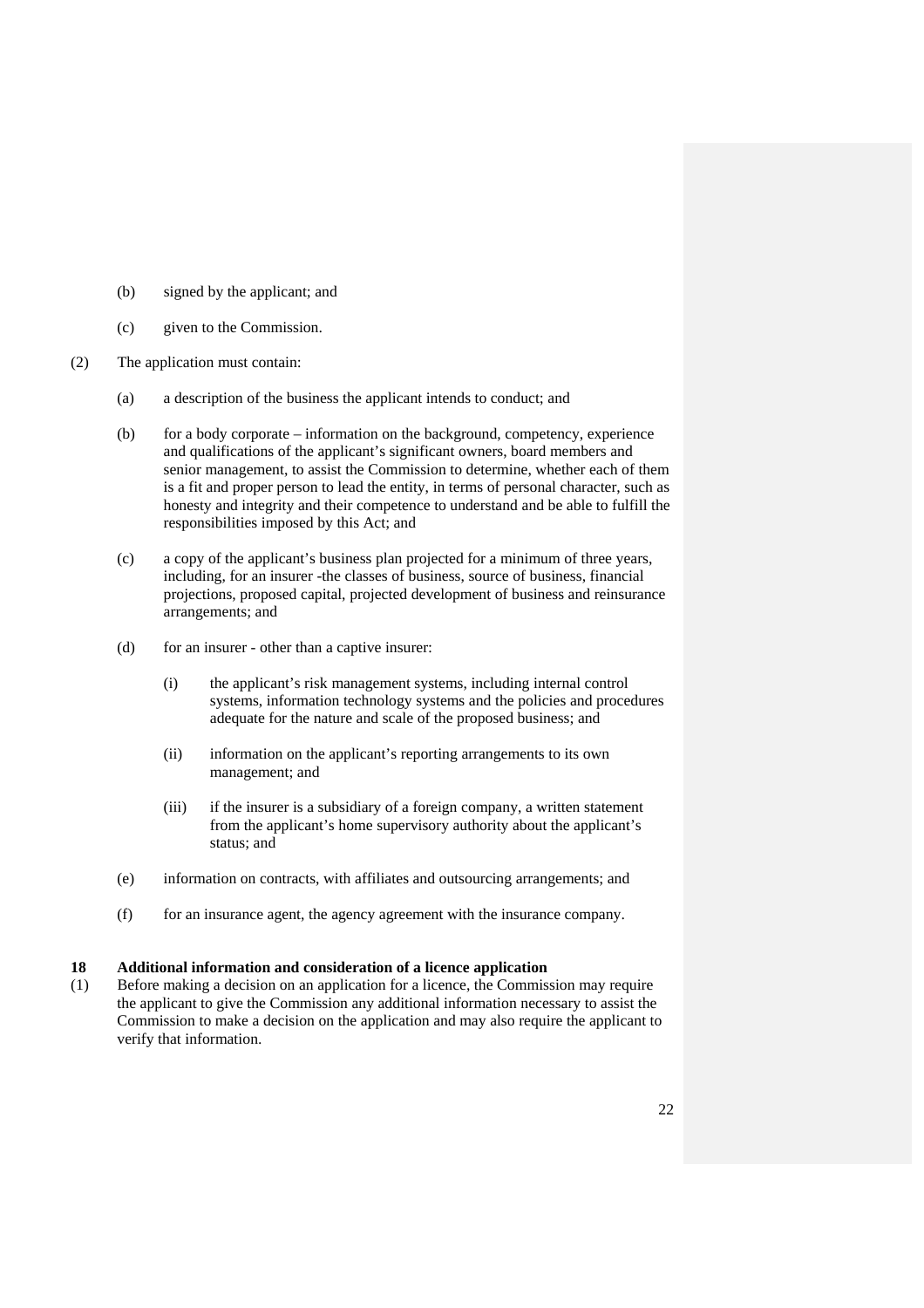(b) signed by the applicant; and

(c) given to the Commission.

(2) The application must contain:

(a) a description of the business the applicant intends to conduct; and

(b) for a body corporate – information on the background, competency, experience and qualifications of the applicant's significant owners, board members and senior management, to assist the Commission to determine, whether each of them is a fit and proper person to lead the entity, in terms of personal character, such as honesty and integrity and their competence to understand and be able to fulfill the responsibilities imposed by this Act; and

(c) a copy of the applicant's business plan projected for a minimum of three years, including, for an insurer -the classes of business, source of business, financial projections, proposed capital, projected development of business and reinsurance arrangements; and

(d) for an insurer - other than a captive insurer:

(i) the applicant's risk management systems, including internal control systems, information technology systems and the policies and procedures adequate for the nature and scale of the proposed business; and

(ii) information on the applicant's reporting arrangements to its own management; and

(iii) if the insurer is a subsidiary of a foreign company, a written statement from the applicant's home supervisory authority about the applicant's status; and

(e) information on contracts, with affiliates and outsourcing arrangements; and

(f) for an insurance agent, the agency agreement with the insurance company.

**18 Additional information and consideration of a licence application**

(1) Before making a decision on an application for a licence, the Commission may require the applicant to give the Commission any additional information necessary to assist the Commission to make a decision on the application and may also require the applicant to verify that information.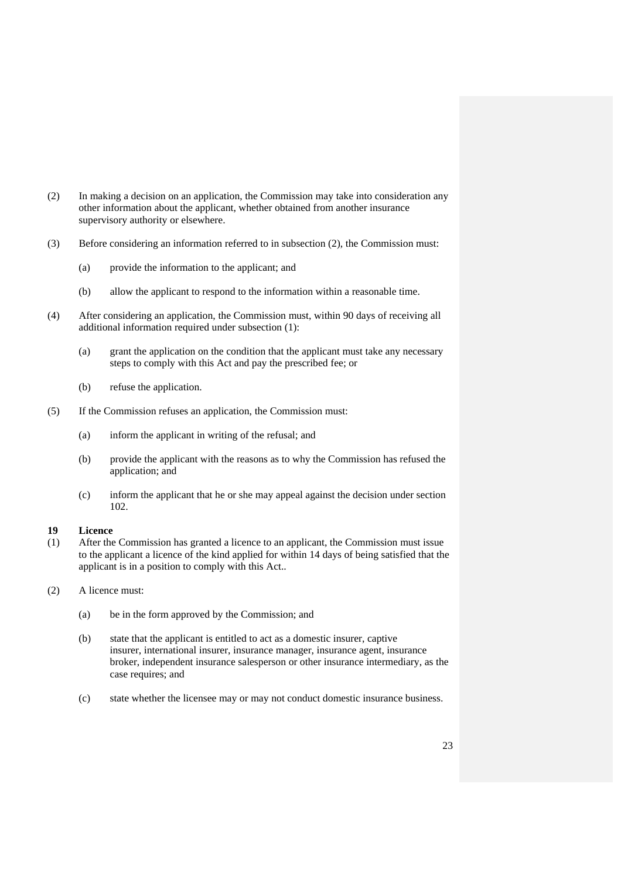(2) In making a decision on an application, the Commission may take into consideration any other information about the applicant, whether obtained from another insurance supervisory authority or elsewhere.

(3) Before considering an information referred to in subsection (2), the Commission must:

(a) provide the information to the applicant; and

(b) allow the applicant to respond to the information within a reasonable time.

(4) After considering an application, the Commission must, within 90 days of receiving all additional information required under subsection (1):

(a) grant the application on the condition that the applicant must take any necessary steps to comply with this Act and pay the prescribed fee; or

(b) refuse the application.

(5) If the Commission refuses an application, the Commission must:

(a) inform the applicant in writing of the refusal; and

(b) provide the applicant with the reasons as to why the Commission has refused the application; and

(c) inform the applicant that he or she may appeal against the decision under section 102.

**19 Licence**

(1) After the Commission has granted a licence to an applicant, the Commission must issue to the applicant a licence of the kind applied for within 14 days of being satisfied that the applicant is in a position to comply with this Act..

(2) A licence must:

(a) be in the form approved by the Commission; and

(b) state that the applicant is entitled to act as a domestic insurer, captive insurer, international insurer, insurance manager, insurance agent, insurance broker, independent insurance salesperson or other insurance intermediary, as the case requires; and

(c) state whether the licensee may or may not conduct domestic insurance business.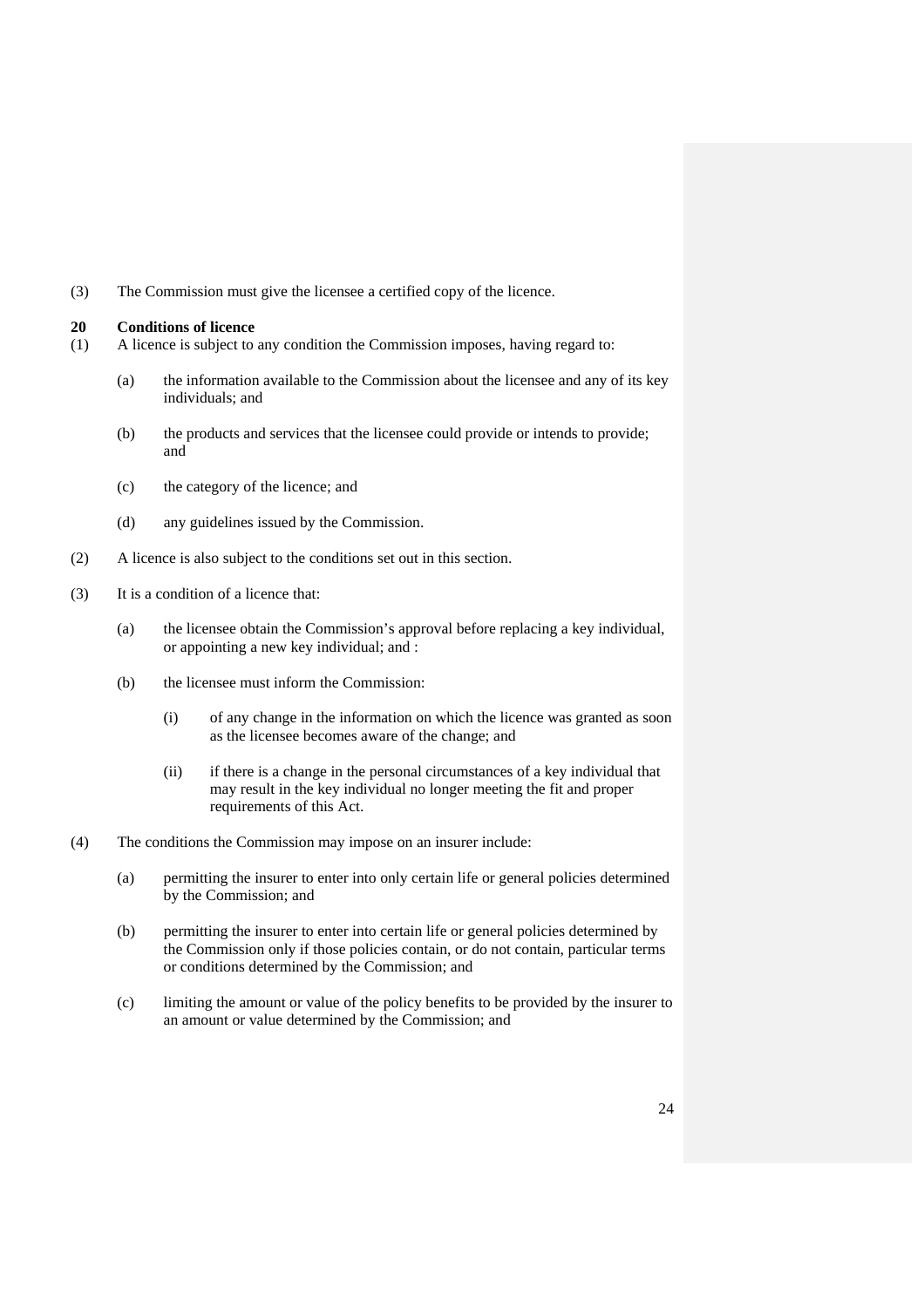(3) The Commission must give the licensee a certified copy of the licence.

**20 Conditions of licence**

(1) A licence is subject to any condition the Commission imposes, having regard to:

(a) the information available to the Commission about the licensee and any of its key individuals; and

(b) the products and services that the licensee could provide or intends to provide; and

(c) the category of the licence; and

(d) any guidelines issued by the Commission.

(2) A licence is also subject to the conditions set out in this section.

(3) It is a condition of a licence that:

(a) the licensee obtain the Commission's approval before replacing a key individual, or appointing a new key individual; and :

(b) the licensee must inform the Commission:

(i) of any change in the information on which the licence was granted as soon as the licensee becomes aware of the change; and

(ii) if there is a change in the personal circumstances of a key individual that may result in the key individual no longer meeting the fit and proper requirements of this Act.

(4) The conditions the Commission may impose on an insurer include:

(a) permitting the insurer to enter into only certain life or general policies determined by the Commission; and

(b) permitting the insurer to enter into certain life or general policies determined by the Commission only if those policies contain, or do not contain, particular terms or conditions determined by the Commission; and

(c) limiting the amount or value of the policy benefits to be provided by the insurer to an amount or value determined by the Commission; and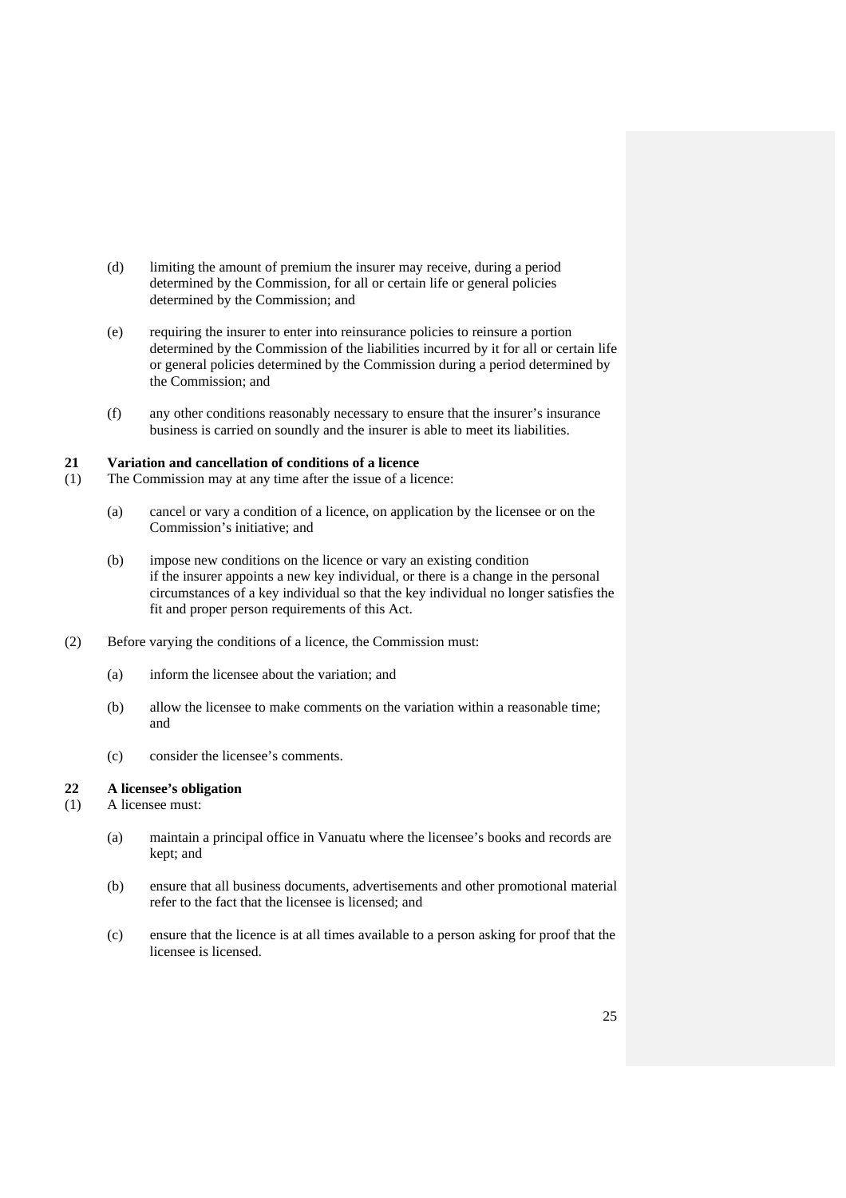(d) limiting the amount of premium the insurer may receive, during a period determined by the Commission, for all or certain life or general policies determined by the Commission; and

(e) requiring the insurer to enter into reinsurance policies to reinsure a portion determined by the Commission of the liabilities incurred by it for all or certain life or general policies determined by the Commission during a period determined by the Commission; and

(f) any other conditions reasonably necessary to ensure that the insurer's insurance business is carried on soundly and the insurer is able to meet its liabilities.

**21 Variation and cancellation of conditions of a licence**

(1) The Commission may at any time after the issue of a licence:

(a) cancel or vary a condition of a licence, on application by the licensee or on the Commission's initiative; and

(b) impose new conditions on the licence or vary an existing condition if the insurer appoints a new key individual, or there is a change in the personal circumstances of a key individual so that the key individual no longer satisfies the fit and proper person requirements of this Act.

(2) Before varying the conditions of a licence, the Commission must:

(a) inform the licensee about the variation; and

(b) allow the licensee to make comments on the variation within a reasonable time; and

(c) consider the licensee's comments.

**22 A licensee's obligation**

(1) A licensee must:

(a) maintain a principal office in Vanuatu where the licensee's books and records are kept; and

(b) ensure that all business documents, advertisements and other promotional material refer to the fact that the licensee is licensed; and

(c) ensure that the licence is at all times available to a person asking for proof that the licensee is licensed.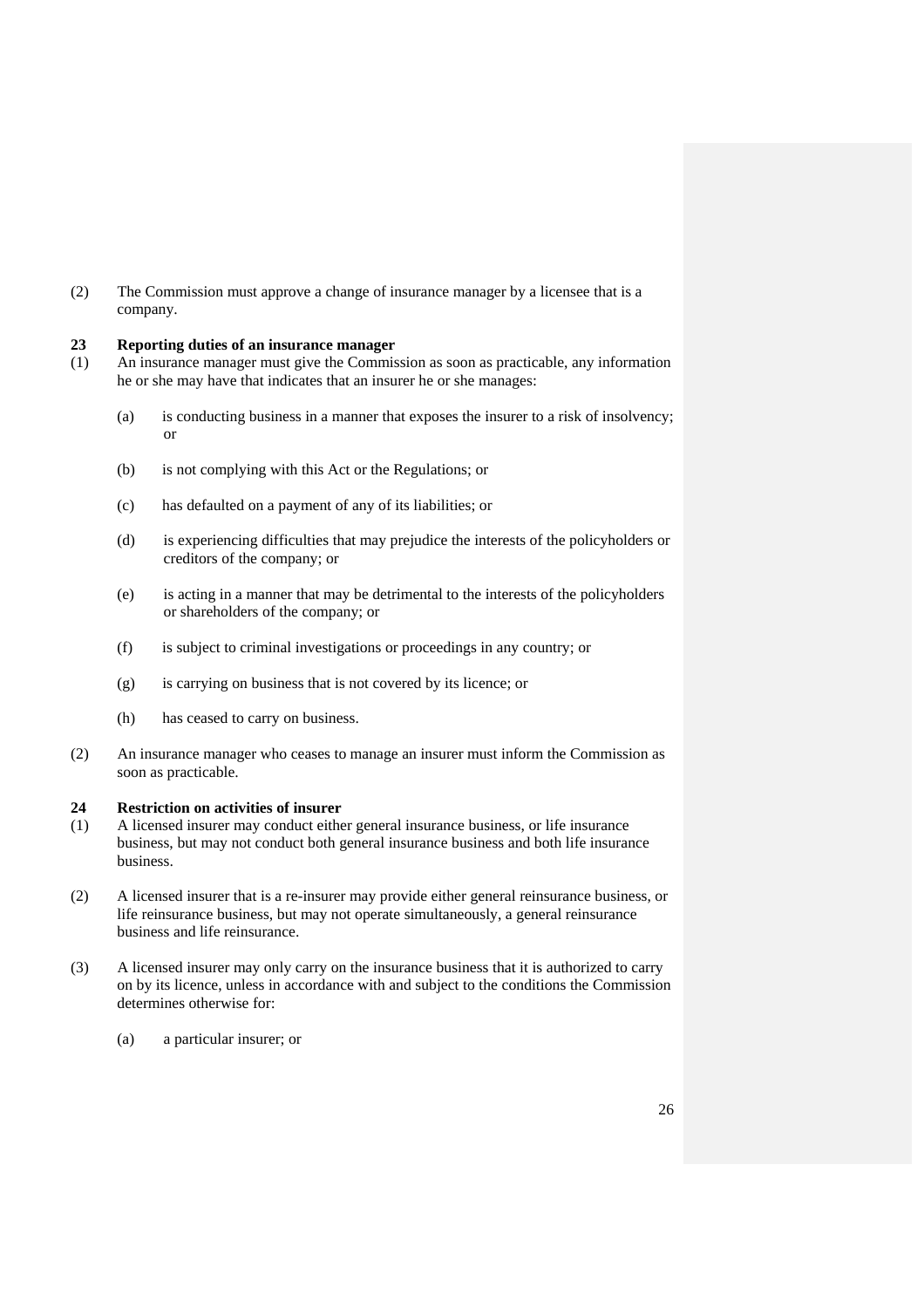(2) The Commission must approve a change of insurance manager by a licensee that is a company.

### 23 Reporting duties of an insurance manager

(1) An insurance manager must give the Commission as soon as practicable, any information he or she may have that indicates that an insurer he or she manages:

(a) is conducting business in a manner that exposes the insurer to a risk of insolvency; or

(b) is not complying with this Act or the Regulations; or

(c) has defaulted on a payment of any of its liabilities; or

(d) is experiencing difficulties that may prejudice the interests of the policyholders or creditors of the company; or

(e) is acting in a manner that may be detrimental to the interests of the policyholders or shareholders of the company; or

(f) is subject to criminal investigations or proceedings in any country; or

(g) is carrying on business that is not covered by its licence; or

(h) has ceased to carry on business.

(2) An insurance manager who ceases to manage an insurer must inform the Commission as soon as practicable.

### 24 Restriction on activities of insurer

(1) A licensed insurer may conduct either general insurance business, or life insurance business, but may not conduct both general insurance business and both life insurance business.

(2) A licensed insurer that is a re-insurer may provide either general reinsurance business, or life reinsurance business, but may not operate simultaneously, a general reinsurance business and life reinsurance.

(3) A licensed insurer may only carry on the insurance business that it is authorized to carry on by its licence, unless in accordance with and subject to the conditions the Commission determines otherwise for:

(a) a particular insurer; or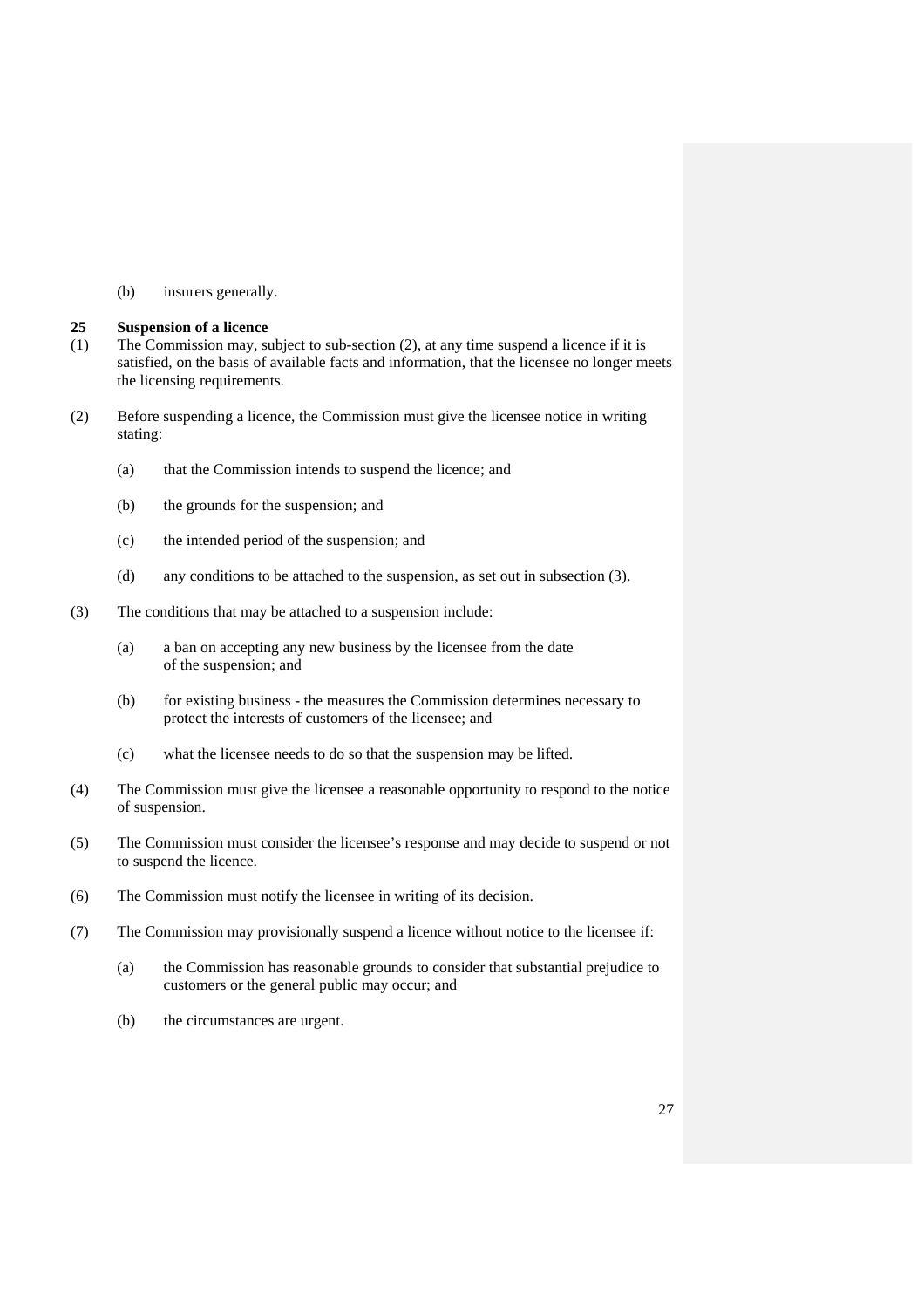(b) insurers generally.

### 25 Suspension of a licence

(1) The Commission may, subject to sub-section (2), at any time suspend a licence if it is satisfied, on the basis of available facts and information, that the licensee no longer meets the licensing requirements.

(2) Before suspending a licence, the Commission must give the licensee notice in writing stating:

- (a) that the Commission intends to suspend the licence; and
- (b) the grounds for the suspension; and
- (c) the intended period of the suspension; and
- (d) any conditions to be attached to the suspension, as set out in subsection (3).

(3) The conditions that may be attached to a suspension include:

- (a) a ban on accepting any new business by the licensee from the date of the suspension; and
- (b) for existing business - the measures the Commission determines necessary to protect the interests of customers of the licensee; and
- (c) what the licensee needs to do so that the suspension may be lifted.

(4) The Commission must give the licensee a reasonable opportunity to respond to the notice of suspension.

(5) The Commission must consider the licensee's response and may decide to suspend or not to suspend the licence.

(6) The Commission must notify the licensee in writing of its decision.

(7) The Commission may provisionally suspend a licence without notice to the licensee if:

- (a) the Commission has reasonable grounds to consider that substantial prejudice to customers or the general public may occur; and
- (b) the circumstances are urgent.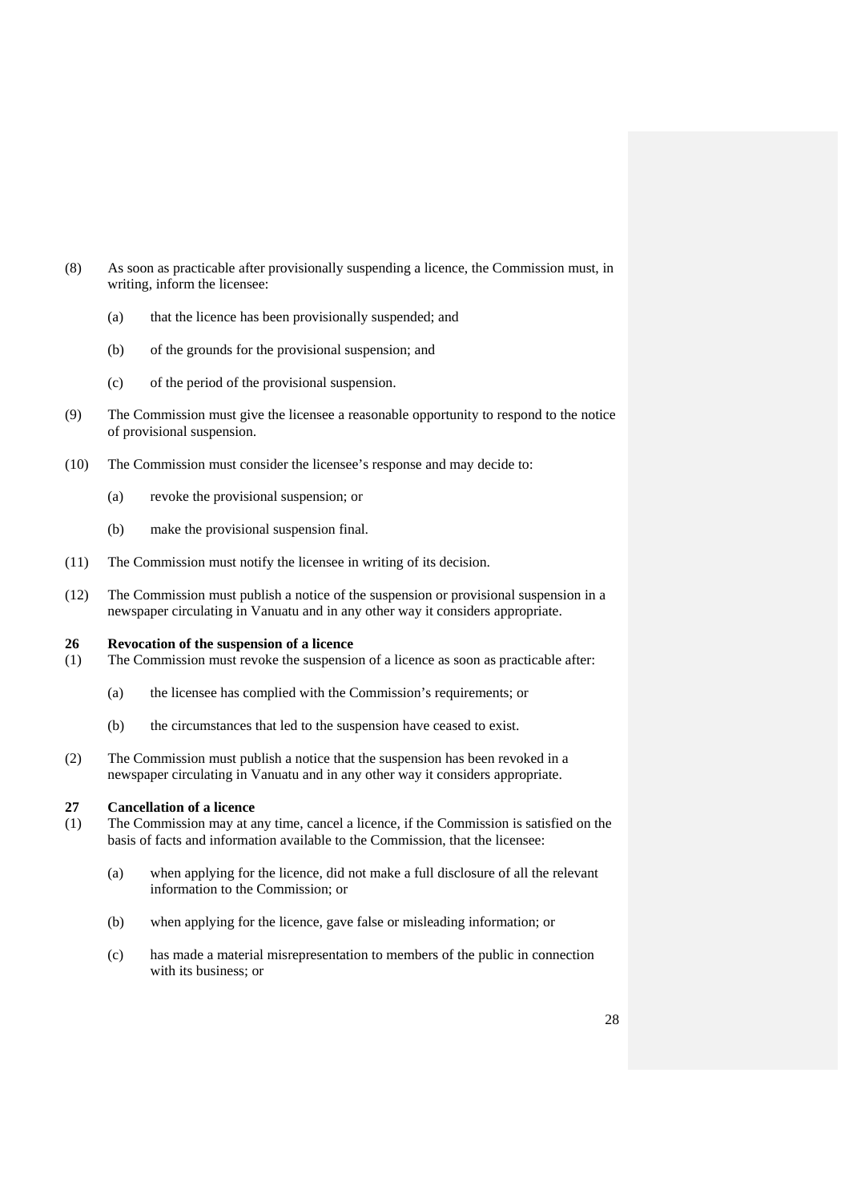(8) As soon as practicable after provisionally suspending a licence, the Commission must, in writing, inform the licensee:

(a) that the licence has been provisionally suspended; and

(b) of the grounds for the provisional suspension; and

(c) of the period of the provisional suspension.

(9) The Commission must give the licensee a reasonable opportunity to respond to the notice of provisional suspension.

(10) The Commission must consider the licensee's response and may decide to:

(a) revoke the provisional suspension; or

(b) make the provisional suspension final.

(11) The Commission must notify the licensee in writing of its decision.

(12) The Commission must publish a notice of the suspension or provisional suspension in a newspaper circulating in Vanuatu and in any other way it considers appropriate.

**26 Revocation of the suspension of a licence**

(1) The Commission must revoke the suspension of a licence as soon as practicable after:

(a) the licensee has complied with the Commission's requirements; or

(b) the circumstances that led to the suspension have ceased to exist.

(2) The Commission must publish a notice that the suspension has been revoked in a newspaper circulating in Vanuatu and in any other way it considers appropriate.

**27 Cancellation of a licence**

(1) The Commission may at any time, cancel a licence, if the Commission is satisfied on the basis of facts and information available to the Commission, that the licensee:

(a) when applying for the licence, did not make a full disclosure of all the relevant information to the Commission; or

(b) when applying for the licence, gave false or misleading information; or

(c) has made a material misrepresentation to members of the public in connection with its business; or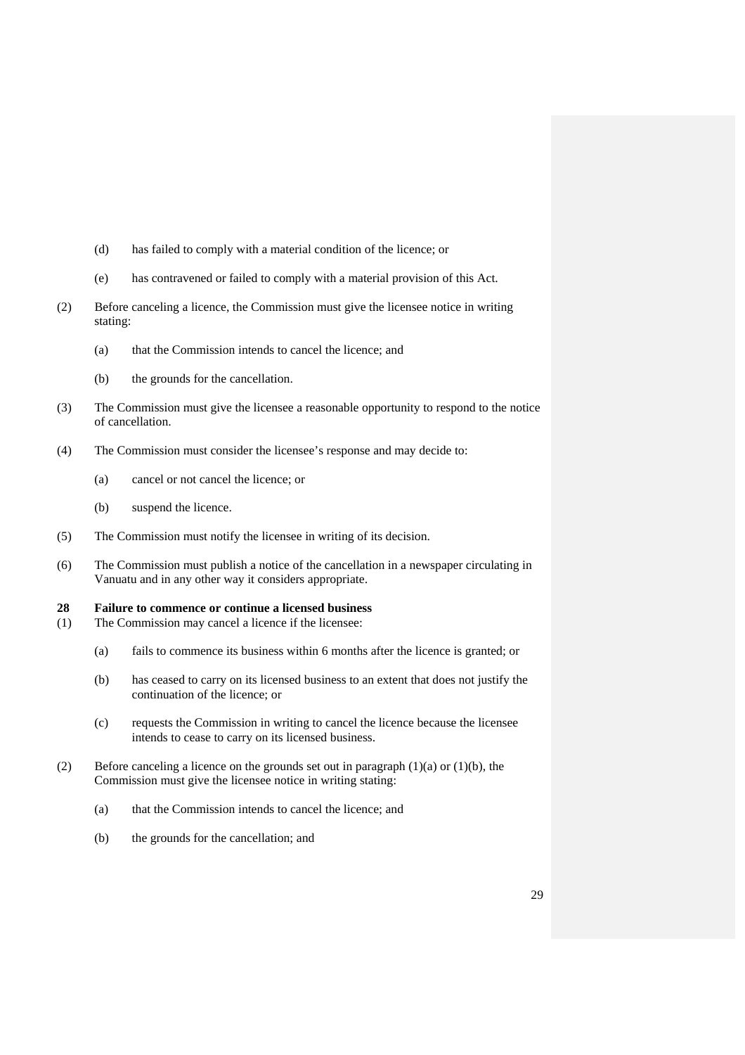(d) has failed to comply with a material condition of the licence; or

(e) has contravened or failed to comply with a material provision of this Act.

(2) Before canceling a licence, the Commission must give the licensee notice in writing stating:

(a) that the Commission intends to cancel the licence; and

(b) the grounds for the cancellation.

(3) The Commission must give the licensee a reasonable opportunity to respond to the notice of cancellation.

(4) The Commission must consider the licensee's response and may decide to:

(a) cancel or not cancel the licence; or

(b) suspend the licence.

(5) The Commission must notify the licensee in writing of its decision.

(6) The Commission must publish a notice of the cancellation in a newspaper circulating in Vanuatu and in any other way it considers appropriate.

**28 Failure to commence or continue a licensed business**

(1) The Commission may cancel a licence if the licensee:

(a) fails to commence its business within 6 months after the licence is granted; or

(b) has ceased to carry on its licensed business to an extent that does not justify the continuation of the licence; or

(c) requests the Commission in writing to cancel the licence because the licensee intends to cease to carry on its licensed business.

(2) Before canceling a licence on the grounds set out in paragraph (1)(a) or (1)(b), the Commission must give the licensee notice in writing stating:

(a) that the Commission intends to cancel the licence; and

(b) the grounds for the cancellation; and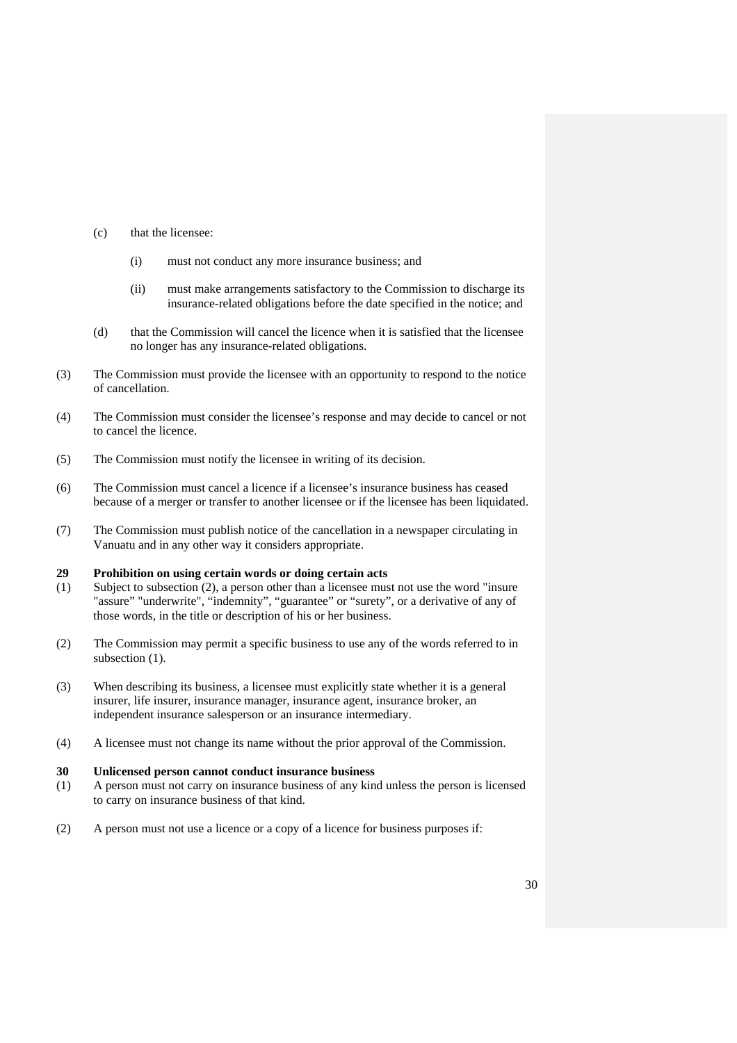(c) that the licensee:

  (i) must not conduct any more insurance business; and

  (ii) must make arrangements satisfactory to the Commission to discharge its insurance-related obligations before the date specified in the notice; and

(d) that the Commission will cancel the licence when it is satisfied that the licensee no longer has any insurance-related obligations.

(3) The Commission must provide the licensee with an opportunity to respond to the notice of cancellation.

(4) The Commission must consider the licensee's response and may decide to cancel or not to cancel the licence.

(5) The Commission must notify the licensee in writing of its decision.

(6) The Commission must cancel a licence if a licensee's insurance business has ceased because of a merger or transfer to another licensee or if the licensee has been liquidated.

(7) The Commission must publish notice of the cancellation in a newspaper circulating in Vanuatu and in any other way it considers appropriate.

**29 Prohibition on using certain words or doing certain acts**

(1) Subject to subsection (2), a person other than a licensee must not use the word "insure "assure" "underwrite", "indemnity", "guarantee" or "surety", or a derivative of any of those words, in the title or description of his or her business.

(2) The Commission may permit a specific business to use any of the words referred to in subsection (1).

(3) When describing its business, a licensee must explicitly state whether it is a general insurer, life insurer, insurance manager, insurance agent, insurance broker, an independent insurance salesperson or an insurance intermediary.

(4) A licensee must not change its name without the prior approval of the Commission.

**30 Unlicensed person cannot conduct insurance business**

(1) A person must not carry on insurance business of any kind unless the person is licensed to carry on insurance business of that kind.

(2) A person must not use a licence or a copy of a licence for business purposes if: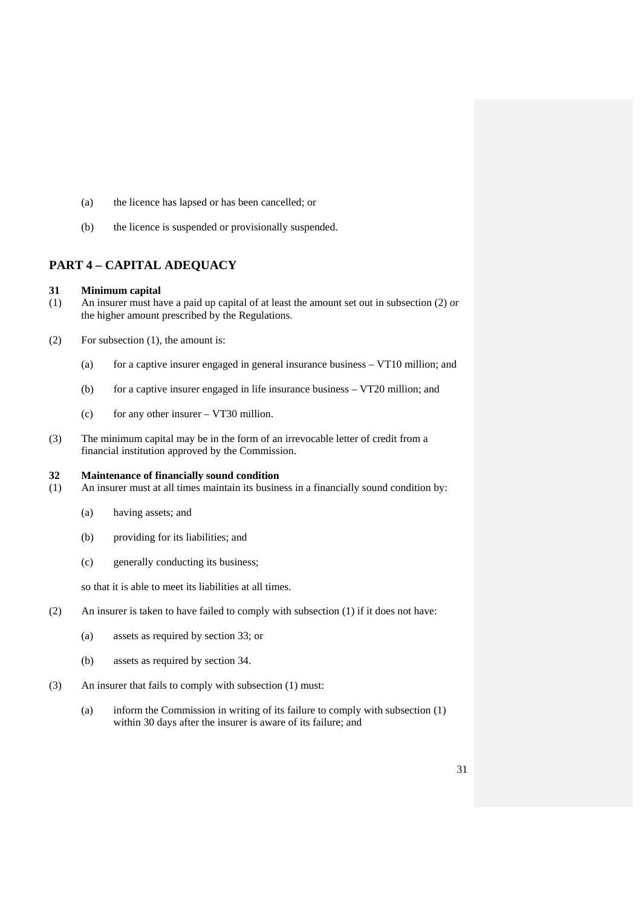(a) the licence has lapsed or has been cancelled; or

(b) the licence is suspended or provisionally suspended.

## PART 4 – CAPITAL ADEQUACY

**31 Minimum capital**

(1) An insurer must have a paid up capital of at least the amount set out in subsection (2) or the higher amount prescribed by the Regulations.

(2) For subsection (1), the amount is:

(a) for a captive insurer engaged in general insurance business – VT10 million; and

(b) for a captive insurer engaged in life insurance business – VT20 million; and

(c) for any other insurer – VT30 million.

(3) The minimum capital may be in the form of an irrevocable letter of credit from a financial institution approved by the Commission.

**32 Maintenance of financially sound condition**

(1) An insurer must at all times maintain its business in a financially sound condition by:

(a) having assets; and

(b) providing for its liabilities; and

(c) generally conducting its business;

so that it is able to meet its liabilities at all times.

(2) An insurer is taken to have failed to comply with subsection (1) if it does not have:

(a) assets as required by section 33; or

(b) assets as required by section 34.

(3) An insurer that fails to comply with subsection (1) must:

(a) inform the Commission in writing of its failure to comply with subsection (1) within 30 days after the insurer is aware of its failure; and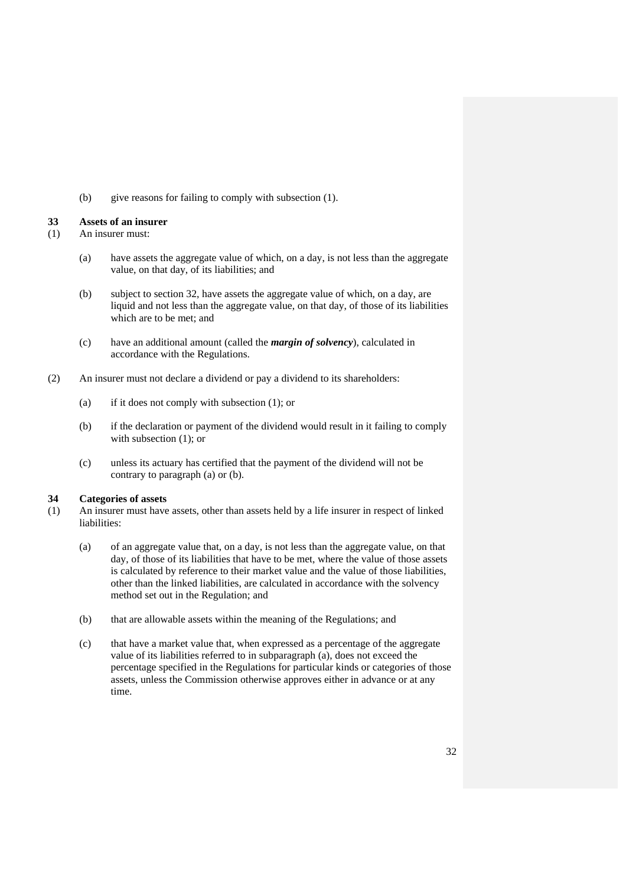(b) give reasons for failing to comply with subsection (1).

### 33 Assets of an insurer

(1) An insurer must:

(a) have assets the aggregate value of which, on a day, is not less than the aggregate value, on that day, of its liabilities; and

(b) subject to section 32, have assets the aggregate value of which, on a day, are liquid and not less than the aggregate value, on that day, of those of its liabilities which are to be met; and

(c) have an additional amount (called the ***margin of solvency***), calculated in accordance with the Regulations.

(2) An insurer must not declare a dividend or pay a dividend to its shareholders:

(a) if it does not comply with subsection (1); or

(b) if the declaration or payment of the dividend would result in it failing to comply with subsection (1); or

(c) unless its actuary has certified that the payment of the dividend will not be contrary to paragraph (a) or (b).

### 34 Categories of assets

(1) An insurer must have assets, other than assets held by a life insurer in respect of linked liabilities:

(a) of an aggregate value that, on a day, is not less than the aggregate value, on that day, of those of its liabilities that have to be met, where the value of those assets is calculated by reference to their market value and the value of those liabilities, other than the linked liabilities, are calculated in accordance with the solvency method set out in the Regulation; and

(b) that are allowable assets within the meaning of the Regulations; and

(c) that have a market value that, when expressed as a percentage of the aggregate value of its liabilities referred to in subparagraph (a), does not exceed the percentage specified in the Regulations for particular kinds or categories of those assets, unless the Commission otherwise approves either in advance or at any time.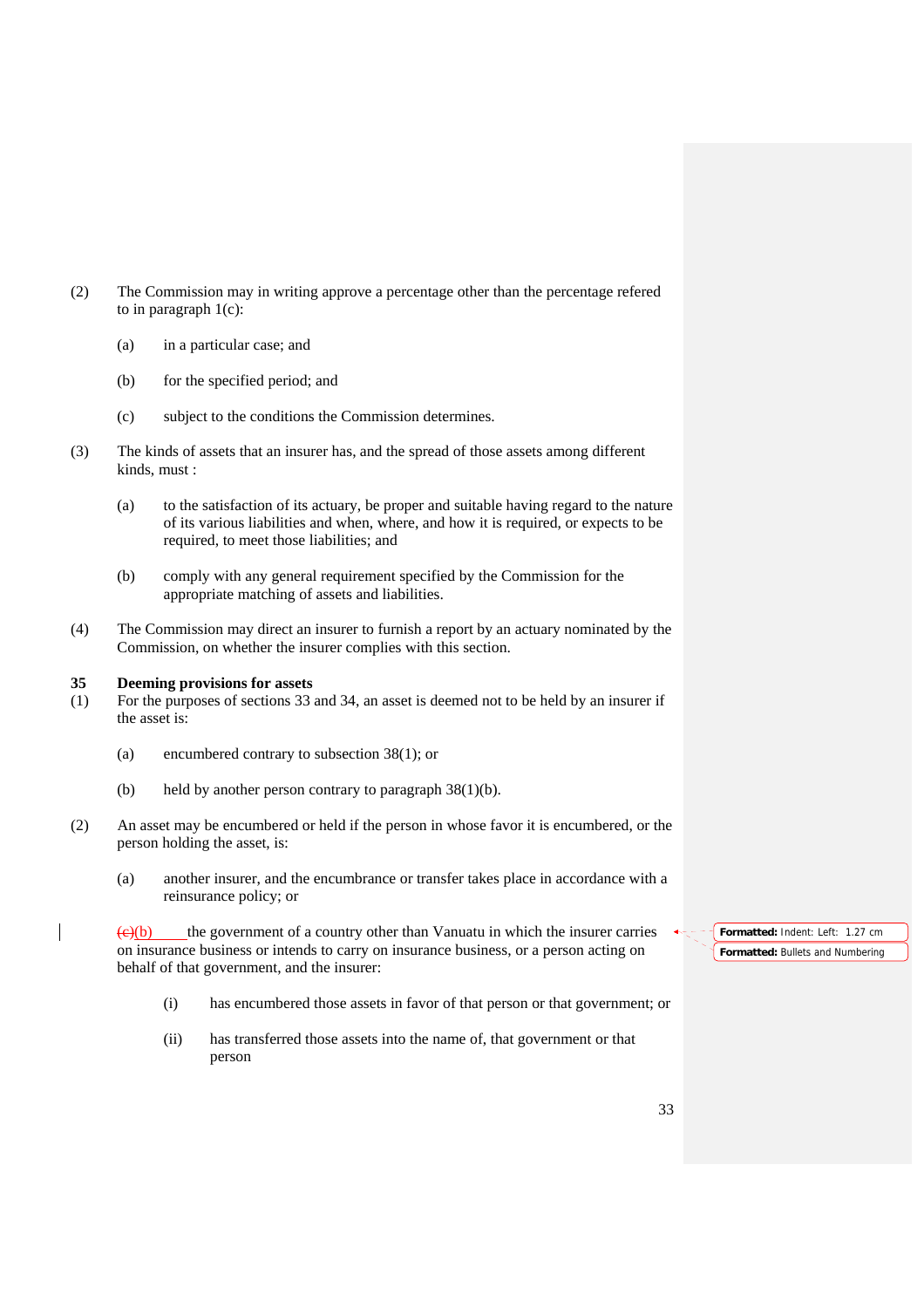(2) The Commission may in writing approve a percentage other than the percentage refered to in paragraph 1(c):

(a) in a particular case; and

(b) for the specified period; and

(c) subject to the conditions the Commission determines.

(3) The kinds of assets that an insurer has, and the spread of those assets among different kinds, must :

(a) to the satisfaction of its actuary, be proper and suitable having regard to the nature of its various liabilities and when, where, and how it is required, or expects to be required, to meet those liabilities; and

(b) comply with any general requirement specified by the Commission for the appropriate matching of assets and liabilities.

(4) The Commission may direct an insurer to furnish a report by an actuary nominated by the Commission, on whether the insurer complies with this section.

**35 Deeming provisions for assets**

(1) For the purposes of sections 33 and 34, an asset is deemed not to be held by an insurer if the asset is:

(a) encumbered contrary to subsection 38(1); or

(b) held by another person contrary to paragraph 38(1)(b).

(2) An asset may be encumbered or held if the person in whose favor it is encumbered, or the person holding the asset, is:

(a) another insurer, and the encumbrance or transfer takes place in accordance with a reinsurance policy; or

~~(c)~~(b) the government of a country other than Vanuatu in which the insurer carries on insurance business or intends to carry on insurance business, or a person acting on behalf of that government, and the insurer:

(i) has encumbered those assets in favor of that person or that government; or

(ii) has transferred those assets into the name of, that government or that person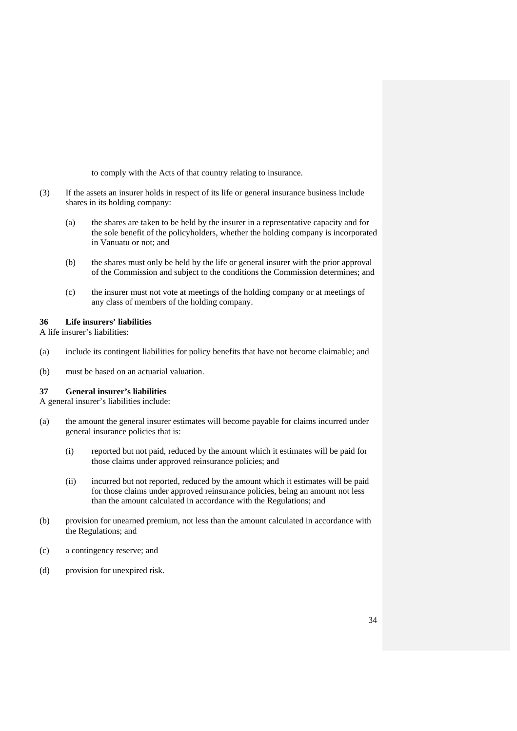to comply with the Acts of that country relating to insurance.

(3) If the assets an insurer holds in respect of its life or general insurance business include shares in its holding company:

   (a) the shares are taken to be held by the insurer in a representative capacity and for the sole benefit of the policyholders, whether the holding company is incorporated in Vanuatu or not; and

   (b) the shares must only be held by the life or general insurer with the prior approval of the Commission and subject to the conditions the Commission determines; and

   (c) the insurer must not vote at meetings of the holding company or at meetings of any class of members of the holding company.

**36 Life insurers' liabilities**

A life insurer's liabilities:

(a) include its contingent liabilities for policy benefits that have not become claimable; and

(b) must be based on an actuarial valuation.

**37 General insurer's liabilities**

A general insurer's liabilities include:

(a) the amount the general insurer estimates will become payable for claims incurred under general insurance policies that is:

   (i) reported but not paid, reduced by the amount which it estimates will be paid for those claims under approved reinsurance policies; and

   (ii) incurred but not reported, reduced by the amount which it estimates will be paid for those claims under approved reinsurance policies, being an amount not less than the amount calculated in accordance with the Regulations; and

(b) provision for unearned premium, not less than the amount calculated in accordance with the Regulations; and

(c) a contingency reserve; and

(d) provision for unexpired risk.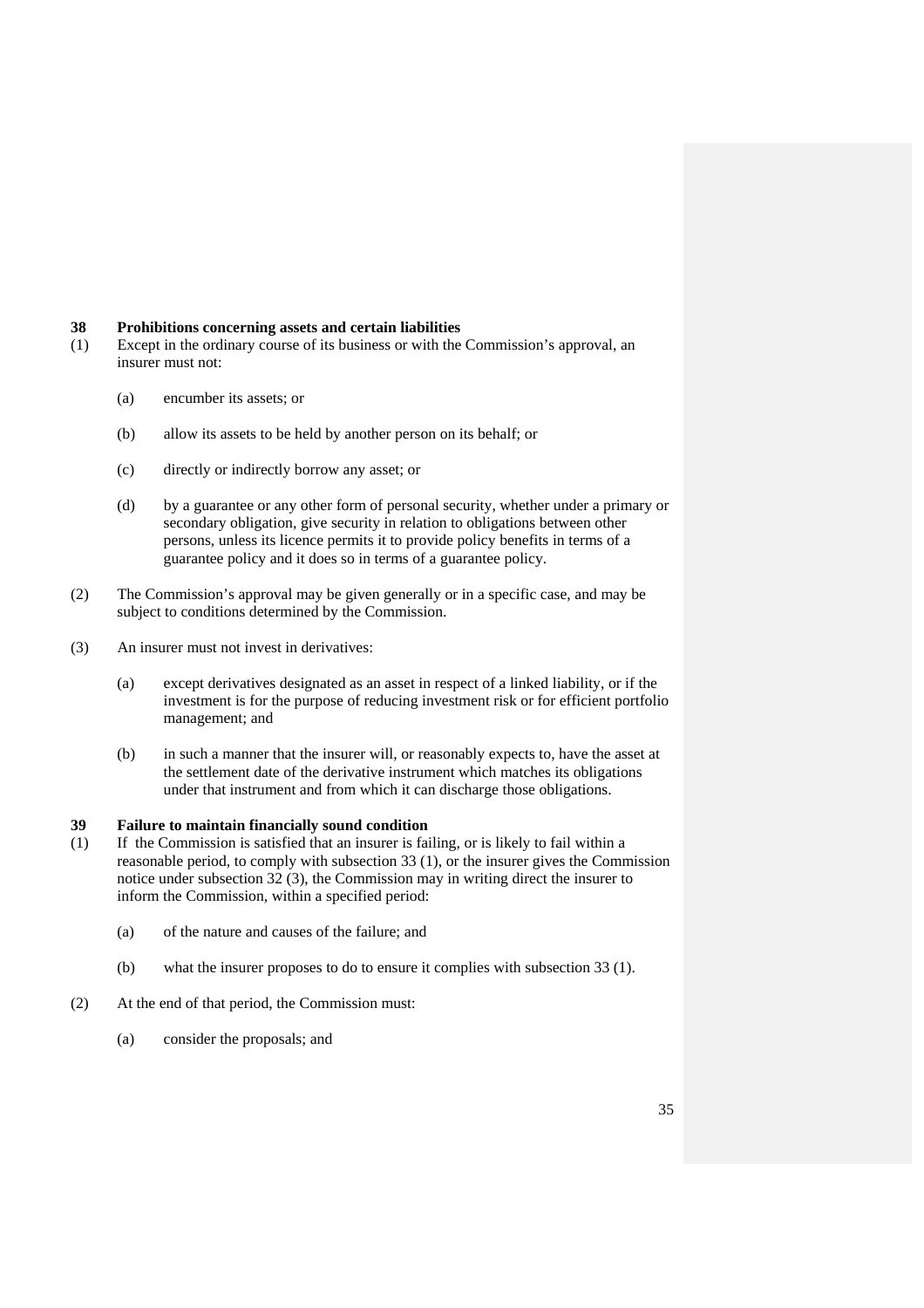### 38 Prohibitions concerning assets and certain liabilities

(1) Except in the ordinary course of its business or with the Commission's approval, an insurer must not:

- (a) encumber its assets; or
- (b) allow its assets to be held by another person on its behalf; or
- (c) directly or indirectly borrow any asset; or
- (d) by a guarantee or any other form of personal security, whether under a primary or secondary obligation, give security in relation to obligations between other persons, unless its licence permits it to provide policy benefits in terms of a guarantee policy and it does so in terms of a guarantee policy.

(2) The Commission's approval may be given generally or in a specific case, and may be subject to conditions determined by the Commission.

(3) An insurer must not invest in derivatives:

- (a) except derivatives designated as an asset in respect of a linked liability, or if the investment is for the purpose of reducing investment risk or for efficient portfolio management; and
- (b) in such a manner that the insurer will, or reasonably expects to, have the asset at the settlement date of the derivative instrument which matches its obligations under that instrument and from which it can discharge those obligations.

### 39 Failure to maintain financially sound condition

(1) If the Commission is satisfied that an insurer is failing, or is likely to fail within a reasonable period, to comply with subsection 33 (1), or the insurer gives the Commission notice under subsection 32 (3), the Commission may in writing direct the insurer to inform the Commission, within a specified period:

- (a) of the nature and causes of the failure; and
- (b) what the insurer proposes to do to ensure it complies with subsection 33 (1).

(2) At the end of that period, the Commission must:

- (a) consider the proposals; and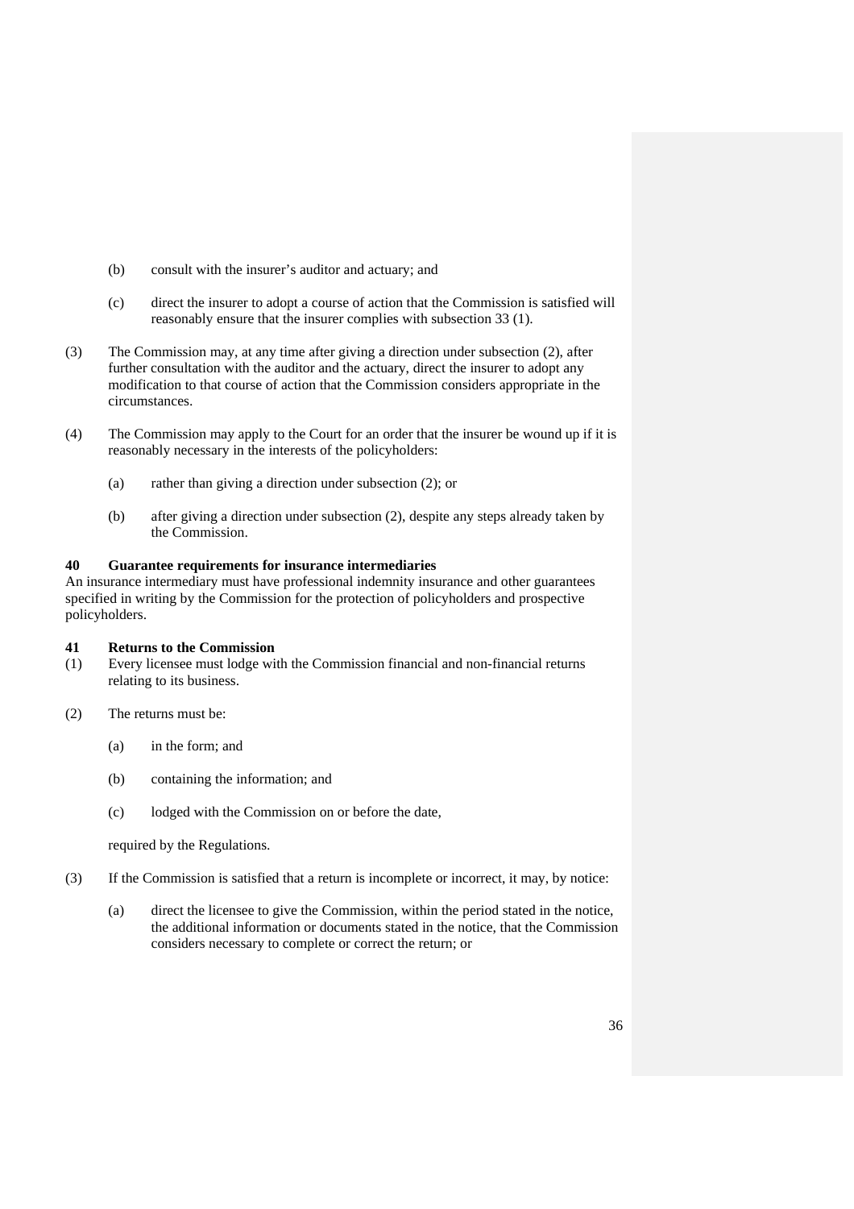(b) consult with the insurer's auditor and actuary; and

(c) direct the insurer to adopt a course of action that the Commission is satisfied will reasonably ensure that the insurer complies with subsection 33 (1).

(3) The Commission may, at any time after giving a direction under subsection (2), after further consultation with the auditor and the actuary, direct the insurer to adopt any modification to that course of action that the Commission considers appropriate in the circumstances.

(4) The Commission may apply to the Court for an order that the insurer be wound up if it is reasonably necessary in the interests of the policyholders:

(a) rather than giving a direction under subsection (2); or

(b) after giving a direction under subsection (2), despite any steps already taken by the Commission.

**40 Guarantee requirements for insurance intermediaries**

An insurance intermediary must have professional indemnity insurance and other guarantees specified in writing by the Commission for the protection of policyholders and prospective policyholders.

**41 Returns to the Commission**

(1) Every licensee must lodge with the Commission financial and non-financial returns relating to its business.

(2) The returns must be:

(a) in the form; and

(b) containing the information; and

(c) lodged with the Commission on or before the date,

required by the Regulations.

(3) If the Commission is satisfied that a return is incomplete or incorrect, it may, by notice:

(a) direct the licensee to give the Commission, within the period stated in the notice, the additional information or documents stated in the notice, that the Commission considers necessary to complete or correct the return; or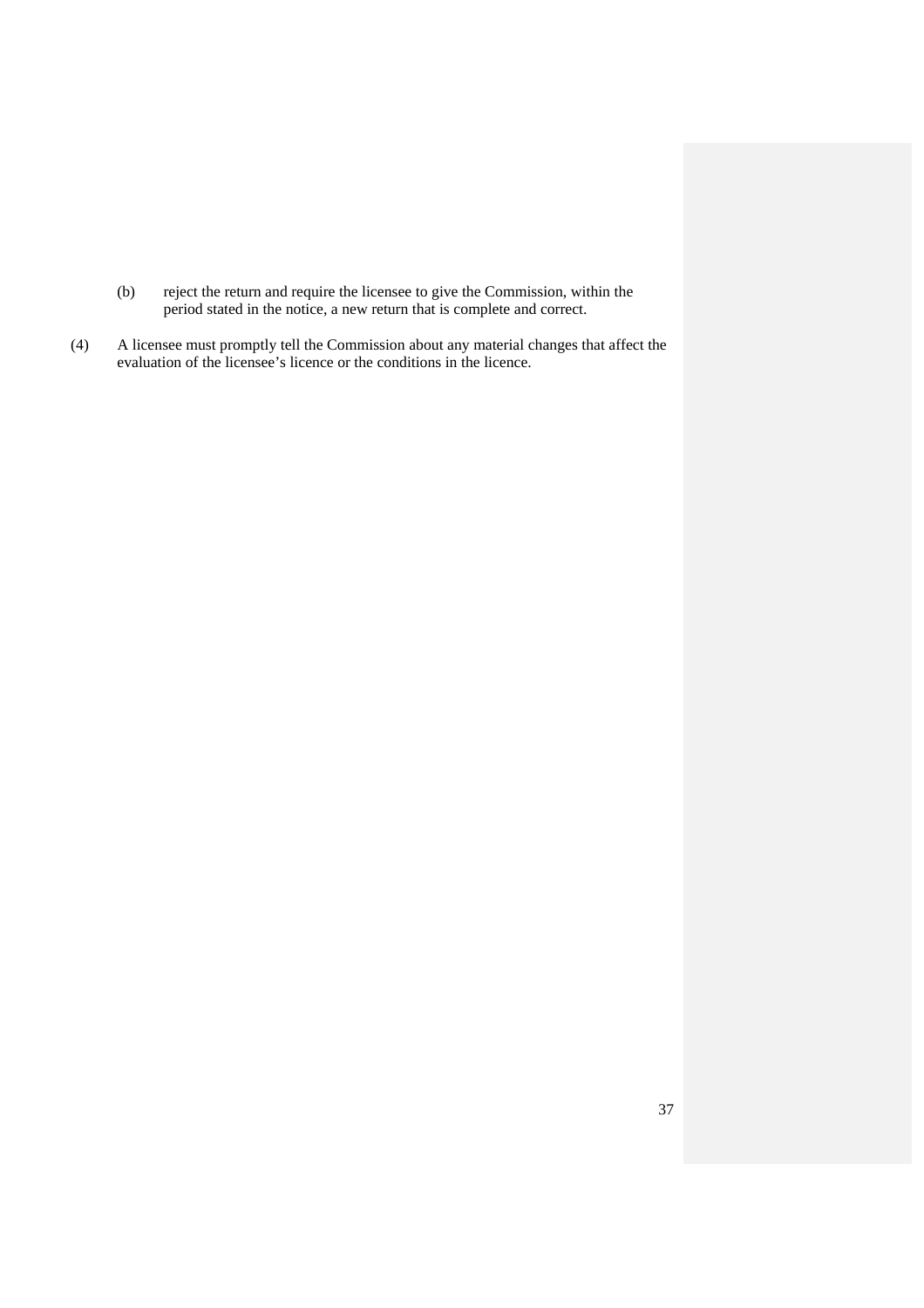(b) reject the return and require the licensee to give the Commission, within the period stated in the notice, a new return that is complete and correct.

(4) A licensee must promptly tell the Commission about any material changes that affect the evaluation of the licensee's licence or the conditions in the licence.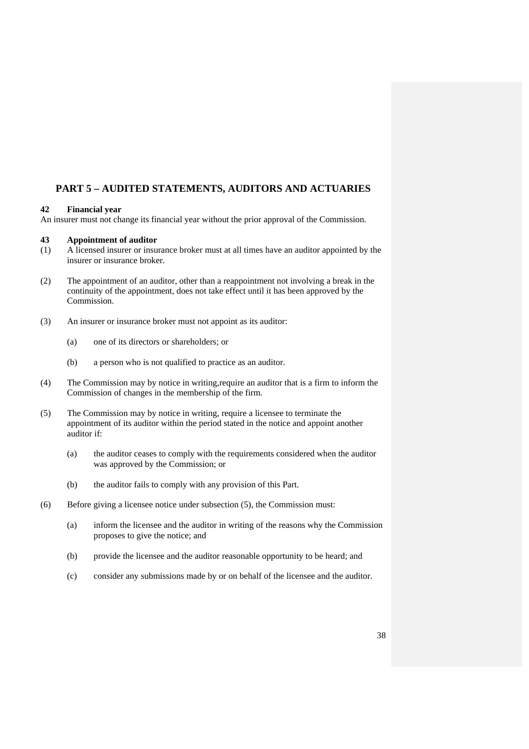## PART 5 – AUDITED STATEMENTS, AUDITORS AND ACTUARIES

### 42 Financial year

An insurer must not change its financial year without the prior approval of the Commission.

### 43 Appointment of auditor

(1) A licensed insurer or insurance broker must at all times have an auditor appointed by the insurer or insurance broker.

(2) The appointment of an auditor, other than a reappointment not involving a break in the continuity of the appointment, does not take effect until it has been approved by the Commission.

(3) An insurer or insurance broker must not appoint as its auditor:

  (a) one of its directors or shareholders; or

  (b) a person who is not qualified to practice as an auditor.

(4) The Commission may by notice in writing,require an auditor that is a firm to inform the Commission of changes in the membership of the firm.

(5) The Commission may by notice in writing, require a licensee to terminate the appointment of its auditor within the period stated in the notice and appoint another auditor if:

  (a) the auditor ceases to comply with the requirements considered when the auditor was approved by the Commission; or

  (b) the auditor fails to comply with any provision of this Part.

(6) Before giving a licensee notice under subsection (5), the Commission must:

  (a) inform the licensee and the auditor in writing of the reasons why the Commission proposes to give the notice; and

  (b) provide the licensee and the auditor reasonable opportunity to be heard; and

  (c) consider any submissions made by or on behalf of the licensee and the auditor.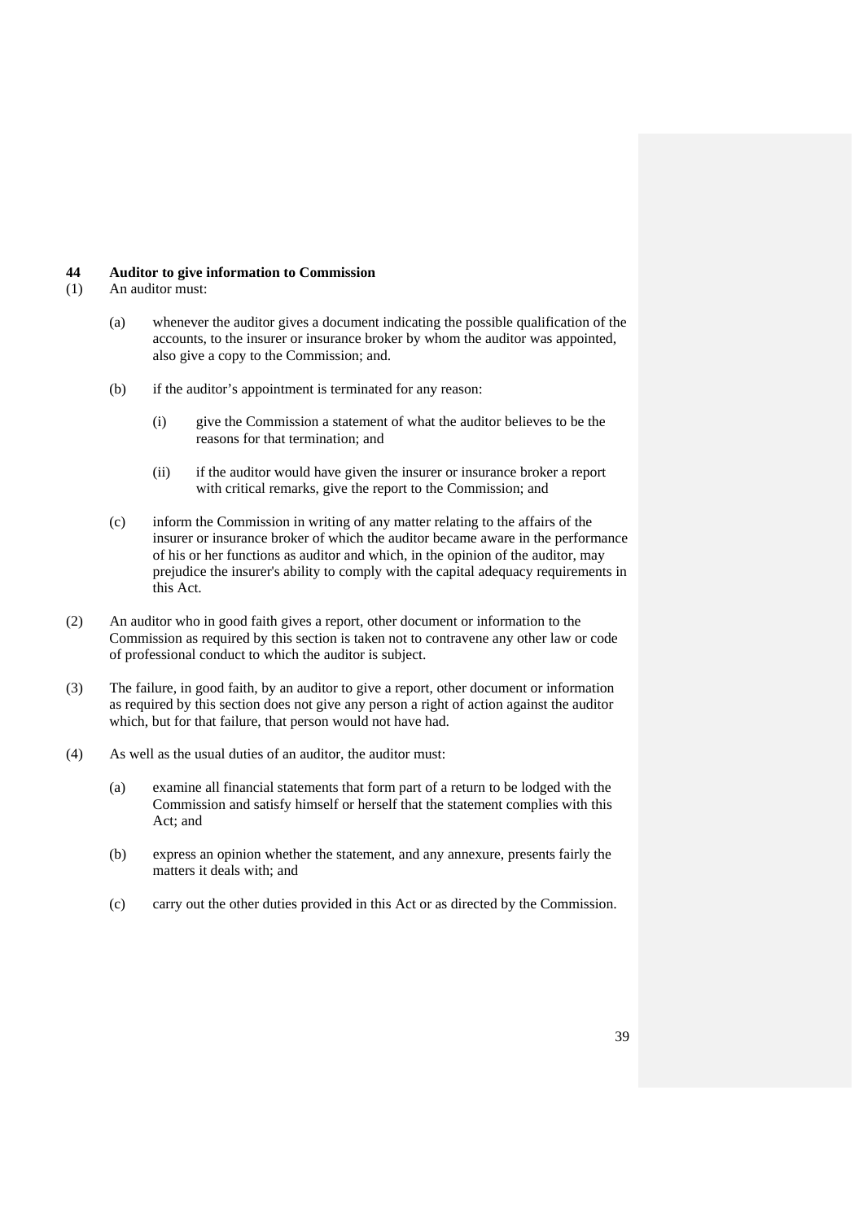## 44 Auditor to give information to Commission

(1) An auditor must:

(a) whenever the auditor gives a document indicating the possible qualification of the accounts, to the insurer or insurance broker by whom the auditor was appointed, also give a copy to the Commission; and.

(b) if the auditor's appointment is terminated for any reason:

(i) give the Commission a statement of what the auditor believes to be the reasons for that termination; and

(ii) if the auditor would have given the insurer or insurance broker a report with critical remarks, give the report to the Commission; and

(c) inform the Commission in writing of any matter relating to the affairs of the insurer or insurance broker of which the auditor became aware in the performance of his or her functions as auditor and which, in the opinion of the auditor, may prejudice the insurer's ability to comply with the capital adequacy requirements in this Act.

(2) An auditor who in good faith gives a report, other document or information to the Commission as required by this section is taken not to contravene any other law or code of professional conduct to which the auditor is subject.

(3) The failure, in good faith, by an auditor to give a report, other document or information as required by this section does not give any person a right of action against the auditor which, but for that failure, that person would not have had.

(4) As well as the usual duties of an auditor, the auditor must:

(a) examine all financial statements that form part of a return to be lodged with the Commission and satisfy himself or herself that the statement complies with this Act; and

(b) express an opinion whether the statement, and any annexure, presents fairly the matters it deals with; and

(c) carry out the other duties provided in this Act or as directed by the Commission.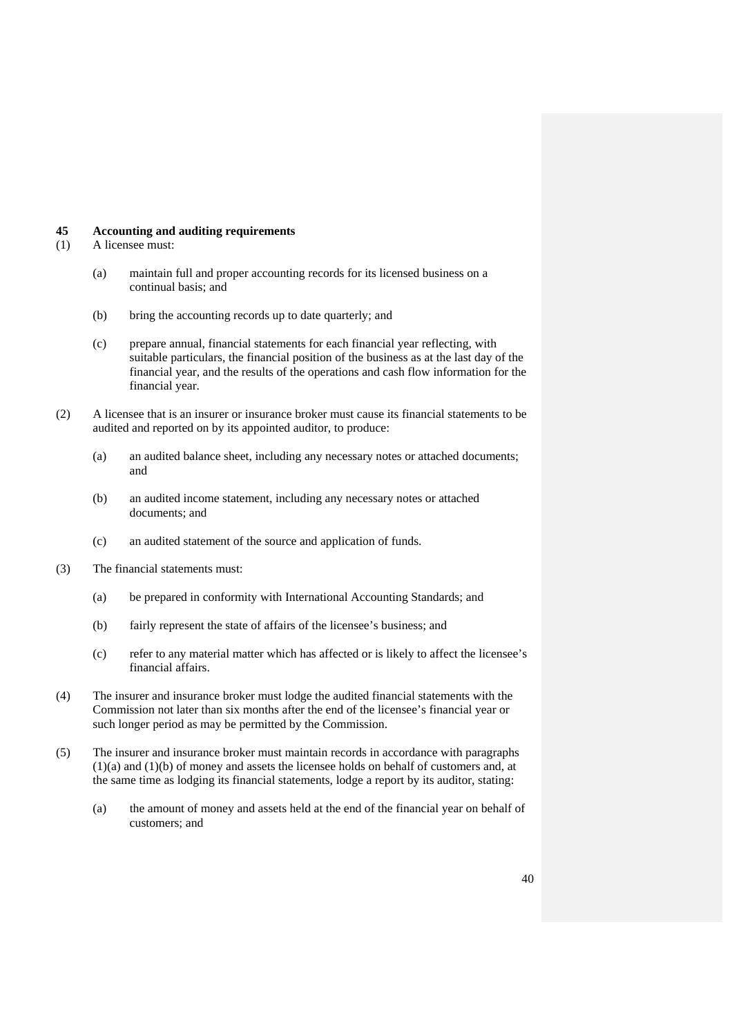## 45 Accounting and auditing requirements

(1) A licensee must:

(a) maintain full and proper accounting records for its licensed business on a continual basis; and

(b) bring the accounting records up to date quarterly; and

(c) prepare annual, financial statements for each financial year reflecting, with suitable particulars, the financial position of the business as at the last day of the financial year, and the results of the operations and cash flow information for the financial year.

(2) A licensee that is an insurer or insurance broker must cause its financial statements to be audited and reported on by its appointed auditor, to produce:

(a) an audited balance sheet, including any necessary notes or attached documents; and

(b) an audited income statement, including any necessary notes or attached documents; and

(c) an audited statement of the source and application of funds.

(3) The financial statements must:

(a) be prepared in conformity with International Accounting Standards; and

(b) fairly represent the state of affairs of the licensee's business; and

(c) refer to any material matter which has affected or is likely to affect the licensee's financial affairs.

(4) The insurer and insurance broker must lodge the audited financial statements with the Commission not later than six months after the end of the licensee's financial year or such longer period as may be permitted by the Commission.

(5) The insurer and insurance broker must maintain records in accordance with paragraphs (1)(a) and (1)(b) of money and assets the licensee holds on behalf of customers and, at the same time as lodging its financial statements, lodge a report by its auditor, stating:

(a) the amount of money and assets held at the end of the financial year on behalf of customers; and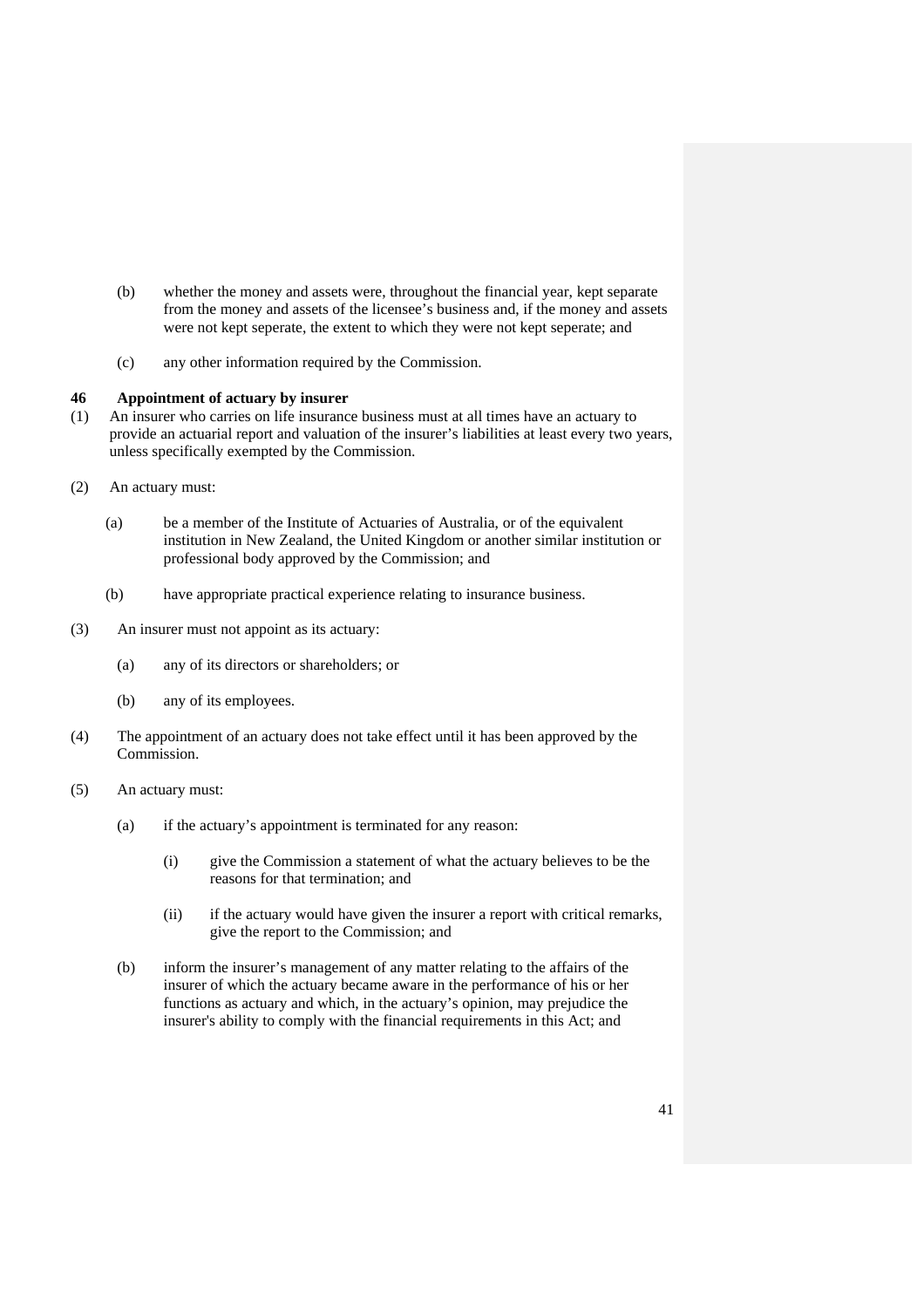(b) whether the money and assets were, throughout the financial year, kept separate from the money and assets of the licensee's business and, if the money and assets were not kept seperate, the extent to which they were not kept seperate; and

(c) any other information required by the Commission.

### 46 Appointment of actuary by insurer

(1) An insurer who carries on life insurance business must at all times have an actuary to provide an actuarial report and valuation of the insurer's liabilities at least every two years, unless specifically exempted by the Commission.

(2) An actuary must:

(a) be a member of the Institute of Actuaries of Australia, or of the equivalent institution in New Zealand, the United Kingdom or another similar institution or professional body approved by the Commission; and

(b) have appropriate practical experience relating to insurance business.

(3) An insurer must not appoint as its actuary:

(a) any of its directors or shareholders; or

(b) any of its employees.

(4) The appointment of an actuary does not take effect until it has been approved by the Commission.

(5) An actuary must:

(a) if the actuary's appointment is terminated for any reason:

(i) give the Commission a statement of what the actuary believes to be the reasons for that termination; and

(ii) if the actuary would have given the insurer a report with critical remarks, give the report to the Commission; and

(b) inform the insurer's management of any matter relating to the affairs of the insurer of which the actuary became aware in the performance of his or her functions as actuary and which, in the actuary's opinion, may prejudice the insurer's ability to comply with the financial requirements in this Act; and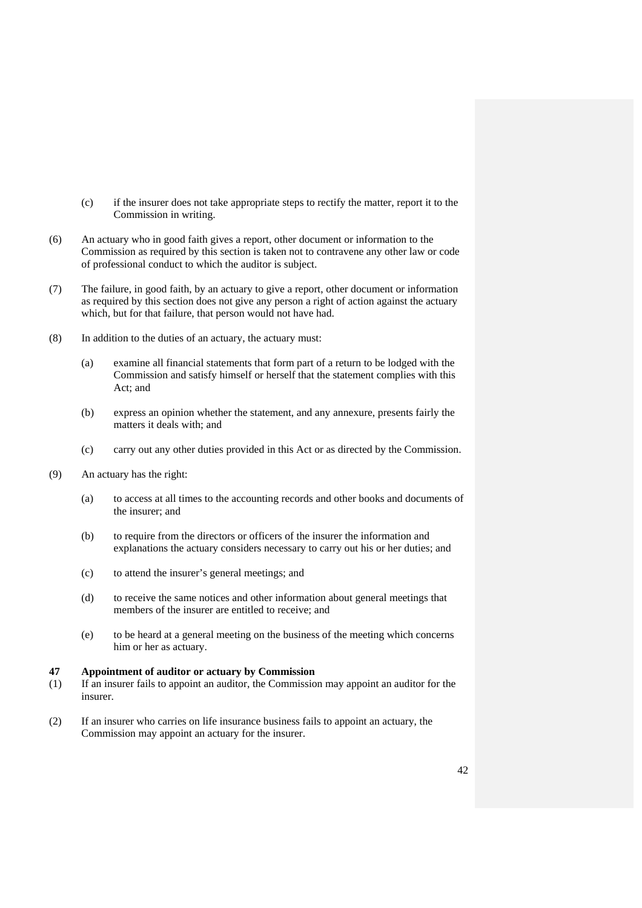(c) if the insurer does not take appropriate steps to rectify the matter, report it to the Commission in writing.

(6) An actuary who in good faith gives a report, other document or information to the Commission as required by this section is taken not to contravene any other law or code of professional conduct to which the auditor is subject.

(7) The failure, in good faith, by an actuary to give a report, other document or information as required by this section does not give any person a right of action against the actuary which, but for that failure, that person would not have had.

(8) In addition to the duties of an actuary, the actuary must:

(a) examine all financial statements that form part of a return to be lodged with the Commission and satisfy himself or herself that the statement complies with this Act; and

(b) express an opinion whether the statement, and any annexure, presents fairly the matters it deals with; and

(c) carry out any other duties provided in this Act or as directed by the Commission.

(9) An actuary has the right:

(a) to access at all times to the accounting records and other books and documents of the insurer; and

(b) to require from the directors or officers of the insurer the information and explanations the actuary considers necessary to carry out his or her duties; and

(c) to attend the insurer's general meetings; and

(d) to receive the same notices and other information about general meetings that members of the insurer are entitled to receive; and

(e) to be heard at a general meeting on the business of the meeting which concerns him or her as actuary.

**47 Appointment of auditor or actuary by Commission**

(1) If an insurer fails to appoint an auditor, the Commission may appoint an auditor for the insurer.

(2) If an insurer who carries on life insurance business fails to appoint an actuary, the Commission may appoint an actuary for the insurer.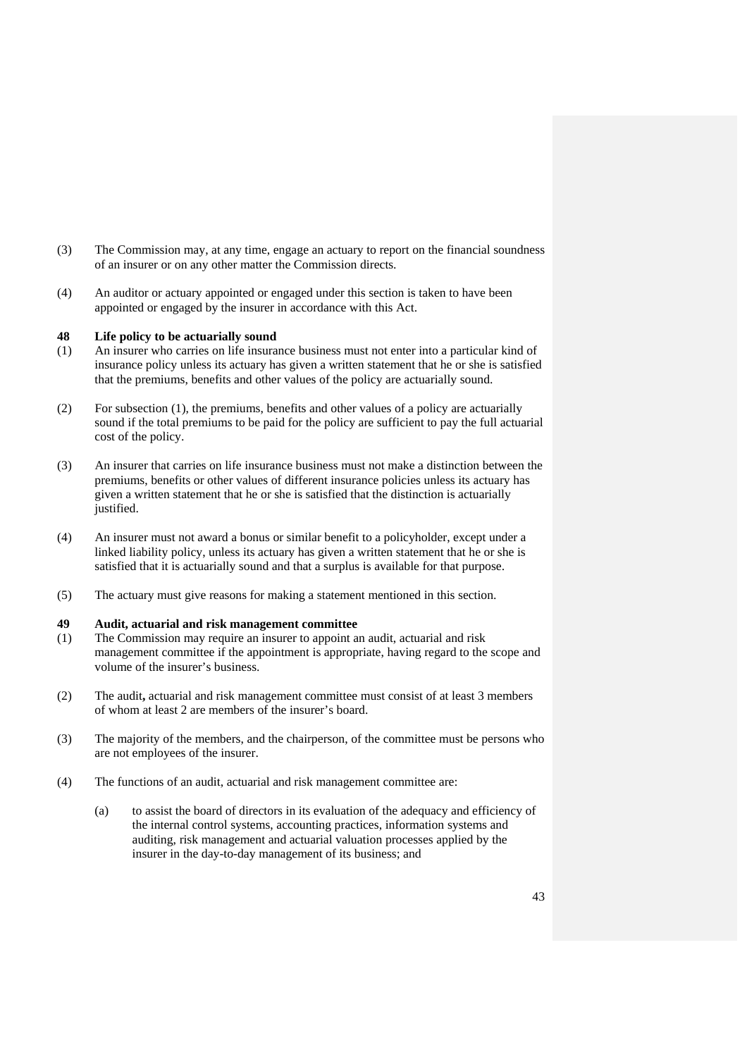(3) The Commission may, at any time, engage an actuary to report on the financial soundness of an insurer or on any other matter the Commission directs.

(4) An auditor or actuary appointed or engaged under this section is taken to have been appointed or engaged by the insurer in accordance with this Act.

### 48 Life policy to be actuarially sound

(1) An insurer who carries on life insurance business must not enter into a particular kind of insurance policy unless its actuary has given a written statement that he or she is satisfied that the premiums, benefits and other values of the policy are actuarially sound.

(2) For subsection (1), the premiums, benefits and other values of a policy are actuarially sound if the total premiums to be paid for the policy are sufficient to pay the full actuarial cost of the policy.

(3) An insurer that carries on life insurance business must not make a distinction between the premiums, benefits or other values of different insurance policies unless its actuary has given a written statement that he or she is satisfied that the distinction is actuarially justified.

(4) An insurer must not award a bonus or similar benefit to a policyholder, except under a linked liability policy, unless its actuary has given a written statement that he or she is satisfied that it is actuarially sound and that a surplus is available for that purpose.

(5) The actuary must give reasons for making a statement mentioned in this section.

### 49 Audit, actuarial and risk management committee

(1) The Commission may require an insurer to appoint an audit, actuarial and risk management committee if the appointment is appropriate, having regard to the scope and volume of the insurer's business.

(2) The audit**,** actuarial and risk management committee must consist of at least 3 members of whom at least 2 are members of the insurer's board.

(3) The majority of the members, and the chairperson, of the committee must be persons who are not employees of the insurer.

(4) The functions of an audit, actuarial and risk management committee are:

   (a) to assist the board of directors in its evaluation of the adequacy and efficiency of the internal control systems, accounting practices, information systems and auditing, risk management and actuarial valuation processes applied by the insurer in the day-to-day management of its business; and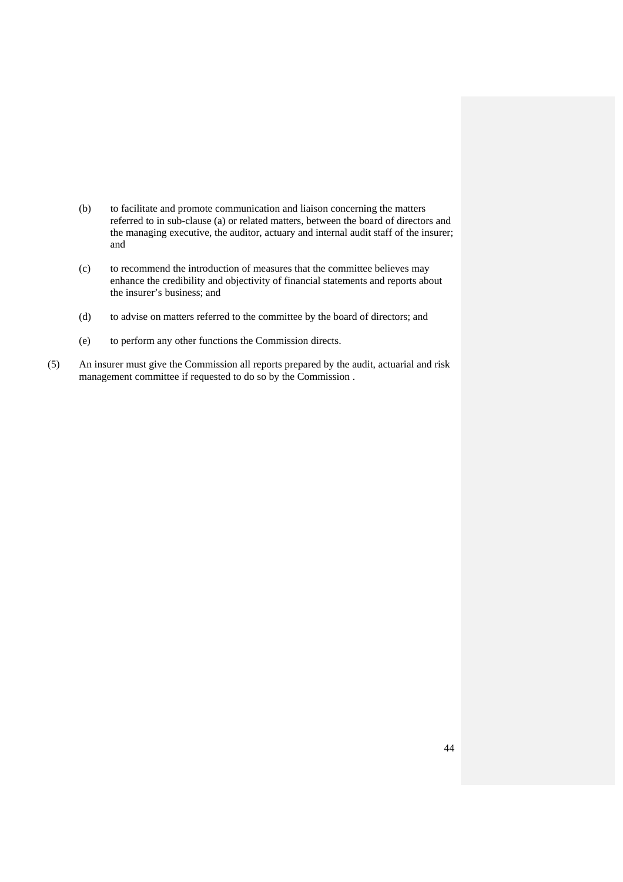(b) to facilitate and promote communication and liaison concerning the matters referred to in sub-clause (a) or related matters, between the board of directors and the managing executive, the auditor, actuary and internal audit staff of the insurer; and

(c) to recommend the introduction of measures that the committee believes may enhance the credibility and objectivity of financial statements and reports about the insurer's business; and

(d) to advise on matters referred to the committee by the board of directors; and

(e) to perform any other functions the Commission directs.

(5) An insurer must give the Commission all reports prepared by the audit, actuarial and risk management committee if requested to do so by the Commission .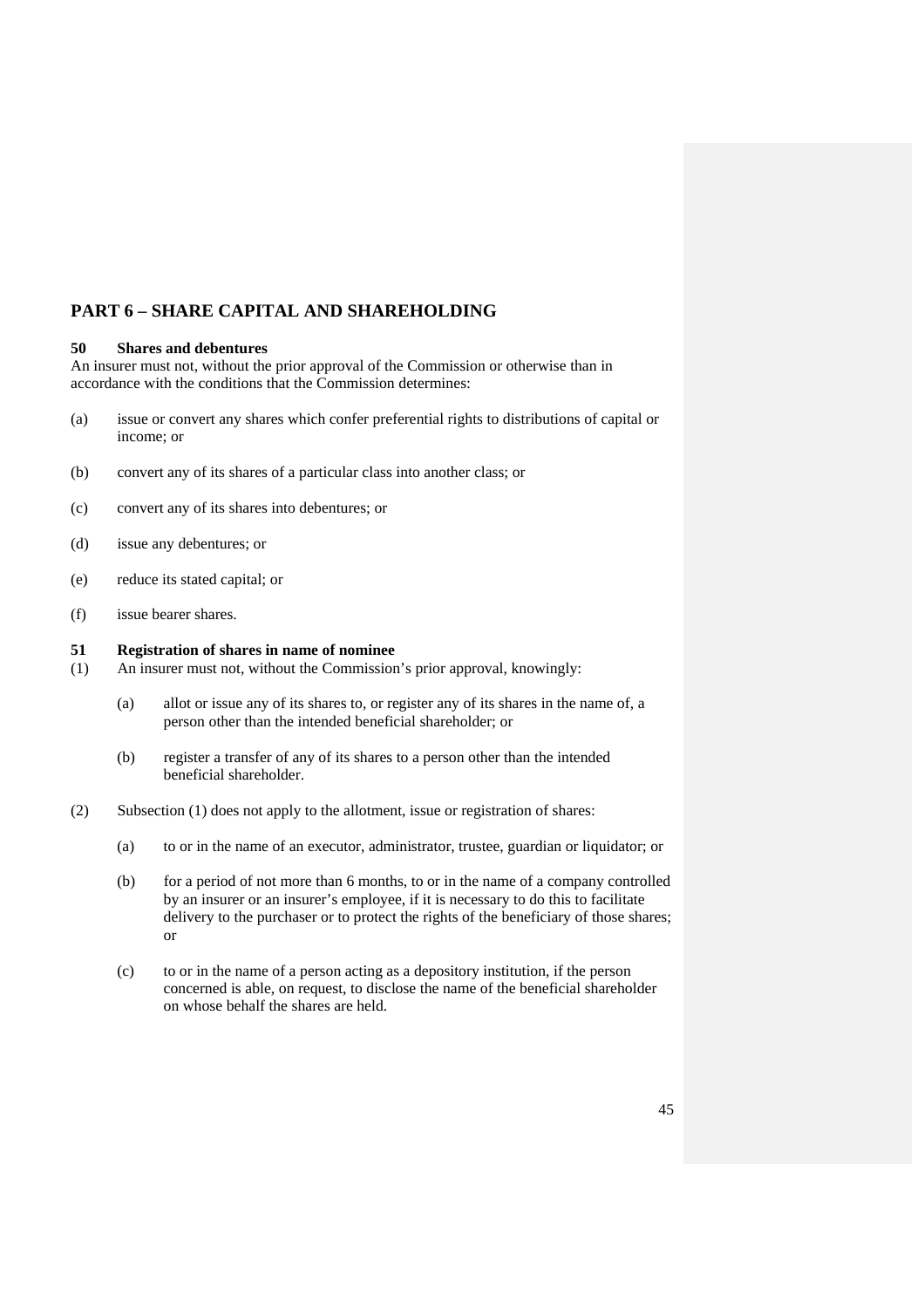## PART 6 – SHARE CAPITAL AND SHAREHOLDING

**50 Shares and debentures**

An insurer must not, without the prior approval of the Commission or otherwise than in accordance with the conditions that the Commission determines:

(a) issue or convert any shares which confer preferential rights to distributions of capital or income; or

(b) convert any of its shares of a particular class into another class; or

(c) convert any of its shares into debentures; or

(d) issue any debentures; or

(e) reduce its stated capital; or

(f) issue bearer shares.

**51 Registration of shares in name of nominee**

(1) An insurer must not, without the Commission's prior approval, knowingly:

(a) allot or issue any of its shares to, or register any of its shares in the name of, a person other than the intended beneficial shareholder; or

(b) register a transfer of any of its shares to a person other than the intended beneficial shareholder.

(2) Subsection (1) does not apply to the allotment, issue or registration of shares:

(a) to or in the name of an executor, administrator, trustee, guardian or liquidator; or

(b) for a period of not more than 6 months, to or in the name of a company controlled by an insurer or an insurer's employee, if it is necessary to do this to facilitate delivery to the purchaser or to protect the rights of the beneficiary of those shares; or

(c) to or in the name of a person acting as a depository institution, if the person concerned is able, on request, to disclose the name of the beneficial shareholder on whose behalf the shares are held.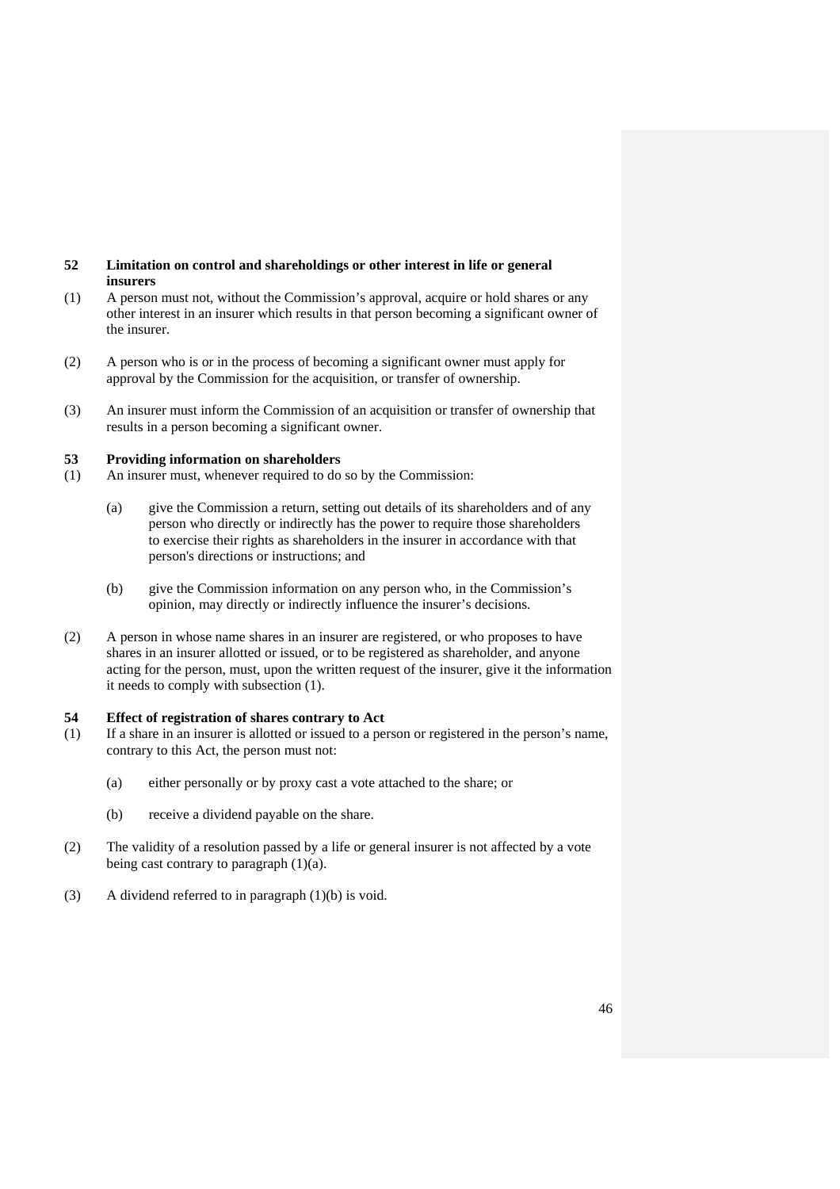### 52 Limitation on control and shareholdings or other interest in life or general insurers

(1) A person must not, without the Commission's approval, acquire or hold shares or any other interest in an insurer which results in that person becoming a significant owner of the insurer.

(2) A person who is or in the process of becoming a significant owner must apply for approval by the Commission for the acquisition, or transfer of ownership.

(3) An insurer must inform the Commission of an acquisition or transfer of ownership that results in a person becoming a significant owner.

### 53 Providing information on shareholders

(1) An insurer must, whenever required to do so by the Commission:

- (a) give the Commission a return, setting out details of its shareholders and of any person who directly or indirectly has the power to require those shareholders to exercise their rights as shareholders in the insurer in accordance with that person's directions or instructions; and

- (b) give the Commission information on any person who, in the Commission's opinion, may directly or indirectly influence the insurer's decisions.

(2) A person in whose name shares in an insurer are registered, or who proposes to have shares in an insurer allotted or issued, or to be registered as shareholder, and anyone acting for the person, must, upon the written request of the insurer, give it the information it needs to comply with subsection (1).

### 54 Effect of registration of shares contrary to Act

(1) If a share in an insurer is allotted or issued to a person or registered in the person's name, contrary to this Act, the person must not:

- (a) either personally or by proxy cast a vote attached to the share; or

- (b) receive a dividend payable on the share.

(2) The validity of a resolution passed by a life or general insurer is not affected by a vote being cast contrary to paragraph (1)(a).

(3) A dividend referred to in paragraph (1)(b) is void.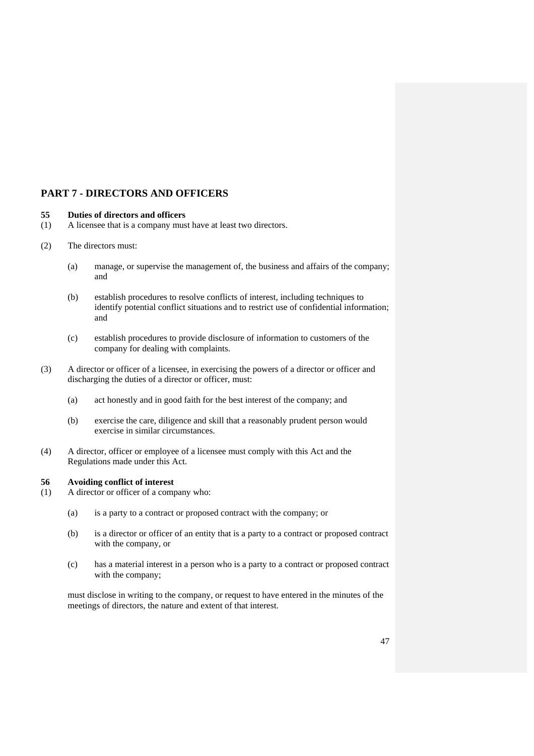## PART 7 - DIRECTORS AND OFFICERS

### 55 Duties of directors and officers

(1) A licensee that is a company must have at least two directors.

(2) The directors must:

   (a) manage, or supervise the management of, the business and affairs of the company; and

   (b) establish procedures to resolve conflicts of interest, including techniques to identify potential conflict situations and to restrict use of confidential information; and

   (c) establish procedures to provide disclosure of information to customers of the company for dealing with complaints.

(3) A director or officer of a licensee, in exercising the powers of a director or officer and discharging the duties of a director or officer, must:

   (a) act honestly and in good faith for the best interest of the company; and

   (b) exercise the care, diligence and skill that a reasonably prudent person would exercise in similar circumstances.

(4) A director, officer or employee of a licensee must comply with this Act and the Regulations made under this Act.

### 56 Avoiding conflict of interest

(1) A director or officer of a company who:

   (a) is a party to a contract or proposed contract with the company; or

   (b) is a director or officer of an entity that is a party to a contract or proposed contract with the company, or

   (c) has a material interest in a person who is a party to a contract or proposed contract with the company;

   must disclose in writing to the company, or request to have entered in the minutes of the meetings of directors, the nature and extent of that interest.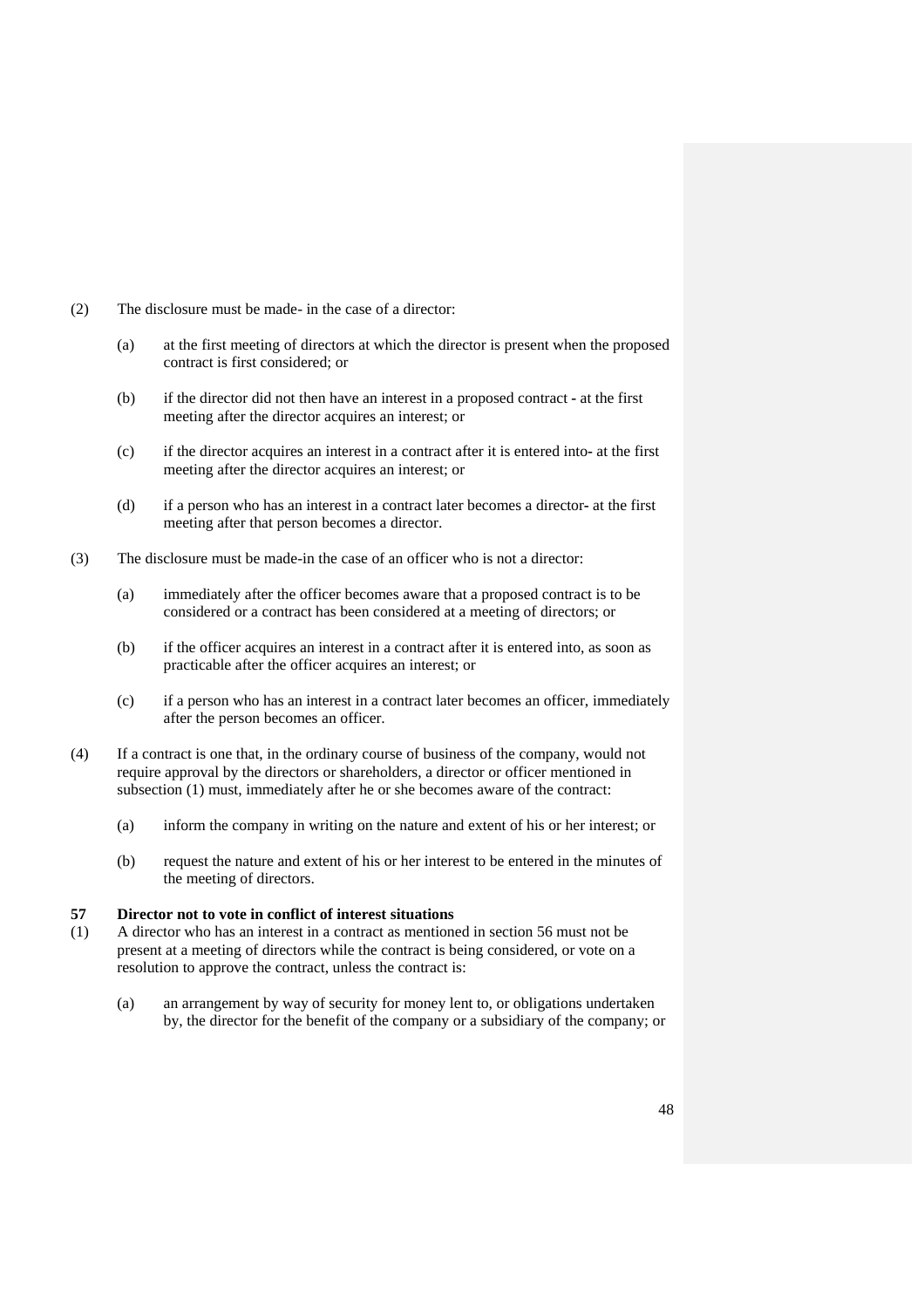(2) The disclosure must be made- in the case of a director:

  (a) at the first meeting of directors at which the director is present when the proposed contract is first considered; or

  (b) if the director did not then have an interest in a proposed contract - at the first meeting after the director acquires an interest; or

  (c) if the director acquires an interest in a contract after it is entered into**-** at the first meeting after the director acquires an interest; or

  (d) if a person who has an interest in a contract later becomes a director- at the first meeting after that person becomes a director.

(3) The disclosure must be made-in the case of an officer who is not a director:

  (a) immediately after the officer becomes aware that a proposed contract is to be considered or a contract has been considered at a meeting of directors; or

  (b) if the officer acquires an interest in a contract after it is entered into, as soon as practicable after the officer acquires an interest; or

  (c) if a person who has an interest in a contract later becomes an officer, immediately after the person becomes an officer.

(4) If a contract is one that, in the ordinary course of business of the company, would not require approval by the directors or shareholders, a director or officer mentioned in subsection (1) must, immediately after he or she becomes aware of the contract:

  (a) inform the company in writing on the nature and extent of his or her interest; or

  (b) request the nature and extent of his or her interest to be entered in the minutes of the meeting of directors.

### 57 Director not to vote in conflict of interest situations

(1) A director who has an interest in a contract as mentioned in section 56 must not be present at a meeting of directors while the contract is being considered, or vote on a resolution to approve the contract, unless the contract is:

  (a) an arrangement by way of security for money lent to, or obligations undertaken by, the director for the benefit of the company or a subsidiary of the company; or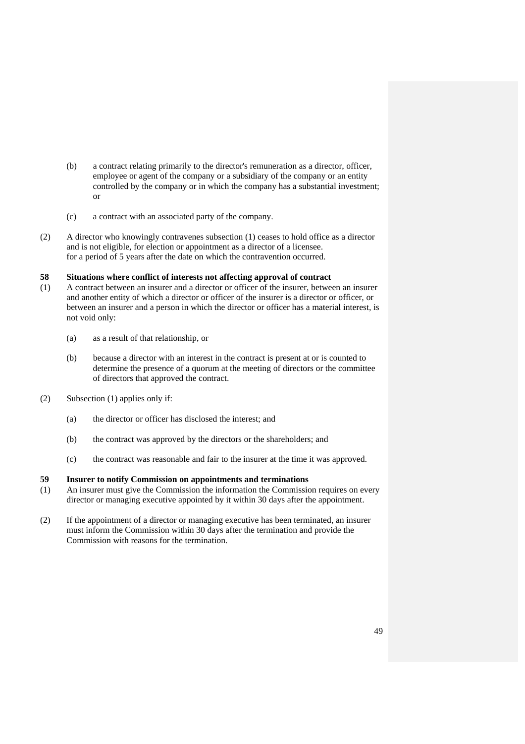(b) a contract relating primarily to the director's remuneration as a director, officer, employee or agent of the company or a subsidiary of the company or an entity controlled by the company or in which the company has a substantial investment; or

(c) a contract with an associated party of the company.

(2) A director who knowingly contravenes subsection (1) ceases to hold office as a director and is not eligible, for election or appointment as a director of a licensee. for a period of 5 years after the date on which the contravention occurred.

**58 Situations where conflict of interests not affecting approval of contract**

(1) A contract between an insurer and a director or officer of the insurer, between an insurer and another entity of which a director or officer of the insurer is a director or officer, or between an insurer and a person in which the director or officer has a material interest, is not void only:

(a) as a result of that relationship, or

(b) because a director with an interest in the contract is present at or is counted to determine the presence of a quorum at the meeting of directors or the committee of directors that approved the contract.

(2) Subsection (1) applies only if:

(a) the director or officer has disclosed the interest; and

(b) the contract was approved by the directors or the shareholders; and

(c) the contract was reasonable and fair to the insurer at the time it was approved.

**59 Insurer to notify Commission on appointments and terminations**

(1) An insurer must give the Commission the information the Commission requires on every director or managing executive appointed by it within 30 days after the appointment.

(2) If the appointment of a director or managing executive has been terminated, an insurer must inform the Commission within 30 days after the termination and provide the Commission with reasons for the termination.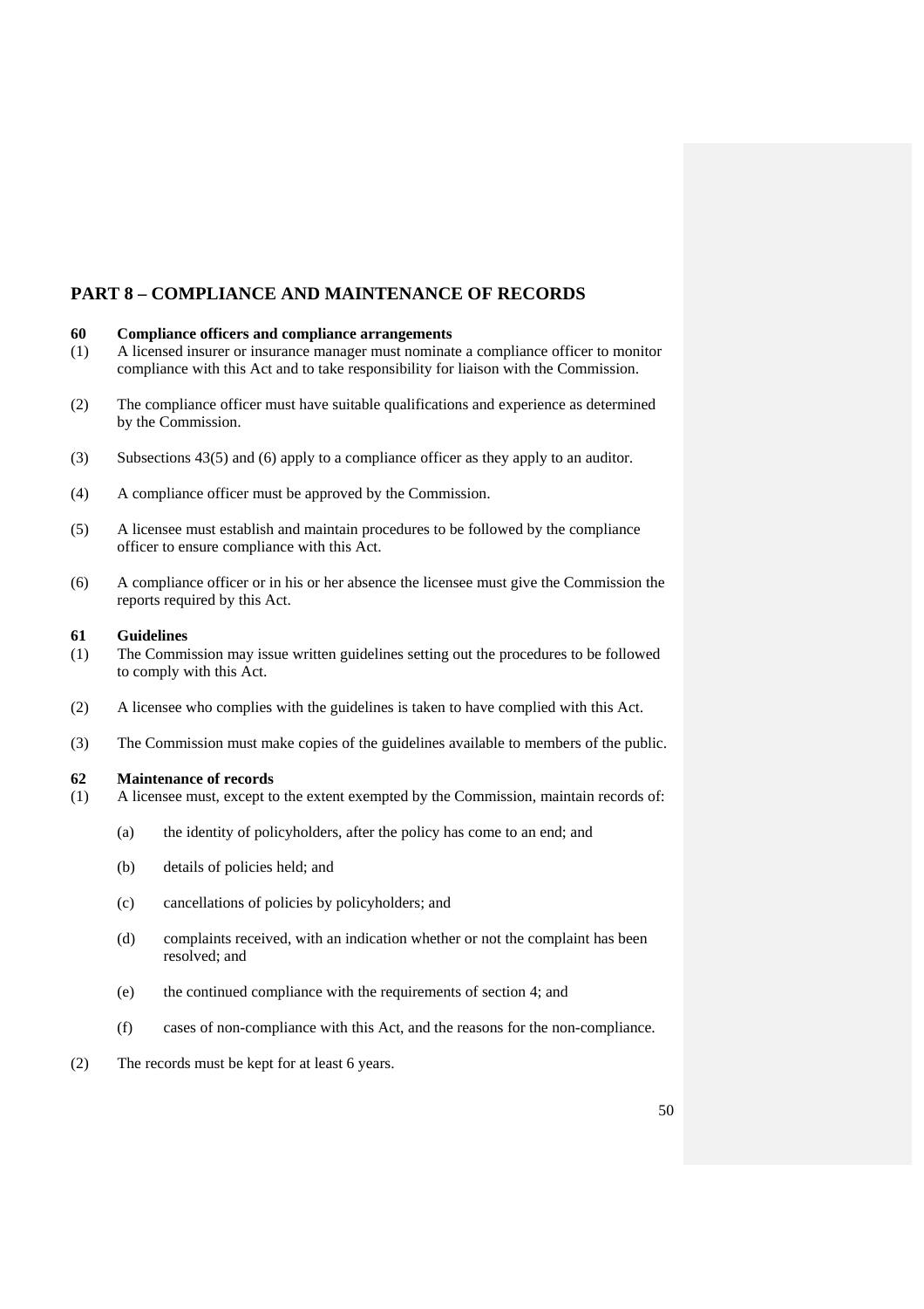## PART 8 – COMPLIANCE AND MAINTENANCE OF RECORDS

### 60 Compliance officers and compliance arrangements

(1) A licensed insurer or insurance manager must nominate a compliance officer to monitor compliance with this Act and to take responsibility for liaison with the Commission.

(2) The compliance officer must have suitable qualifications and experience as determined by the Commission.

(3) Subsections 43(5) and (6) apply to a compliance officer as they apply to an auditor.

(4) A compliance officer must be approved by the Commission.

(5) A licensee must establish and maintain procedures to be followed by the compliance officer to ensure compliance with this Act.

(6) A compliance officer or in his or her absence the licensee must give the Commission the reports required by this Act.

### 61 Guidelines

(1) The Commission may issue written guidelines setting out the procedures to be followed to comply with this Act.

(2) A licensee who complies with the guidelines is taken to have complied with this Act.

(3) The Commission must make copies of the guidelines available to members of the public.

### 62 Maintenance of records

(1) A licensee must, except to the extent exempted by the Commission, maintain records of:

- (a) the identity of policyholders, after the policy has come to an end; and
- (b) details of policies held; and
- (c) cancellations of policies by policyholders; and
- (d) complaints received, with an indication whether or not the complaint has been resolved; and
- (e) the continued compliance with the requirements of section 4; and
- (f) cases of non-compliance with this Act, and the reasons for the non-compliance.

(2) The records must be kept for at least 6 years.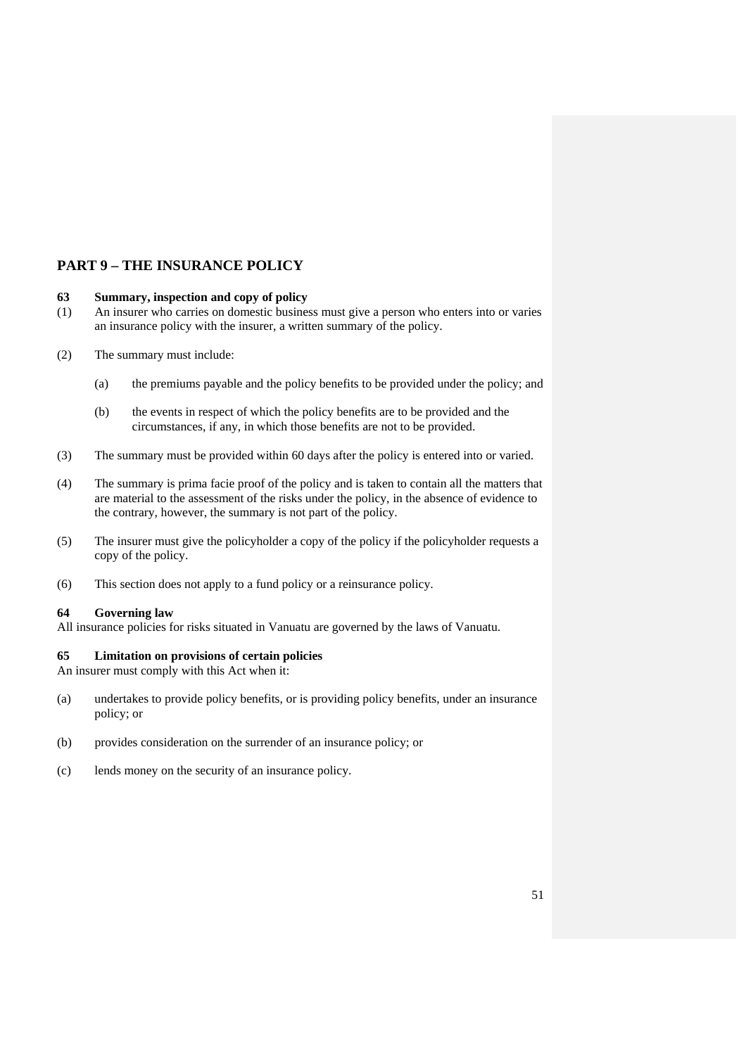## PART 9 – THE INSURANCE POLICY

### 63 Summary, inspection and copy of policy

(1) An insurer who carries on domestic business must give a person who enters into or varies an insurance policy with the insurer, a written summary of the policy.

(2) The summary must include:

  (a) the premiums payable and the policy benefits to be provided under the policy; and

  (b) the events in respect of which the policy benefits are to be provided and the circumstances, if any, in which those benefits are not to be provided.

(3) The summary must be provided within 60 days after the policy is entered into or varied.

(4) The summary is prima facie proof of the policy and is taken to contain all the matters that are material to the assessment of the risks under the policy, in the absence of evidence to the contrary, however, the summary is not part of the policy.

(5) The insurer must give the policyholder a copy of the policy if the policyholder requests a copy of the policy.

(6) This section does not apply to a fund policy or a reinsurance policy.

### 64 Governing law

All insurance policies for risks situated in Vanuatu are governed by the laws of Vanuatu.

### 65 Limitation on provisions of certain policies

An insurer must comply with this Act when it:

(a) undertakes to provide policy benefits, or is providing policy benefits, under an insurance policy; or

(b) provides consideration on the surrender of an insurance policy; or

(c) lends money on the security of an insurance policy.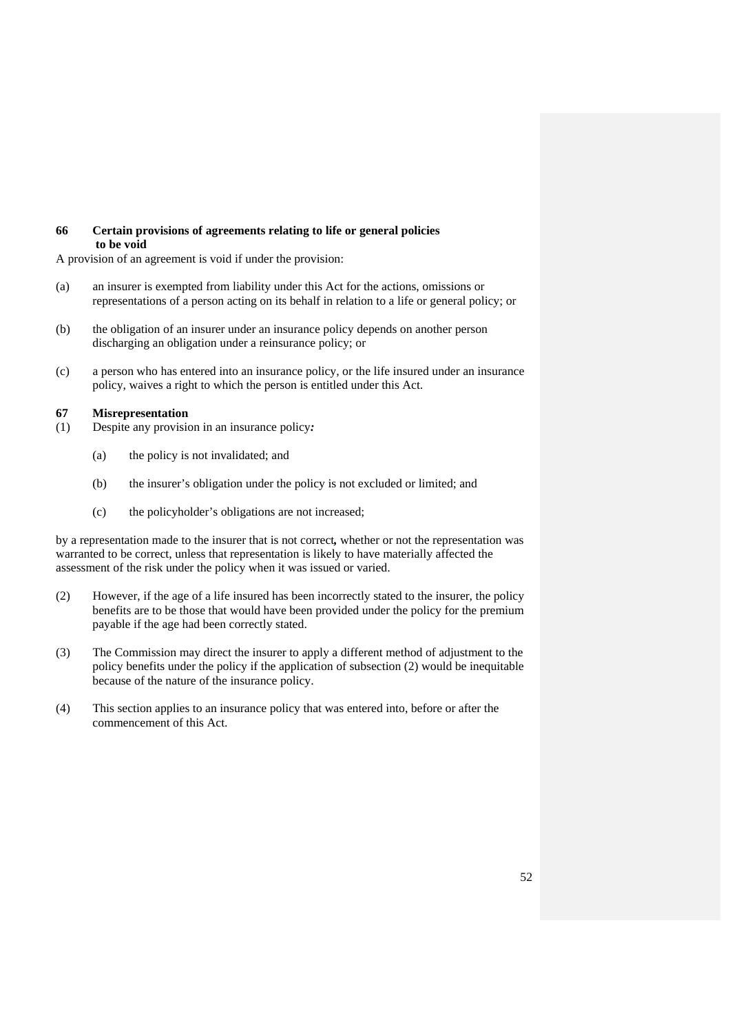**66 Certain provisions of agreements relating to life or general policies to be void**

A provision of an agreement is void if under the provision:

(a) an insurer is exempted from liability under this Act for the actions, omissions or representations of a person acting on its behalf in relation to a life or general policy; or

(b) the obligation of an insurer under an insurance policy depends on another person discharging an obligation under a reinsurance policy; or

(c) a person who has entered into an insurance policy, or the life insured under an insurance policy, waives a right to which the person is entitled under this Act.

**67 Misrepresentation**

(1) Despite any provision in an insurance policy***:***

(a) the policy is not invalidated; and

(b) the insurer's obligation under the policy is not excluded or limited; and

(c) the policyholder's obligations are not increased;

by a representation made to the insurer that is not correct***,*** whether or not the representation was warranted to be correct, unless that representation is likely to have materially affected the assessment of the risk under the policy when it was issued or varied.

(2) However, if the age of a life insured has been incorrectly stated to the insurer, the policy benefits are to be those that would have been provided under the policy for the premium payable if the age had been correctly stated.

(3) The Commission may direct the insurer to apply a different method of adjustment to the policy benefits under the policy if the application of subsection (2) would be inequitable because of the nature of the insurance policy.

(4) This section applies to an insurance policy that was entered into, before or after the commencement of this Act.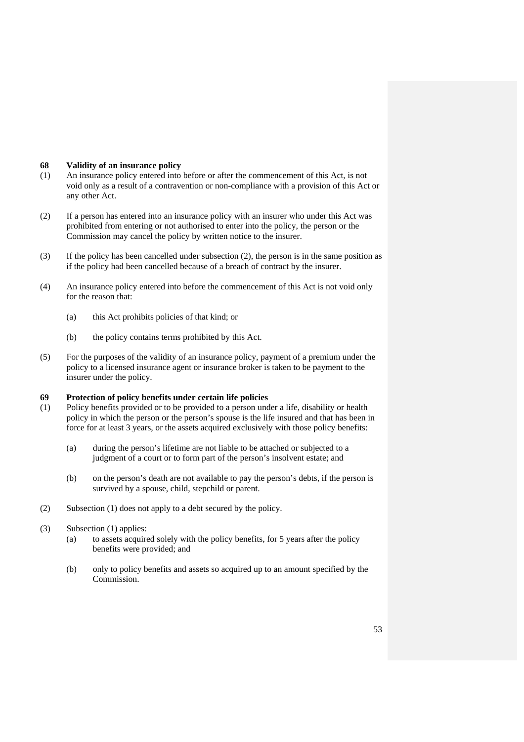## 68 Validity of an insurance policy

(1) An insurance policy entered into before or after the commencement of this Act, is not void only as a result of a contravention or non-compliance with a provision of this Act or any other Act.

(2) If a person has entered into an insurance policy with an insurer who under this Act was prohibited from entering or not authorised to enter into the policy, the person or the Commission may cancel the policy by written notice to the insurer.

(3) If the policy has been cancelled under subsection (2), the person is in the same position as if the policy had been cancelled because of a breach of contract by the insurer.

(4) An insurance policy entered into before the commencement of this Act is not void only for the reason that:

(a) this Act prohibits policies of that kind; or

(b) the policy contains terms prohibited by this Act.

(5) For the purposes of the validity of an insurance policy, payment of a premium under the policy to a licensed insurance agent or insurance broker is taken to be payment to the insurer under the policy.

## 69 Protection of policy benefits under certain life policies

(1) Policy benefits provided or to be provided to a person under a life, disability or health policy in which the person or the person's spouse is the life insured and that has been in force for at least 3 years, or the assets acquired exclusively with those policy benefits:

(a) during the person's lifetime are not liable to be attached or subjected to a judgment of a court or to form part of the person's insolvent estate; and

(b) on the person's death are not available to pay the person's debts, if the person is survived by a spouse, child, stepchild or parent.

(2) Subsection (1) does not apply to a debt secured by the policy.

(3) Subsection (1) applies:

(a) to assets acquired solely with the policy benefits, for 5 years after the policy benefits were provided; and

(b) only to policy benefits and assets so acquired up to an amount specified by the Commission.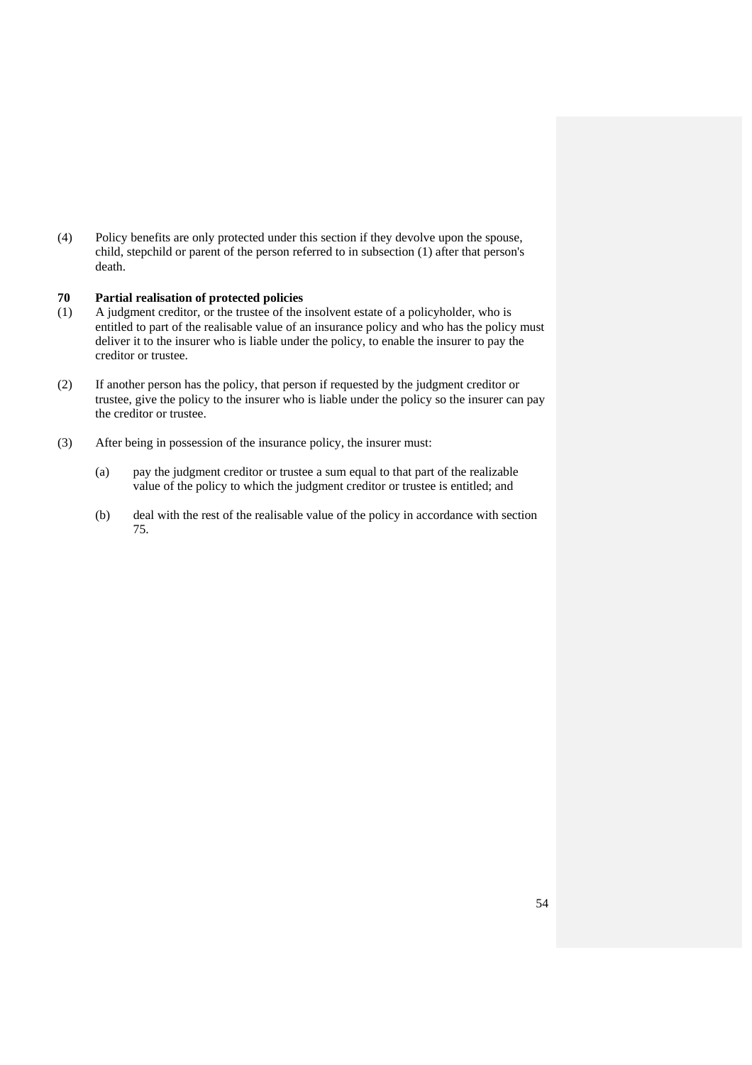(4) Policy benefits are only protected under this section if they devolve upon the spouse, child, stepchild or parent of the person referred to in subsection (1) after that person's death.

### 70 Partial realisation of protected policies

(1) A judgment creditor, or the trustee of the insolvent estate of a policyholder, who is entitled to part of the realisable value of an insurance policy and who has the policy must deliver it to the insurer who is liable under the policy, to enable the insurer to pay the creditor or trustee.

(2) If another person has the policy, that person if requested by the judgment creditor or trustee, give the policy to the insurer who is liable under the policy so the insurer can pay the creditor or trustee.

(3) After being in possession of the insurance policy, the insurer must:

(a) pay the judgment creditor or trustee a sum equal to that part of the realizable value of the policy to which the judgment creditor or trustee is entitled; and

(b) deal with the rest of the realisable value of the policy in accordance with section 75.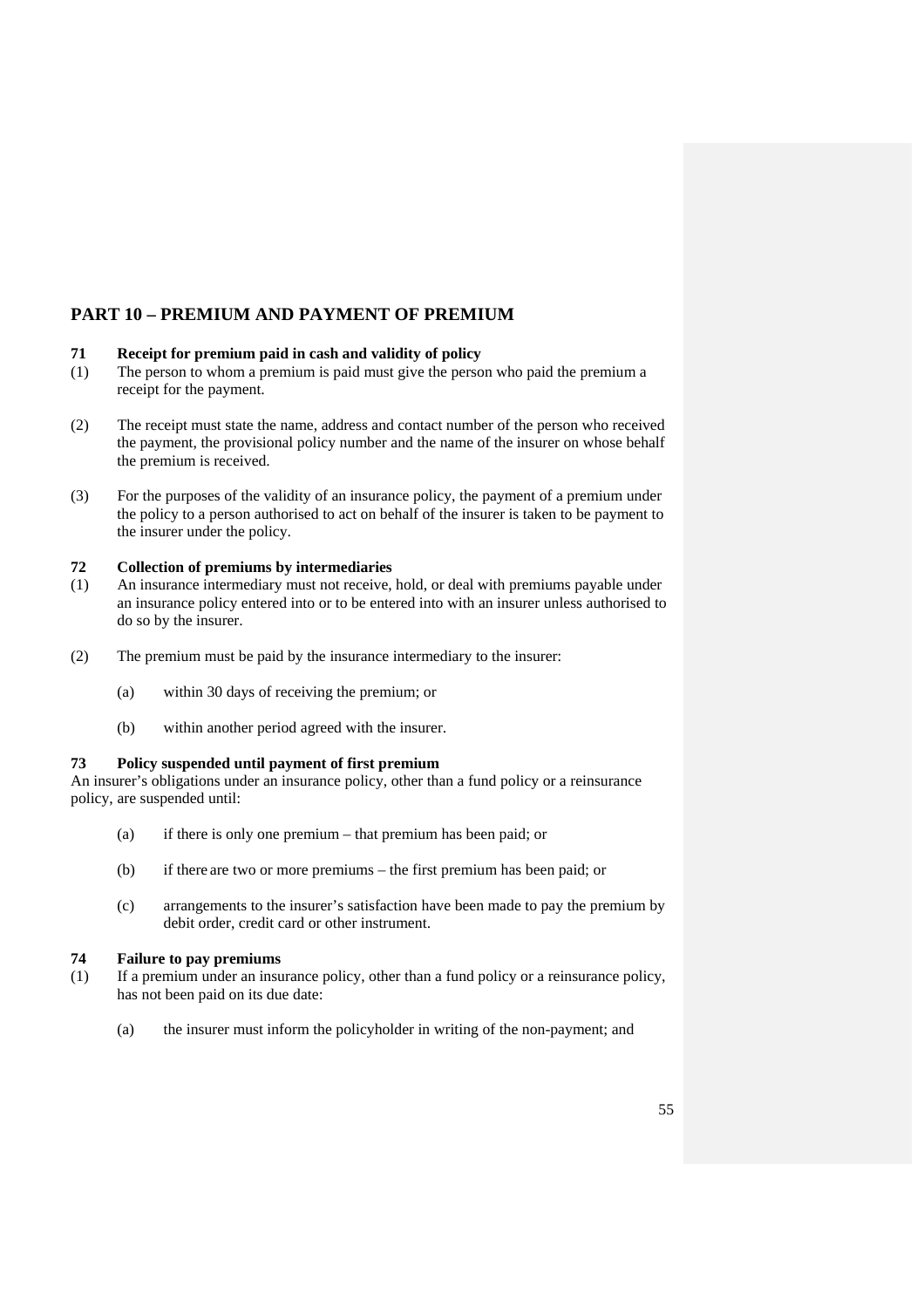## PART 10 – PREMIUM AND PAYMENT OF PREMIUM

### 71 Receipt for premium paid in cash and validity of policy

(1) The person to whom a premium is paid must give the person who paid the premium a receipt for the payment.

(2) The receipt must state the name, address and contact number of the person who received the payment, the provisional policy number and the name of the insurer on whose behalf the premium is received.

(3) For the purposes of the validity of an insurance policy, the payment of a premium under the policy to a person authorised to act on behalf of the insurer is taken to be payment to the insurer under the policy.

### 72 Collection of premiums by intermediaries

(1) An insurance intermediary must not receive, hold, or deal with premiums payable under an insurance policy entered into or to be entered into with an insurer unless authorised to do so by the insurer.

(2) The premium must be paid by the insurance intermediary to the insurer:

(a) within 30 days of receiving the premium; or

(b) within another period agreed with the insurer.

### 73 Policy suspended until payment of first premium

An insurer's obligations under an insurance policy, other than a fund policy or a reinsurance policy, are suspended until:

(a) if there is only one premium – that premium has been paid; or

(b) if there are two or more premiums – the first premium has been paid; or

(c) arrangements to the insurer's satisfaction have been made to pay the premium by debit order, credit card or other instrument.

### 74 Failure to pay premiums

(1) If a premium under an insurance policy, other than a fund policy or a reinsurance policy, has not been paid on its due date:

(a) the insurer must inform the policyholder in writing of the non-payment; and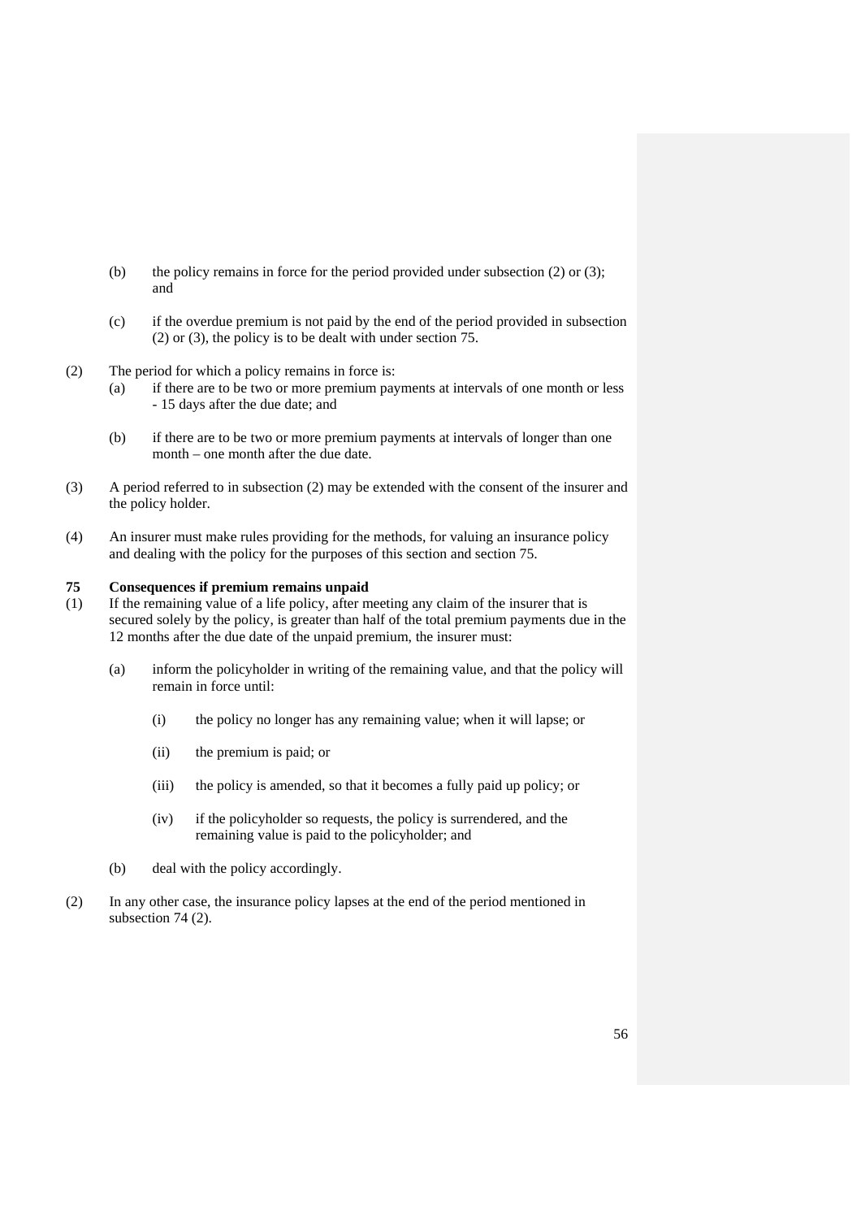(b) the policy remains in force for the period provided under subsection (2) or (3); and

(c) if the overdue premium is not paid by the end of the period provided in subsection (2) or (3), the policy is to be dealt with under section 75.

(2) The period for which a policy remains in force is:

(a) if there are to be two or more premium payments at intervals of one month or less - 15 days after the due date; and

(b) if there are to be two or more premium payments at intervals of longer than one month – one month after the due date.

(3) A period referred to in subsection (2) may be extended with the consent of the insurer and the policy holder.

(4) An insurer must make rules providing for the methods, for valuing an insurance policy and dealing with the policy for the purposes of this section and section 75.

**75 Consequences if premium remains unpaid**

(1) If the remaining value of a life policy, after meeting any claim of the insurer that is secured solely by the policy, is greater than half of the total premium payments due in the 12 months after the due date of the unpaid premium, the insurer must:

(a) inform the policyholder in writing of the remaining value, and that the policy will remain in force until:

(i) the policy no longer has any remaining value; when it will lapse; or

(ii) the premium is paid; or

(iii) the policy is amended, so that it becomes a fully paid up policy; or

(iv) if the policyholder so requests, the policy is surrendered, and the remaining value is paid to the policyholder; and

(b) deal with the policy accordingly.

(2) In any other case, the insurance policy lapses at the end of the period mentioned in subsection 74 (2).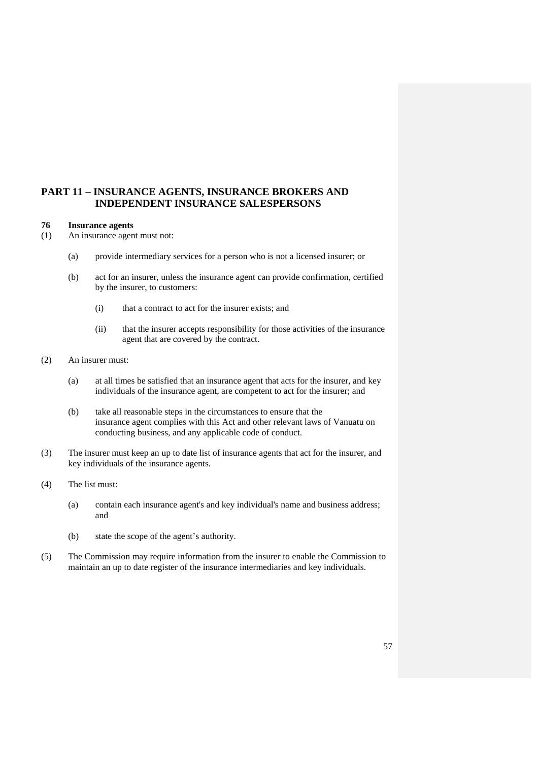## PART 11 – INSURANCE AGENTS, INSURANCE BROKERS AND INDEPENDENT INSURANCE SALESPERSONS

### 76 Insurance agents

(1) An insurance agent must not:

  (a) provide intermediary services for a person who is not a licensed insurer; or

  (b) act for an insurer, unless the insurance agent can provide confirmation, certified by the insurer, to customers:

    (i) that a contract to act for the insurer exists; and

    (ii) that the insurer accepts responsibility for those activities of the insurance agent that are covered by the contract.

(2) An insurer must:

  (a) at all times be satisfied that an insurance agent that acts for the insurer, and key individuals of the insurance agent, are competent to act for the insurer; and

  (b) take all reasonable steps in the circumstances to ensure that the insurance agent complies with this Act and other relevant laws of Vanuatu on conducting business, and any applicable code of conduct.

(3) The insurer must keep an up to date list of insurance agents that act for the insurer, and key individuals of the insurance agents.

(4) The list must:

  (a) contain each insurance agent's and key individual's name and business address; and

  (b) state the scope of the agent's authority.

(5) The Commission may require information from the insurer to enable the Commission to maintain an up to date register of the insurance intermediaries and key individuals.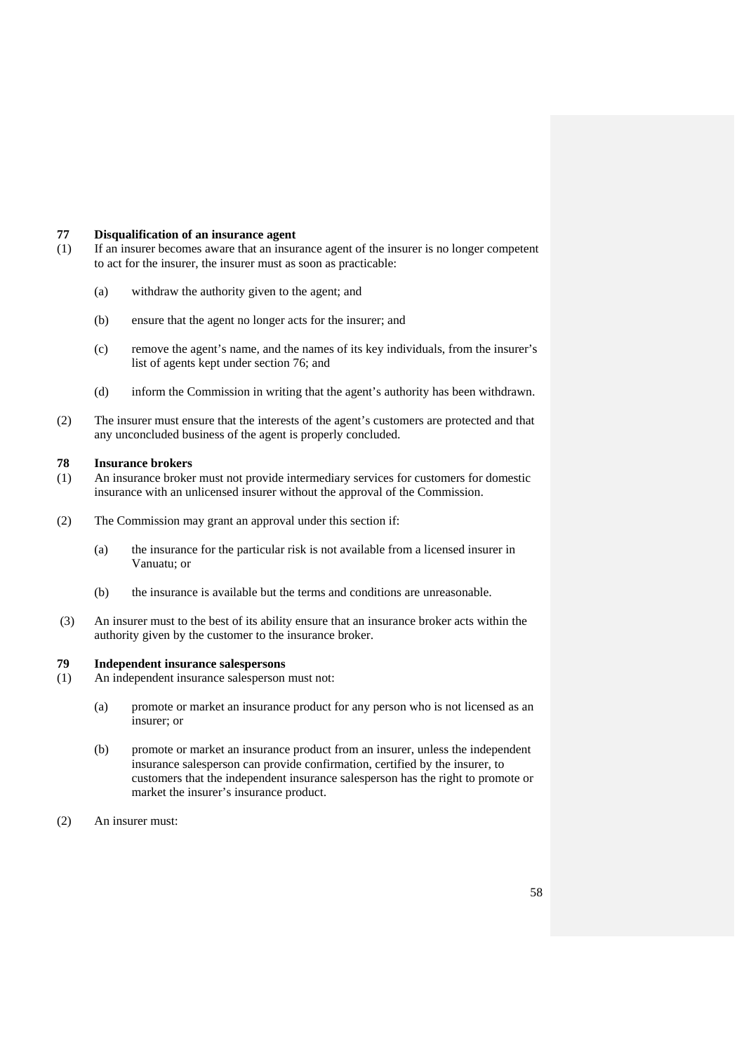### 77 Disqualification of an insurance agent

(1) If an insurer becomes aware that an insurance agent of the insurer is no longer competent to act for the insurer, the insurer must as soon as practicable:

(a) withdraw the authority given to the agent; and

(b) ensure that the agent no longer acts for the insurer; and

(c) remove the agent's name, and the names of its key individuals, from the insurer's list of agents kept under section 76; and

(d) inform the Commission in writing that the agent's authority has been withdrawn.

(2) The insurer must ensure that the interests of the agent's customers are protected and that any unconcluded business of the agent is properly concluded.

### 78 Insurance brokers

(1) An insurance broker must not provide intermediary services for customers for domestic insurance with an unlicensed insurer without the approval of the Commission.

(2) The Commission may grant an approval under this section if:

(a) the insurance for the particular risk is not available from a licensed insurer in Vanuatu; or

(b) the insurance is available but the terms and conditions are unreasonable.

(3) An insurer must to the best of its ability ensure that an insurance broker acts within the authority given by the customer to the insurance broker.

### 79 Independent insurance salespersons

(1) An independent insurance salesperson must not:

(a) promote or market an insurance product for any person who is not licensed as an insurer; or

(b) promote or market an insurance product from an insurer, unless the independent insurance salesperson can provide confirmation, certified by the insurer, to customers that the independent insurance salesperson has the right to promote or market the insurer's insurance product.

(2) An insurer must: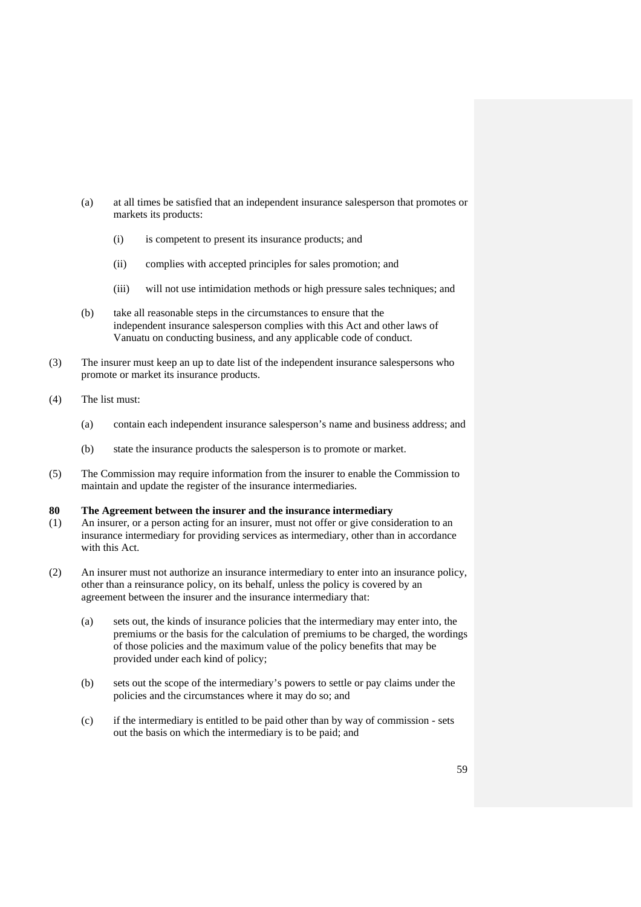(a) at all times be satisfied that an independent insurance salesperson that promotes or markets its products:

   (i) is competent to present its insurance products; and

   (ii) complies with accepted principles for sales promotion; and

   (iii) will not use intimidation methods or high pressure sales techniques; and

(b) take all reasonable steps in the circumstances to ensure that the independent insurance salesperson complies with this Act and other laws of Vanuatu on conducting business, and any applicable code of conduct.

(3) The insurer must keep an up to date list of the independent insurance salespersons who promote or market its insurance products.

(4) The list must:

   (a) contain each independent insurance salesperson's name and business address; and

   (b) state the insurance products the salesperson is to promote or market.

(5) The Commission may require information from the insurer to enable the Commission to maintain and update the register of the insurance intermediaries.

**80 The Agreement between the insurer and the insurance intermediary**

(1) An insurer, or a person acting for an insurer, must not offer or give consideration to an insurance intermediary for providing services as intermediary, other than in accordance with this Act.

(2) An insurer must not authorize an insurance intermediary to enter into an insurance policy, other than a reinsurance policy, on its behalf, unless the policy is covered by an agreement between the insurer and the insurance intermediary that:

   (a) sets out, the kinds of insurance policies that the intermediary may enter into, the premiums or the basis for the calculation of premiums to be charged, the wordings of those policies and the maximum value of the policy benefits that may be provided under each kind of policy;

   (b) sets out the scope of the intermediary's powers to settle or pay claims under the policies and the circumstances where it may do so; and

   (c) if the intermediary is entitled to be paid other than by way of commission - sets out the basis on which the intermediary is to be paid; and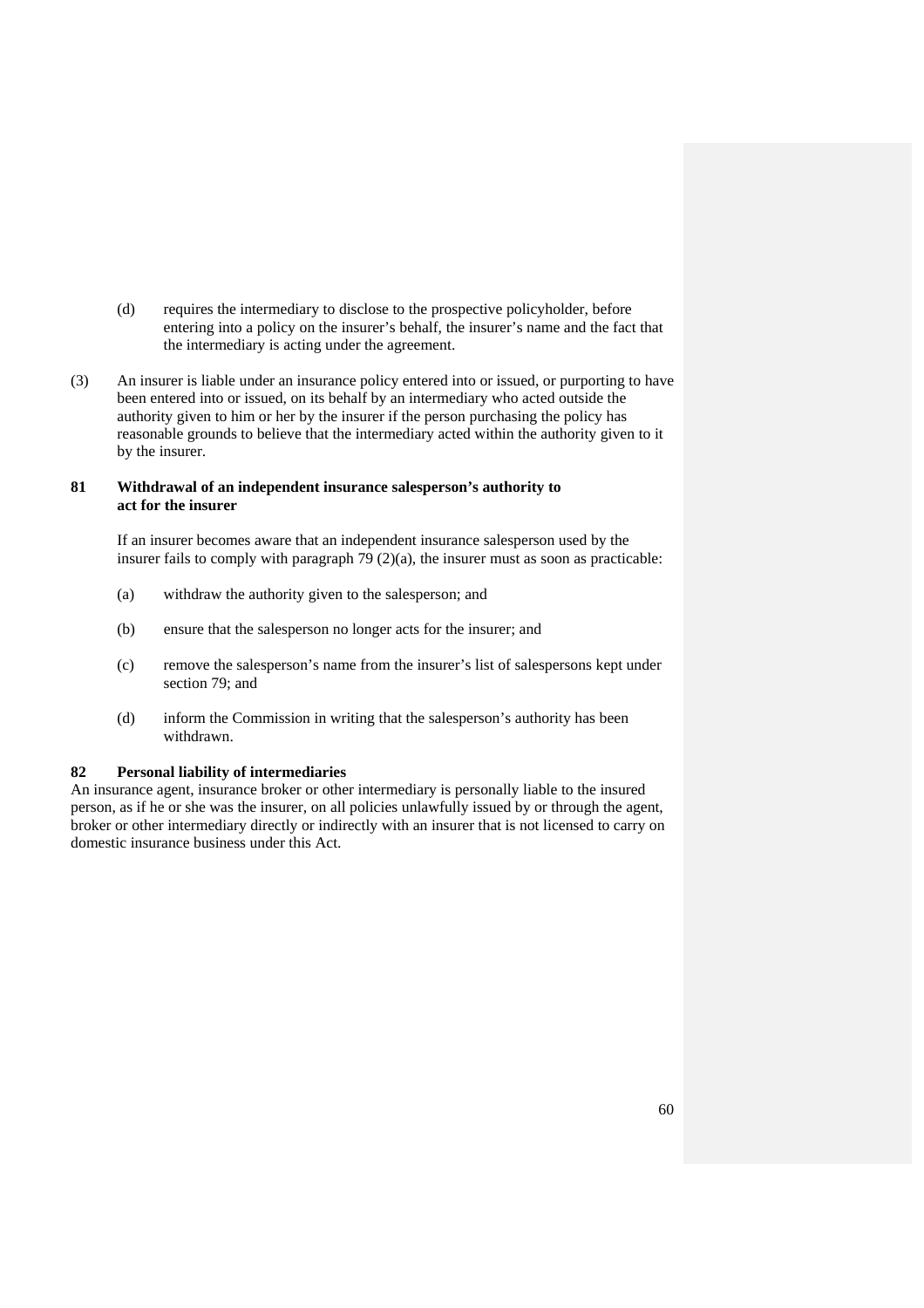(d) requires the intermediary to disclose to the prospective policyholder, before entering into a policy on the insurer's behalf, the insurer's name and the fact that the intermediary is acting under the agreement.

(3) An insurer is liable under an insurance policy entered into or issued, or purporting to have been entered into or issued, on its behalf by an intermediary who acted outside the authority given to him or her by the insurer if the person purchasing the policy has reasonable grounds to believe that the intermediary acted within the authority given to it by the insurer.

### 81 Withdrawal of an independent insurance salesperson's authority to act for the insurer

If an insurer becomes aware that an independent insurance salesperson used by the insurer fails to comply with paragraph 79 (2)(a), the insurer must as soon as practicable:

(a) withdraw the authority given to the salesperson; and

(b) ensure that the salesperson no longer acts for the insurer; and

(c) remove the salesperson's name from the insurer's list of salespersons kept under section 79; and

(d) inform the Commission in writing that the salesperson's authority has been withdrawn.

### 82 Personal liability of intermediaries

An insurance agent, insurance broker or other intermediary is personally liable to the insured person, as if he or she was the insurer, on all policies unlawfully issued by or through the agent, broker or other intermediary directly or indirectly with an insurer that is not licensed to carry on domestic insurance business under this Act.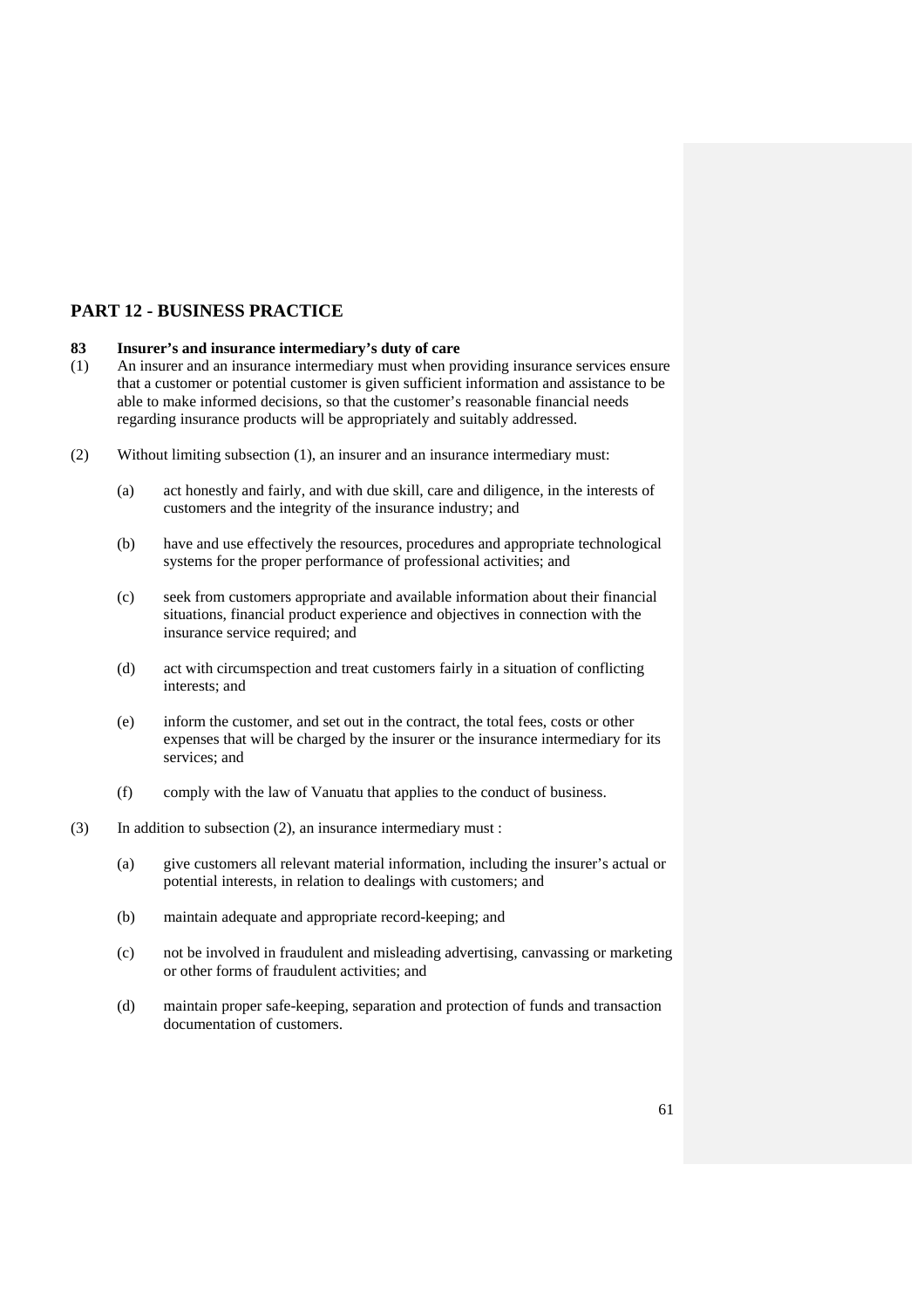## PART 12 - BUSINESS PRACTICE

### 83 Insurer's and insurance intermediary's duty of care

(1) An insurer and an insurance intermediary must when providing insurance services ensure that a customer or potential customer is given sufficient information and assistance to be able to make informed decisions, so that the customer's reasonable financial needs regarding insurance products will be appropriately and suitably addressed.

(2) Without limiting subsection (1), an insurer and an insurance intermediary must:

(a) act honestly and fairly, and with due skill, care and diligence, in the interests of customers and the integrity of the insurance industry; and

(b) have and use effectively the resources, procedures and appropriate technological systems for the proper performance of professional activities; and

(c) seek from customers appropriate and available information about their financial situations, financial product experience and objectives in connection with the insurance service required; and

(d) act with circumspection and treat customers fairly in a situation of conflicting interests; and

(e) inform the customer, and set out in the contract, the total fees, costs or other expenses that will be charged by the insurer or the insurance intermediary for its services; and

(f) comply with the law of Vanuatu that applies to the conduct of business.

(3) In addition to subsection (2), an insurance intermediary must :

(a) give customers all relevant material information, including the insurer's actual or potential interests, in relation to dealings with customers; and

(b) maintain adequate and appropriate record-keeping; and

(c) not be involved in fraudulent and misleading advertising, canvassing or marketing or other forms of fraudulent activities; and

(d) maintain proper safe-keeping, separation and protection of funds and transaction documentation of customers.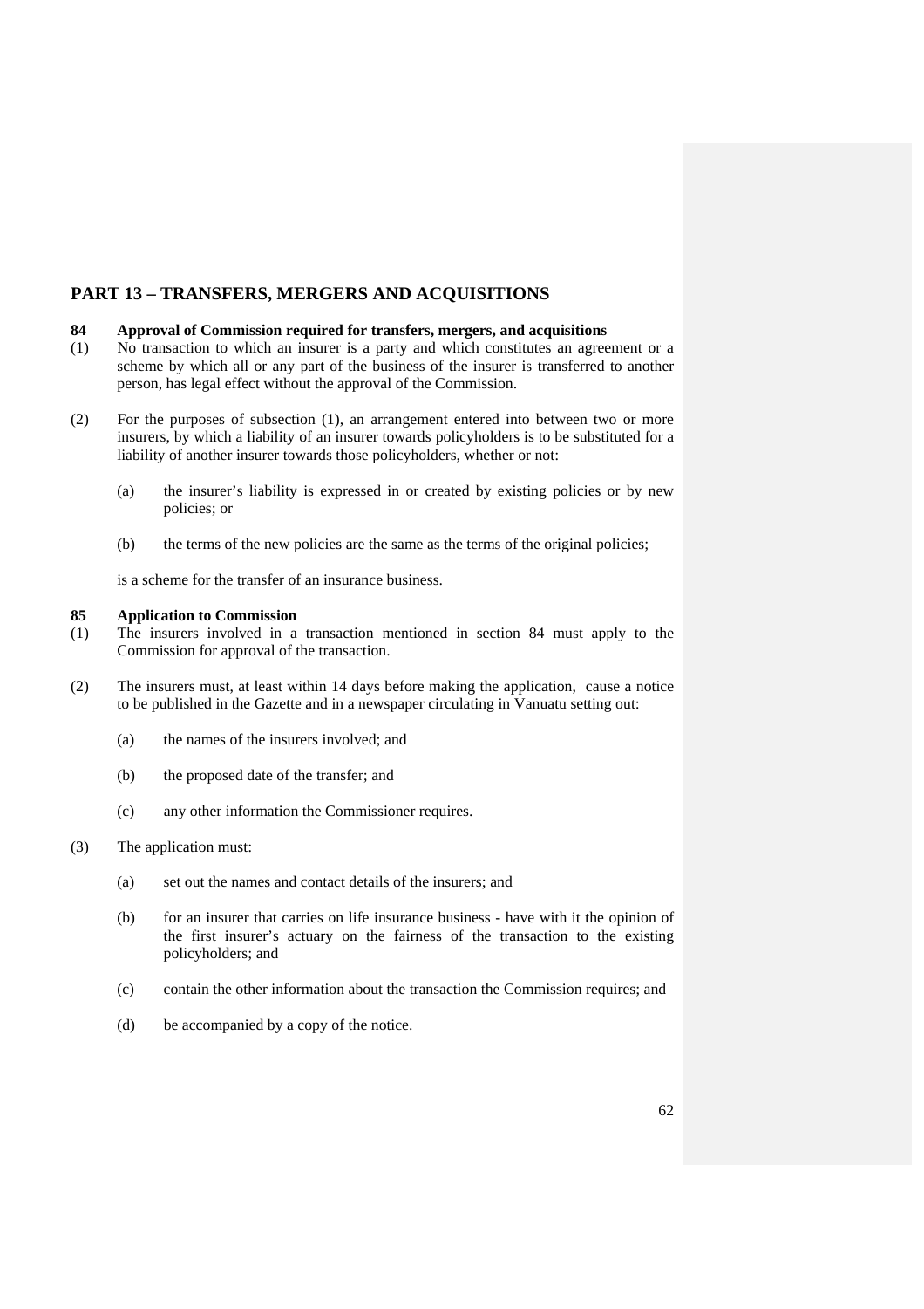## PART 13 – TRANSFERS, MERGERS AND ACQUISITIONS

### 84 Approval of Commission required for transfers, mergers, and acquisitions

(1) No transaction to which an insurer is a party and which constitutes an agreement or a scheme by which all or any part of the business of the insurer is transferred to another person, has legal effect without the approval of the Commission.

(2) For the purposes of subsection (1), an arrangement entered into between two or more insurers, by which a liability of an insurer towards policyholders is to be substituted for a liability of another insurer towards those policyholders, whether or not:

- (a) the insurer's liability is expressed in or created by existing policies or by new policies; or
- (b) the terms of the new policies are the same as the terms of the original policies;

is a scheme for the transfer of an insurance business.

### 85 Application to Commission

(1) The insurers involved in a transaction mentioned in section 84 must apply to the Commission for approval of the transaction.

(2) The insurers must, at least within 14 days before making the application, cause a notice to be published in the Gazette and in a newspaper circulating in Vanuatu setting out:

- (a) the names of the insurers involved; and
- (b) the proposed date of the transfer; and
- (c) any other information the Commissioner requires.

(3) The application must:

- (a) set out the names and contact details of the insurers; and
- (b) for an insurer that carries on life insurance business - have with it the opinion of the first insurer's actuary on the fairness of the transaction to the existing policyholders; and
- (c) contain the other information about the transaction the Commission requires; and
- (d) be accompanied by a copy of the notice.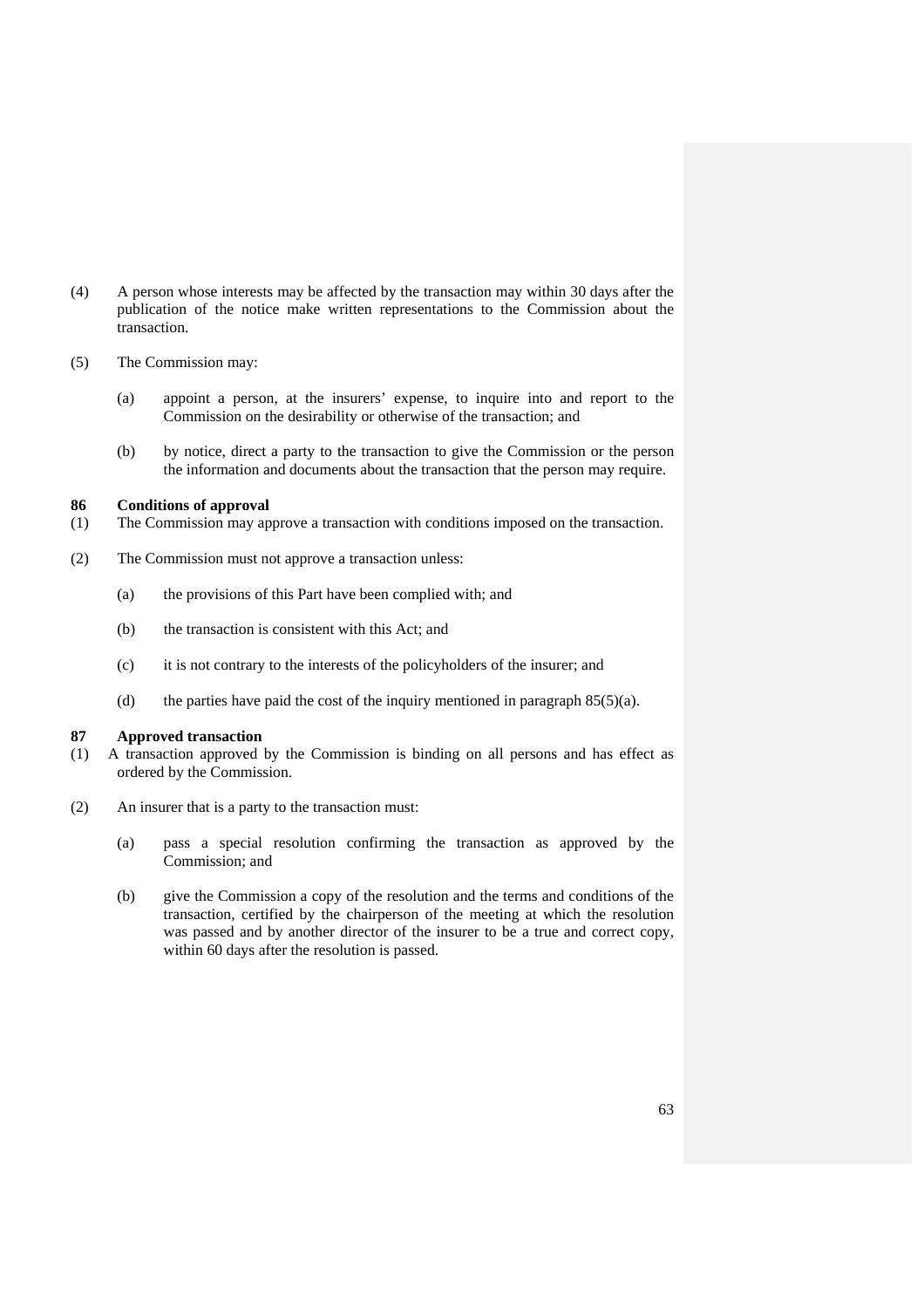(4) A person whose interests may be affected by the transaction may within 30 days after the publication of the notice make written representations to the Commission about the transaction.

(5) The Commission may:

- (a) appoint a person, at the insurers' expense, to inquire into and report to the Commission on the desirability or otherwise of the transaction; and

- (b) by notice, direct a party to the transaction to give the Commission or the person the information and documents about the transaction that the person may require.

### 86 Conditions of approval

(1) The Commission may approve a transaction with conditions imposed on the transaction.

(2) The Commission must not approve a transaction unless:

- (a) the provisions of this Part have been complied with; and

- (b) the transaction is consistent with this Act; and

- (c) it is not contrary to the interests of the policyholders of the insurer; and

- (d) the parties have paid the cost of the inquiry mentioned in paragraph 85(5)(a).

### 87 Approved transaction

(1) A transaction approved by the Commission is binding on all persons and has effect as ordered by the Commission.

(2) An insurer that is a party to the transaction must:

- (a) pass a special resolution confirming the transaction as approved by the Commission; and

- (b) give the Commission a copy of the resolution and the terms and conditions of the transaction, certified by the chairperson of the meeting at which the resolution was passed and by another director of the insurer to be a true and correct copy, within 60 days after the resolution is passed.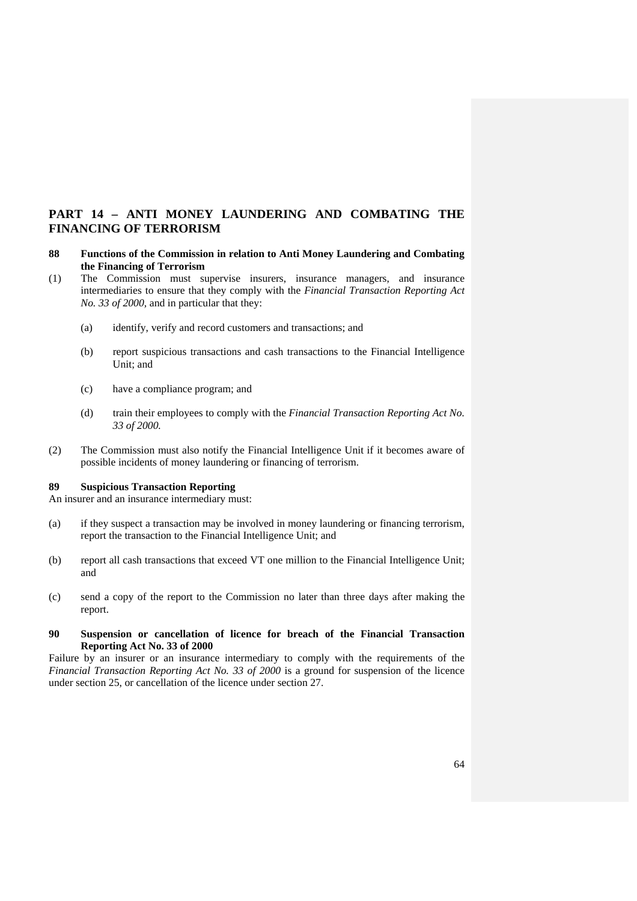# PART 14 – ANTI MONEY LAUNDERING AND COMBATING THE FINANCING OF TERRORISM

### 88 Functions of the Commission in relation to Anti Money Laundering and Combating the Financing of Terrorism

(1) The Commission must supervise insurers, insurance managers, and insurance intermediaries to ensure that they comply with the *Financial Transaction Reporting Act No. 33 of 2000*, and in particular that they:

(a) identify, verify and record customers and transactions; and

(b) report suspicious transactions and cash transactions to the Financial Intelligence Unit; and

(c) have a compliance program; and

(d) train their employees to comply with the *Financial Transaction Reporting Act No. 33 of 2000.*

(2) The Commission must also notify the Financial Intelligence Unit if it becomes aware of possible incidents of money laundering or financing of terrorism.

### 89 Suspicious Transaction Reporting

An insurer and an insurance intermediary must:

(a) if they suspect a transaction may be involved in money laundering or financing terrorism, report the transaction to the Financial Intelligence Unit; and

(b) report all cash transactions that exceed VT one million to the Financial Intelligence Unit; and

(c) send a copy of the report to the Commission no later than three days after making the report.

### 90 Suspension or cancellation of licence for breach of the Financial Transaction Reporting Act No. 33 of 2000

Failure by an insurer or an insurance intermediary to comply with the requirements of the *Financial Transaction Reporting Act No. 33 of 2000* is a ground for suspension of the licence under section 25, or cancellation of the licence under section 27.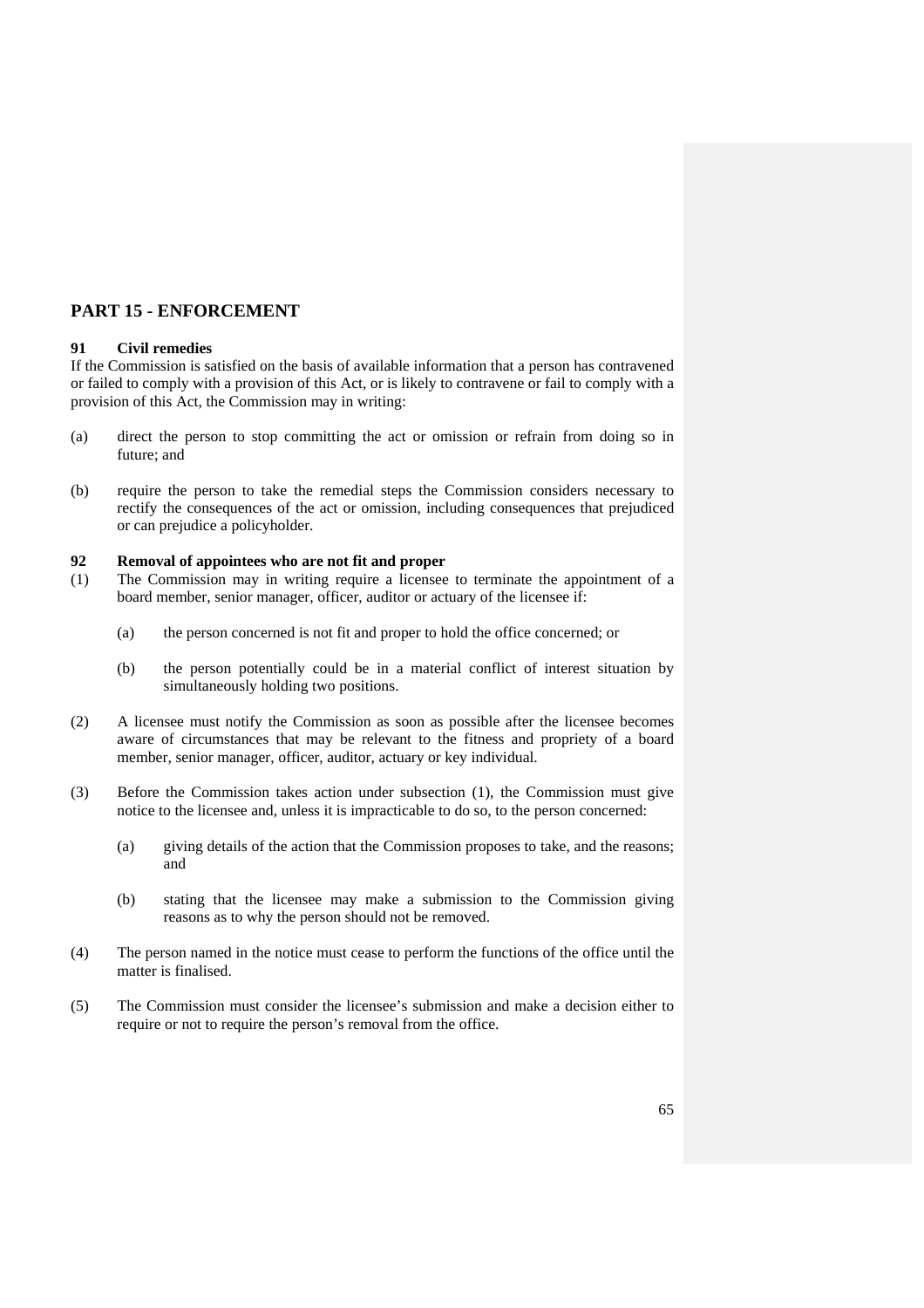## PART 15 - ENFORCEMENT

### 91 Civil remedies

If the Commission is satisfied on the basis of available information that a person has contravened or failed to comply with a provision of this Act, or is likely to contravene or fail to comply with a provision of this Act, the Commission may in writing:

(a) direct the person to stop committing the act or omission or refrain from doing so in future; and

(b) require the person to take the remedial steps the Commission considers necessary to rectify the consequences of the act or omission, including consequences that prejudiced or can prejudice a policyholder.

### 92 Removal of appointees who are not fit and proper

(1) The Commission may in writing require a licensee to terminate the appointment of a board member, senior manager, officer, auditor or actuary of the licensee if:

  (a) the person concerned is not fit and proper to hold the office concerned; or

  (b) the person potentially could be in a material conflict of interest situation by simultaneously holding two positions.

(2) A licensee must notify the Commission as soon as possible after the licensee becomes aware of circumstances that may be relevant to the fitness and propriety of a board member, senior manager, officer, auditor, actuary or key individual.

(3) Before the Commission takes action under subsection (1), the Commission must give notice to the licensee and, unless it is impracticable to do so, to the person concerned:

  (a) giving details of the action that the Commission proposes to take, and the reasons; and

  (b) stating that the licensee may make a submission to the Commission giving reasons as to why the person should not be removed.

(4) The person named in the notice must cease to perform the functions of the office until the matter is finalised.

(5) The Commission must consider the licensee's submission and make a decision either to require or not to require the person's removal from the office.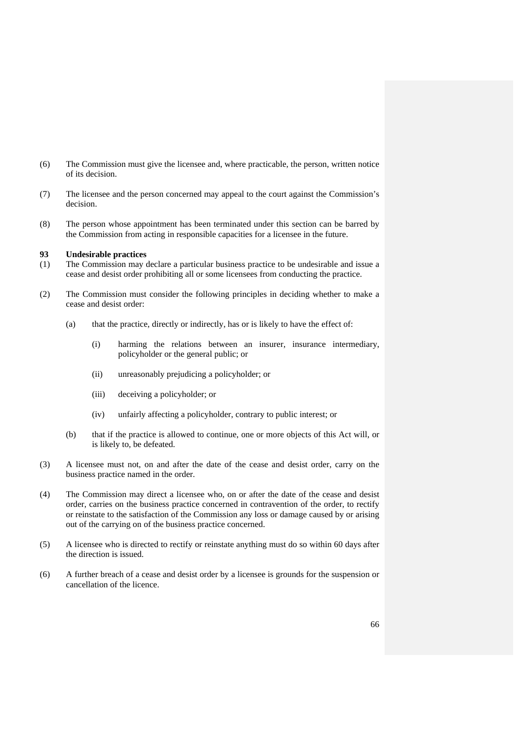(6) The Commission must give the licensee and, where practicable, the person, written notice of its decision.

(7) The licensee and the person concerned may appeal to the court against the Commission's decision.

(8) The person whose appointment has been terminated under this section can be barred by the Commission from acting in responsible capacities for a licensee in the future.

### 93 Undesirable practices

(1) The Commission may declare a particular business practice to be undesirable and issue a cease and desist order prohibiting all or some licensees from conducting the practice.

(2) The Commission must consider the following principles in deciding whether to make a cease and desist order:

- (a) that the practice, directly or indirectly, has or is likely to have the effect of:

  - (i) harming the relations between an insurer, insurance intermediary, policyholder or the general public; or

  - (ii) unreasonably prejudicing a policyholder; or

  - (iii) deceiving a policyholder; or

  - (iv) unfairly affecting a policyholder, contrary to public interest; or

- (b) that if the practice is allowed to continue, one or more objects of this Act will, or is likely to, be defeated.

(3) A licensee must not, on and after the date of the cease and desist order, carry on the business practice named in the order.

(4) The Commission may direct a licensee who, on or after the date of the cease and desist order, carries on the business practice concerned in contravention of the order, to rectify or reinstate to the satisfaction of the Commission any loss or damage caused by or arising out of the carrying on of the business practice concerned.

(5) A licensee who is directed to rectify or reinstate anything must do so within 60 days after the direction is issued.

(6) A further breach of a cease and desist order by a licensee is grounds for the suspension or cancellation of the licence.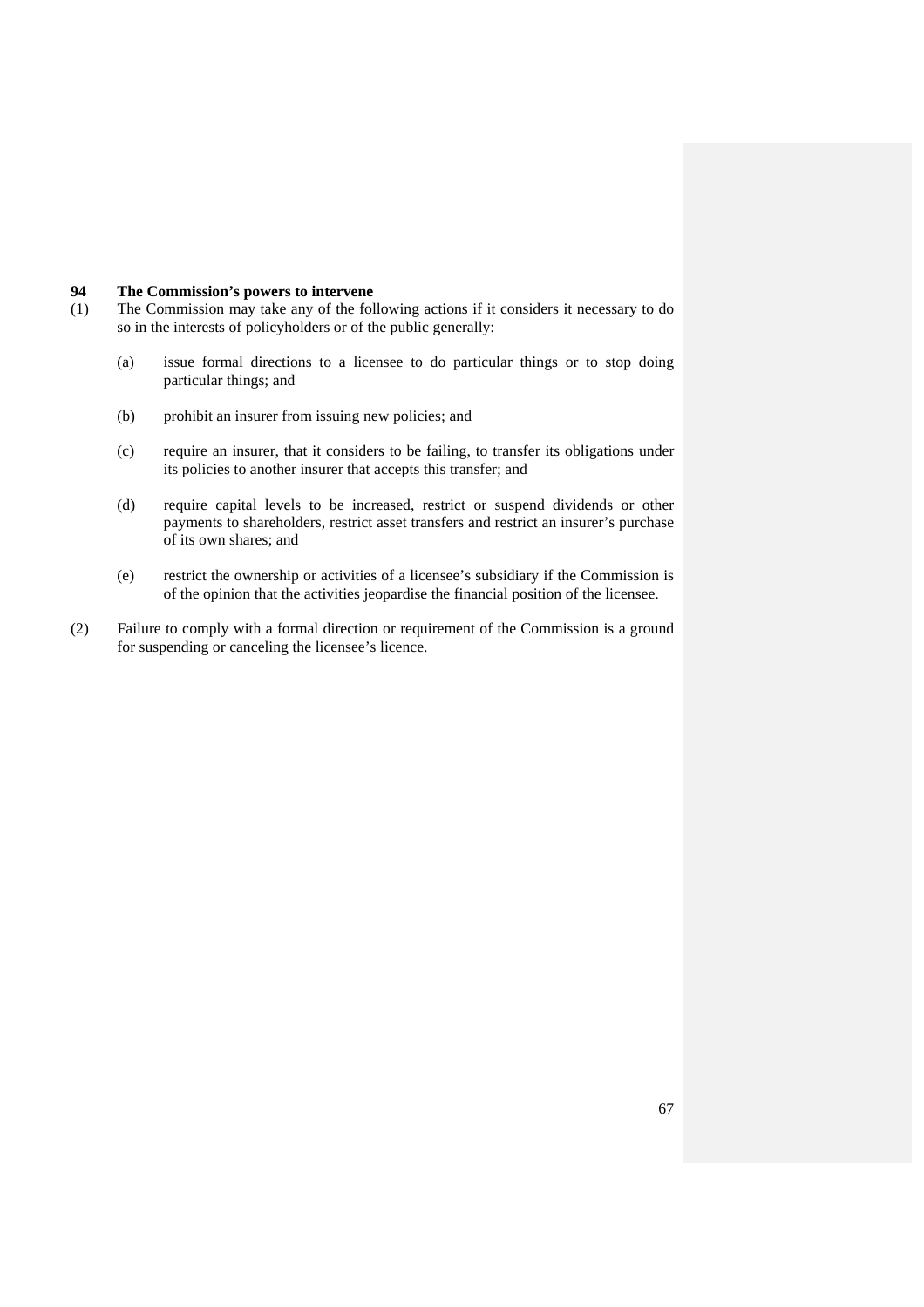## 94 The Commission's powers to intervene

(1) The Commission may take any of the following actions if it considers it necessary to do so in the interests of policyholders or of the public generally:

(a) issue formal directions to a licensee to do particular things or to stop doing particular things; and

(b) prohibit an insurer from issuing new policies; and

(c) require an insurer, that it considers to be failing, to transfer its obligations under its policies to another insurer that accepts this transfer; and

(d) require capital levels to be increased, restrict or suspend dividends or other payments to shareholders, restrict asset transfers and restrict an insurer's purchase of its own shares; and

(e) restrict the ownership or activities of a licensee's subsidiary if the Commission is of the opinion that the activities jeopardise the financial position of the licensee.

(2) Failure to comply with a formal direction or requirement of the Commission is a ground for suspending or canceling the licensee's licence.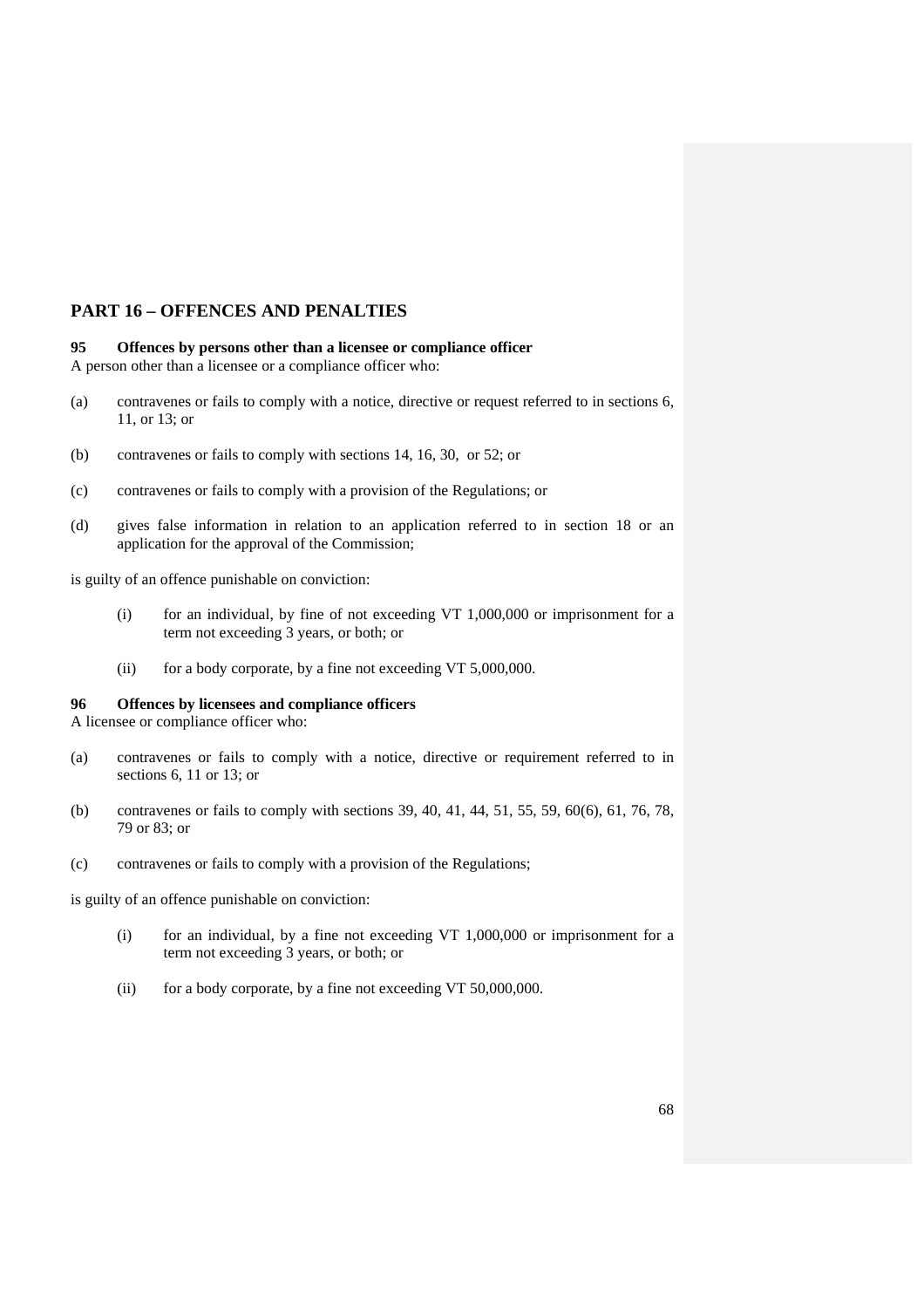## PART 16 – OFFENCES AND PENALTIES

**95 Offences by persons other than a licensee or compliance officer**

A person other than a licensee or a compliance officer who:

(a) contravenes or fails to comply with a notice, directive or request referred to in sections 6, 11, or 13; or

(b) contravenes or fails to comply with sections 14, 16, 30, or 52; or

(c) contravenes or fails to comply with a provision of the Regulations; or

(d) gives false information in relation to an application referred to in section 18 or an application for the approval of the Commission;

is guilty of an offence punishable on conviction:

(i) for an individual, by fine of not exceeding VT 1,000,000 or imprisonment for a term not exceeding 3 years, or both; or

(ii) for a body corporate, by a fine not exceeding VT 5,000,000.

**96 Offences by licensees and compliance officers**

A licensee or compliance officer who:

(a) contravenes or fails to comply with a notice, directive or requirement referred to in sections 6, 11 or 13; or

(b) contravenes or fails to comply with sections 39, 40, 41, 44, 51, 55, 59, 60(6), 61, 76, 78, 79 or 83; or

(c) contravenes or fails to comply with a provision of the Regulations;

is guilty of an offence punishable on conviction:

(i) for an individual, by a fine not exceeding VT 1,000,000 or imprisonment for a term not exceeding 3 years, or both; or

(ii) for a body corporate, by a fine not exceeding VT 50,000,000.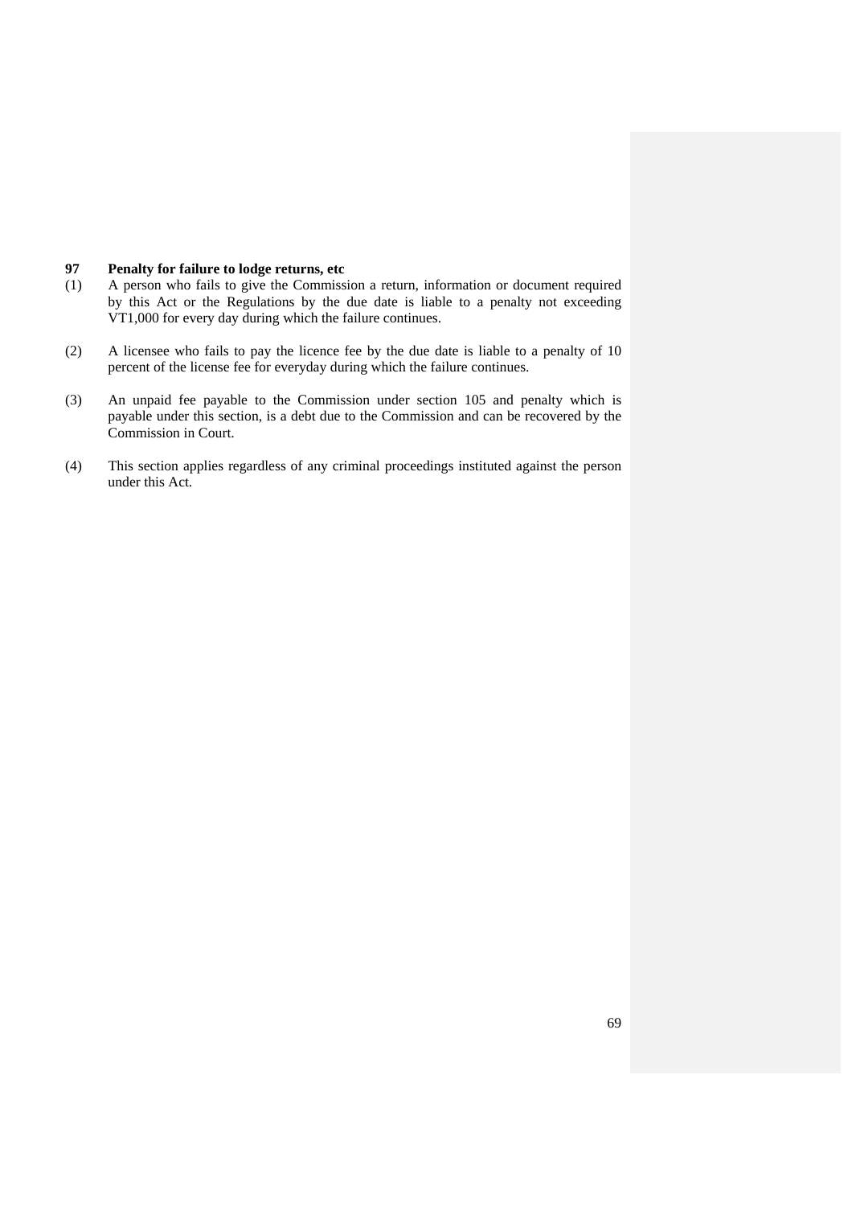**97 Penalty for failure to lodge returns, etc**

(1) A person who fails to give the Commission a return, information or document required by this Act or the Regulations by the due date is liable to a penalty not exceeding VT1,000 for every day during which the failure continues.

(2) A licensee who fails to pay the licence fee by the due date is liable to a penalty of 10 percent of the license fee for everyday during which the failure continues.

(3) An unpaid fee payable to the Commission under section 105 and penalty which is payable under this section, is a debt due to the Commission and can be recovered by the Commission in Court.

(4) This section applies regardless of any criminal proceedings instituted against the person under this Act.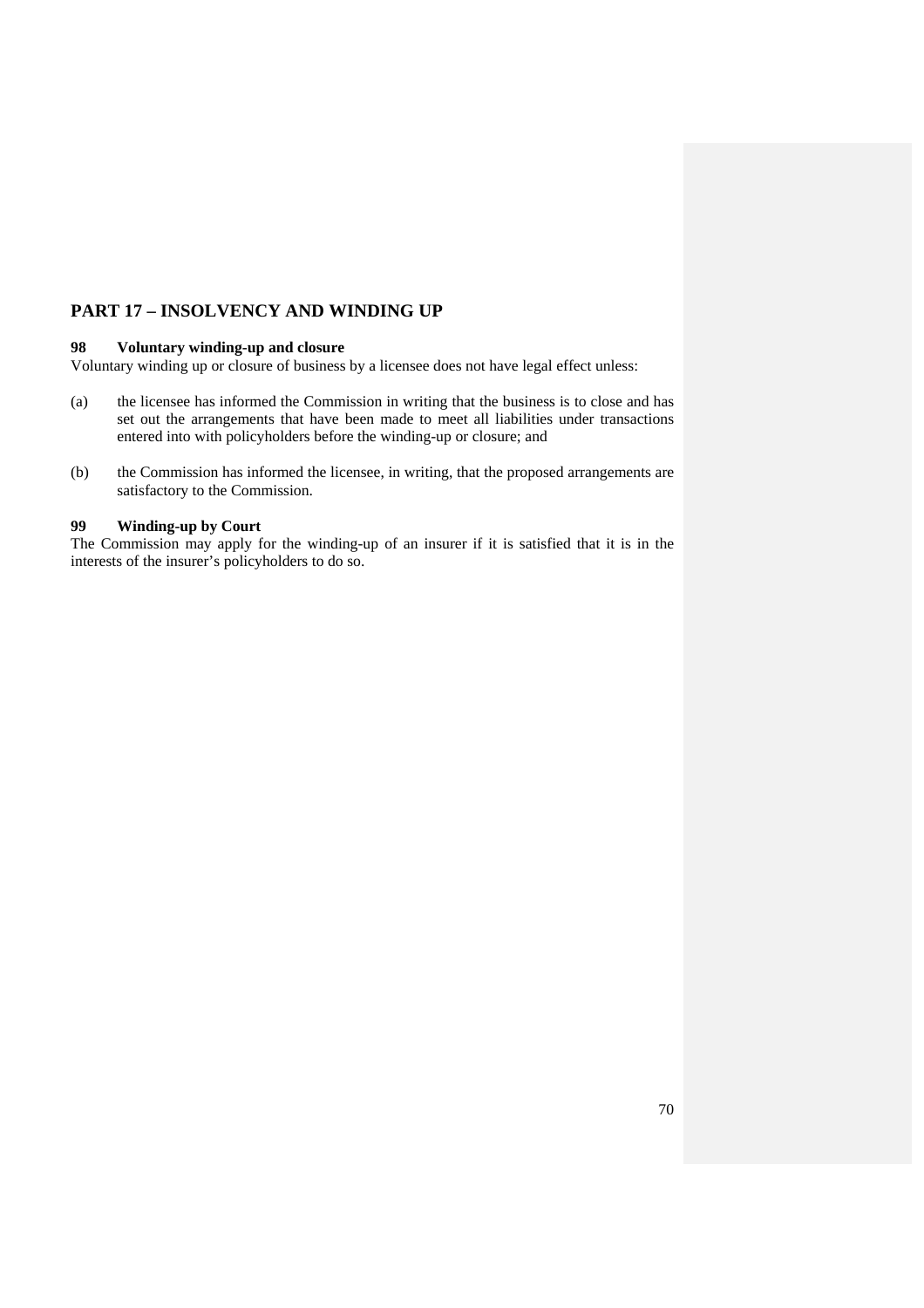## PART 17 – INSOLVENCY AND WINDING UP

### 98 Voluntary winding-up and closure

Voluntary winding up or closure of business by a licensee does not have legal effect unless:

(a) the licensee has informed the Commission in writing that the business is to close and has set out the arrangements that have been made to meet all liabilities under transactions entered into with policyholders before the winding-up or closure; and

(b) the Commission has informed the licensee, in writing, that the proposed arrangements are satisfactory to the Commission.

### 99 Winding-up by Court

The Commission may apply for the winding-up of an insurer if it is satisfied that it is in the interests of the insurer's policyholders to do so.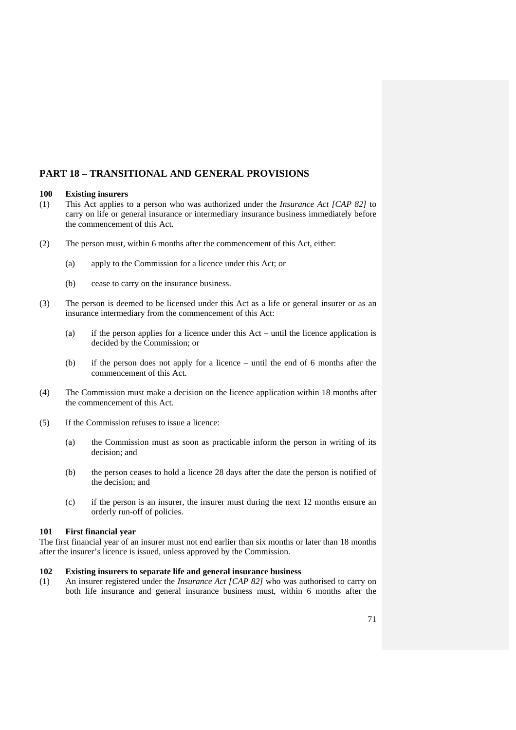## PART 18 – TRANSITIONAL AND GENERAL PROVISIONS

### 100 Existing insurers

(1) This Act applies to a person who was authorized under the *Insurance Act [CAP 82]* to carry on life or general insurance or intermediary insurance business immediately before the commencement of this Act.

(2) The person must, within 6 months after the commencement of this Act, either:

(a) apply to the Commission for a licence under this Act; or

(b) cease to carry on the insurance business.

(3) The person is deemed to be licensed under this Act as a life or general insurer or as an insurance intermediary from the commencement of this Act:

(a) if the person applies for a licence under this Act – until the licence application is decided by the Commission; or

(b) if the person does not apply for a licence – until the end of 6 months after the commencement of this Act.

(4) The Commission must make a decision on the licence application within 18 months after the commencement of this Act.

(5) If the Commission refuses to issue a licence:

(a) the Commission must as soon as practicable inform the person in writing of its decision; and

(b) the person ceases to hold a licence 28 days after the date the person is notified of the decision; and

(c) if the person is an insurer, the insurer must during the next 12 months ensure an orderly run-off of policies.

### 101 First financial year

The first financial year of an insurer must not end earlier than six months or later than 18 months after the insurer's licence is issued, unless approved by the Commission.

### 102 Existing insurers to separate life and general insurance business

(1) An insurer registered under the *Insurance Act [CAP 82]* who was authorised to carry on both life insurance and general insurance business must, within 6 months after the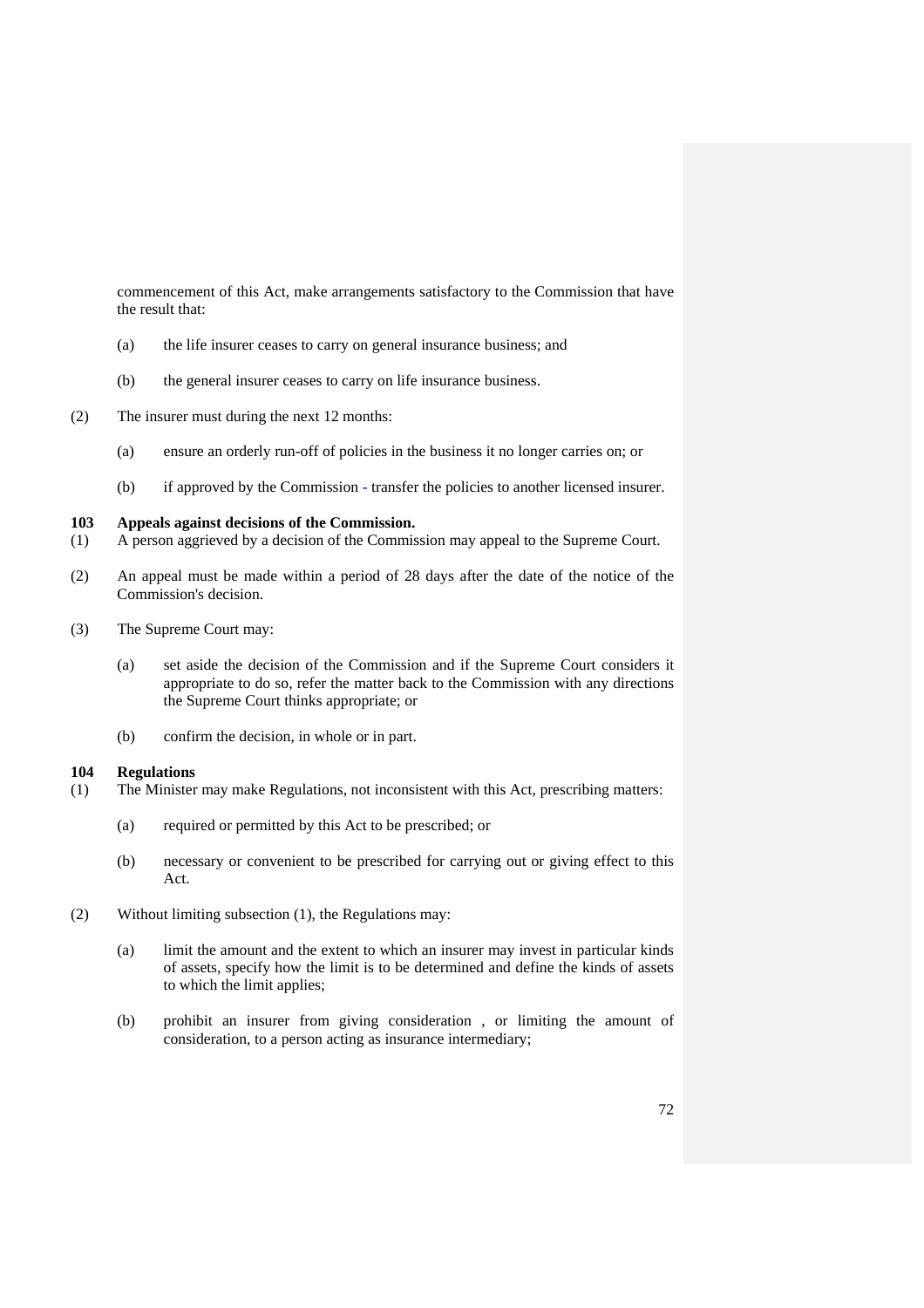commencement of this Act, make arrangements satisfactory to the Commission that have the result that:

(a) the life insurer ceases to carry on general insurance business; and

(b) the general insurer ceases to carry on life insurance business.

(2) The insurer must during the next 12 months:

(a) ensure an orderly run-off of policies in the business it no longer carries on; or

(b) if approved by the Commission - transfer the policies to another licensed insurer.

**103 Appeals against decisions of the Commission.**

(1) A person aggrieved by a decision of the Commission may appeal to the Supreme Court.

(2) An appeal must be made within a period of 28 days after the date of the notice of the Commission's decision.

(3) The Supreme Court may:

(a) set aside the decision of the Commission and if the Supreme Court considers it appropriate to do so, refer the matter back to the Commission with any directions the Supreme Court thinks appropriate; or

(b) confirm the decision, in whole or in part.

**104 Regulations**

(1) The Minister may make Regulations, not inconsistent with this Act, prescribing matters:

(a) required or permitted by this Act to be prescribed; or

(b) necessary or convenient to be prescribed for carrying out or giving effect to this Act.

(2) Without limiting subsection (1), the Regulations may:

(a) limit the amount and the extent to which an insurer may invest in particular kinds of assets, specify how the limit is to be determined and define the kinds of assets to which the limit applies;

(b) prohibit an insurer from giving consideration , or limiting the amount of consideration, to a person acting as insurance intermediary;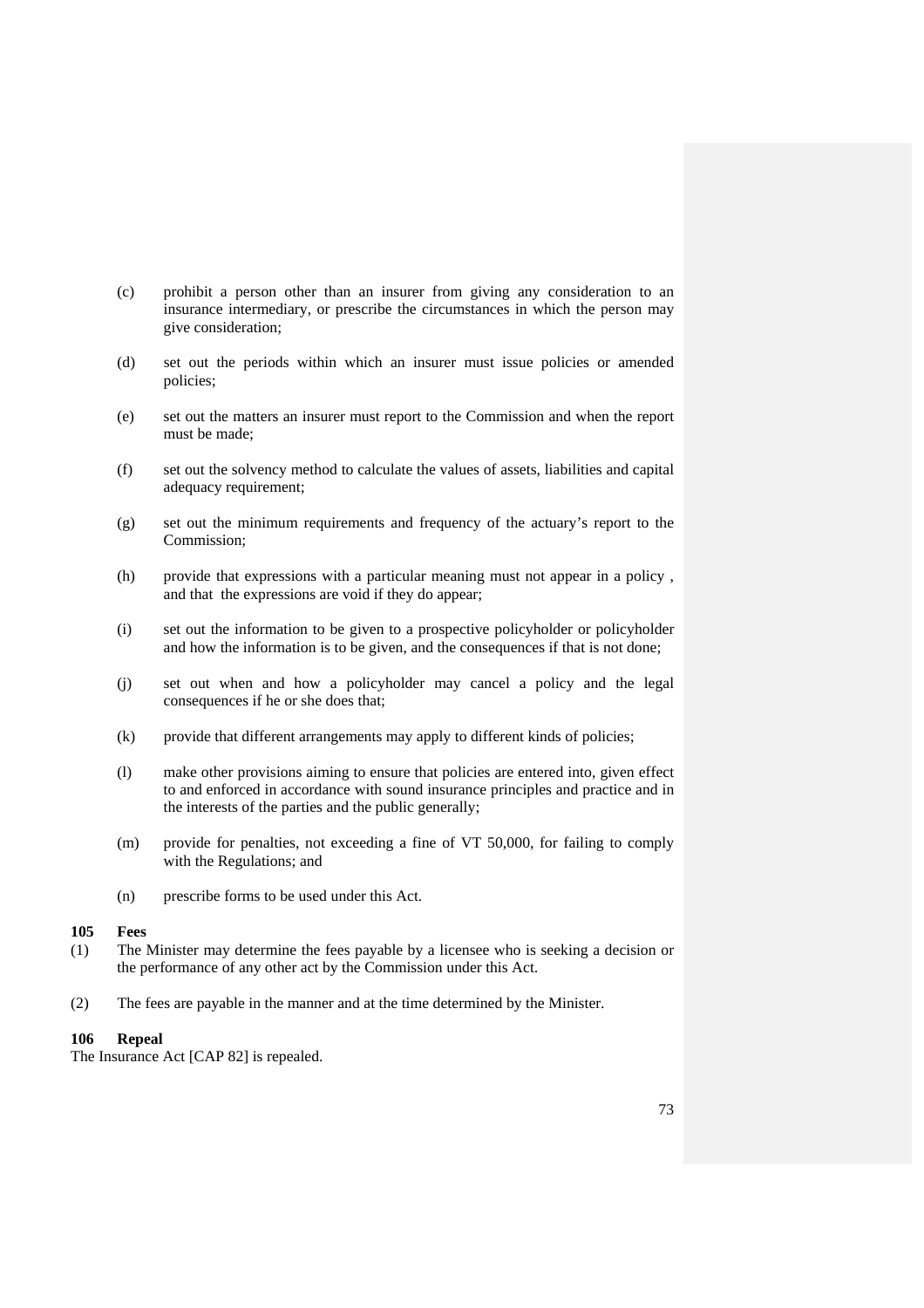(c) prohibit a person other than an insurer from giving any consideration to an insurance intermediary, or prescribe the circumstances in which the person may give consideration;

(d) set out the periods within which an insurer must issue policies or amended policies;

(e) set out the matters an insurer must report to the Commission and when the report must be made;

(f) set out the solvency method to calculate the values of assets, liabilities and capital adequacy requirement;

(g) set out the minimum requirements and frequency of the actuary's report to the Commission;

(h) provide that expressions with a particular meaning must not appear in a policy , and that the expressions are void if they do appear;

(i) set out the information to be given to a prospective policyholder or policyholder and how the information is to be given, and the consequences if that is not done;

(j) set out when and how a policyholder may cancel a policy and the legal consequences if he or she does that;

(k) provide that different arrangements may apply to different kinds of policies;

(l) make other provisions aiming to ensure that policies are entered into, given effect to and enforced in accordance with sound insurance principles and practice and in the interests of the parties and the public generally;

(m) provide for penalties, not exceeding a fine of VT 50,000, for failing to comply with the Regulations; and

(n) prescribe forms to be used under this Act.

**105 Fees**

(1) The Minister may determine the fees payable by a licensee who is seeking a decision or the performance of any other act by the Commission under this Act.

(2) The fees are payable in the manner and at the time determined by the Minister.

**106 Repeal**

The Insurance Act [CAP 82] is repealed.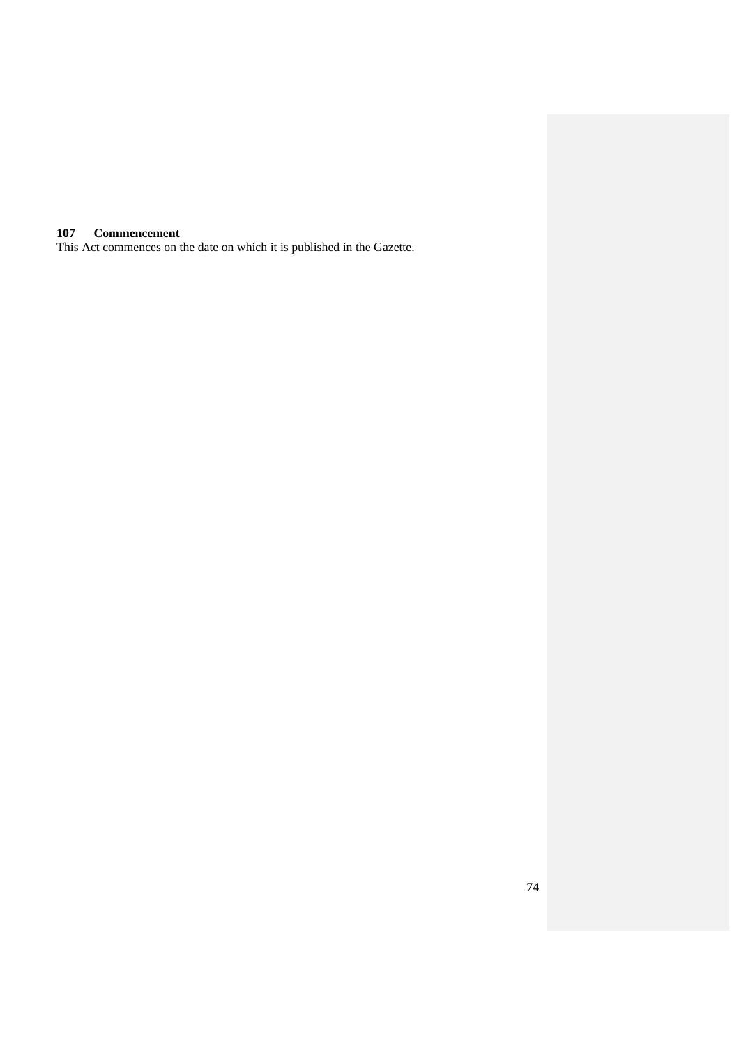### 107 Commencement

This Act commences on the date on which it is published in the Gazette.